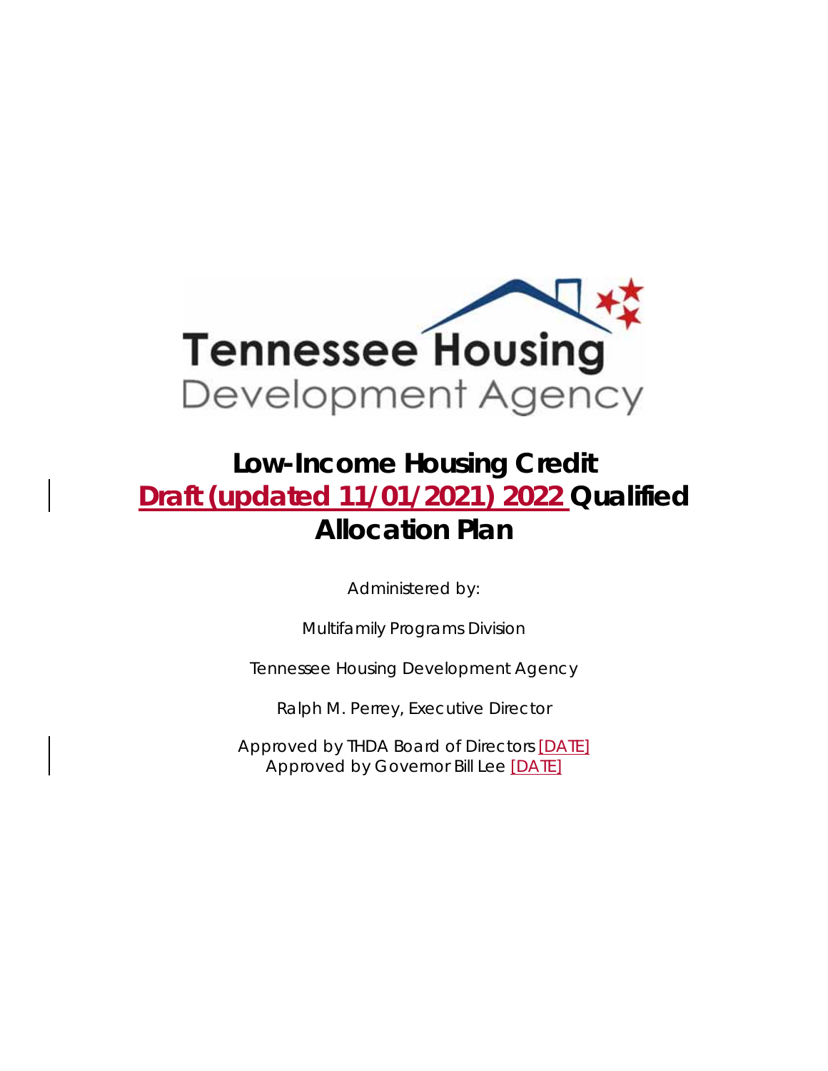Tennessee Housing Development Agency

# Low-Income Housing Credit Draft (updated 11/01/2021) 2022 Qualified Allocation Plan

Administered by:

Multifamily Programs Division

Tennessee Housing Development Agency

Ralph M. Perrey, Executive Director

Approved by THDA Board of Directors [DATE]
Approved by Governor Bill Lee [DATE]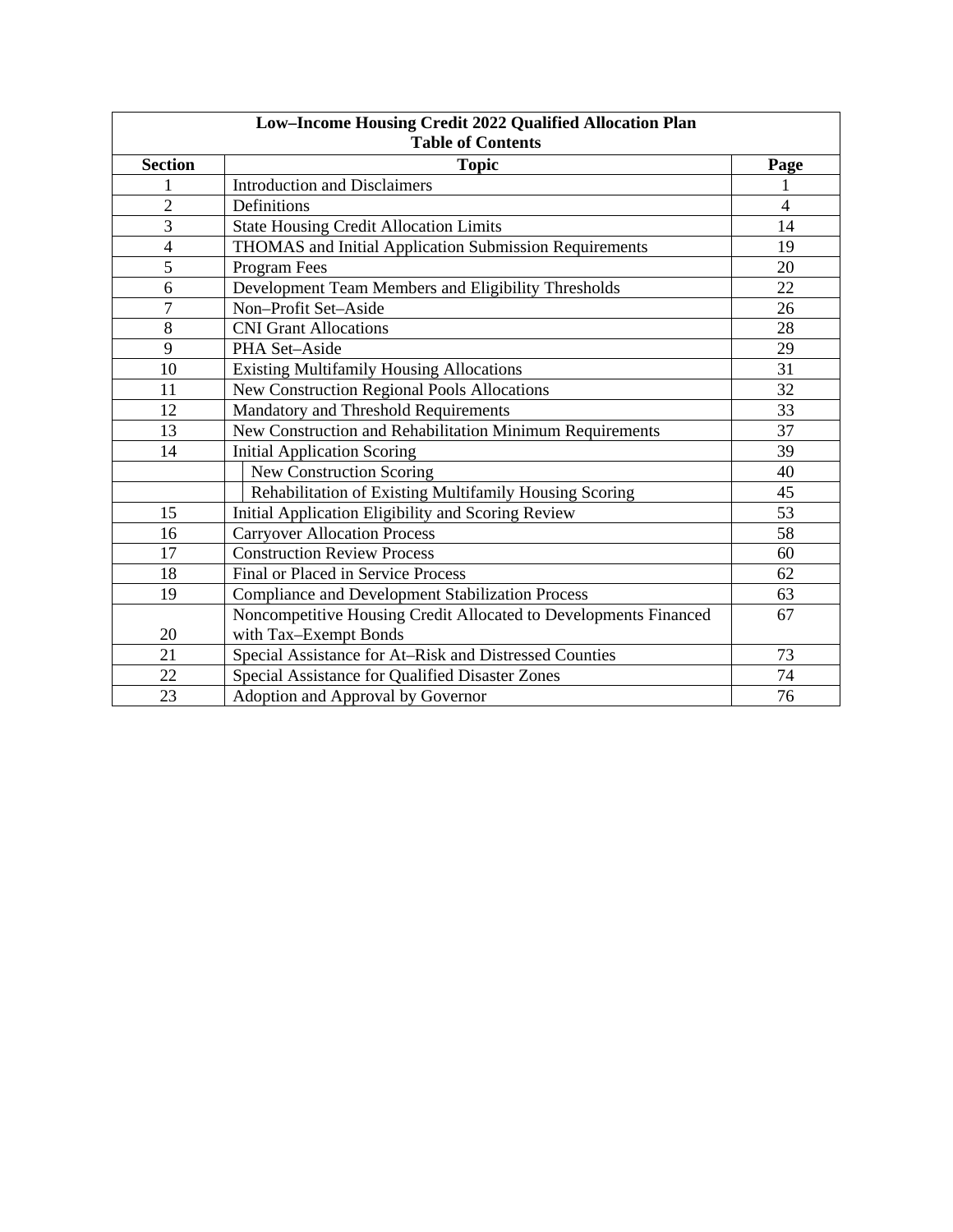| Low–Income Housing Credit 2022 Qualified Allocation Plan<br>Table of Contents | | |
|---|---|---|
| **Section** | **Topic** | **Page** |
| 1 | Introduction and Disclaimers | 1 |
| 2 | Definitions | 4 |
| 3 | State Housing Credit Allocation Limits | 14 |
| 4 | THOMAS and Initial Application Submission Requirements | 19 |
| 5 | Program Fees | 20 |
| 6 | Development Team Members and Eligibility Thresholds | 22 |
| 7 | Non–Profit Set–Aside | 26 |
| 8 | CNI Grant Allocations | 28 |
| 9 | PHA Set–Aside | 29 |
| 10 | Existing Multifamily Housing Allocations | 31 |
| 11 | New Construction Regional Pools Allocations | 32 |
| 12 | Mandatory and Threshold Requirements | 33 |
| 13 | New Construction and Rehabilitation Minimum Requirements | 37 |
| 14 | Initial Application Scoring | 39 |
| | New Construction Scoring | 40 |
| | Rehabilitation of Existing Multifamily Housing Scoring | 45 |
| 15 | Initial Application Eligibility and Scoring Review | 53 |
| 16 | Carryover Allocation Process | 58 |
| 17 | Construction Review Process | 60 |
| 18 | Final or Placed in Service Process | 62 |
| 19 | Compliance and Development Stabilization Process | 63 |
| 20 | Noncompetitive Housing Credit Allocated to Developments Financed with Tax–Exempt Bonds | 67 |
| 21 | Special Assistance for At–Risk and Distressed Counties | 73 |
| 22 | Special Assistance for Qualified Disaster Zones | 74 |
| 23 | Adoption and Approval by Governor | 76 |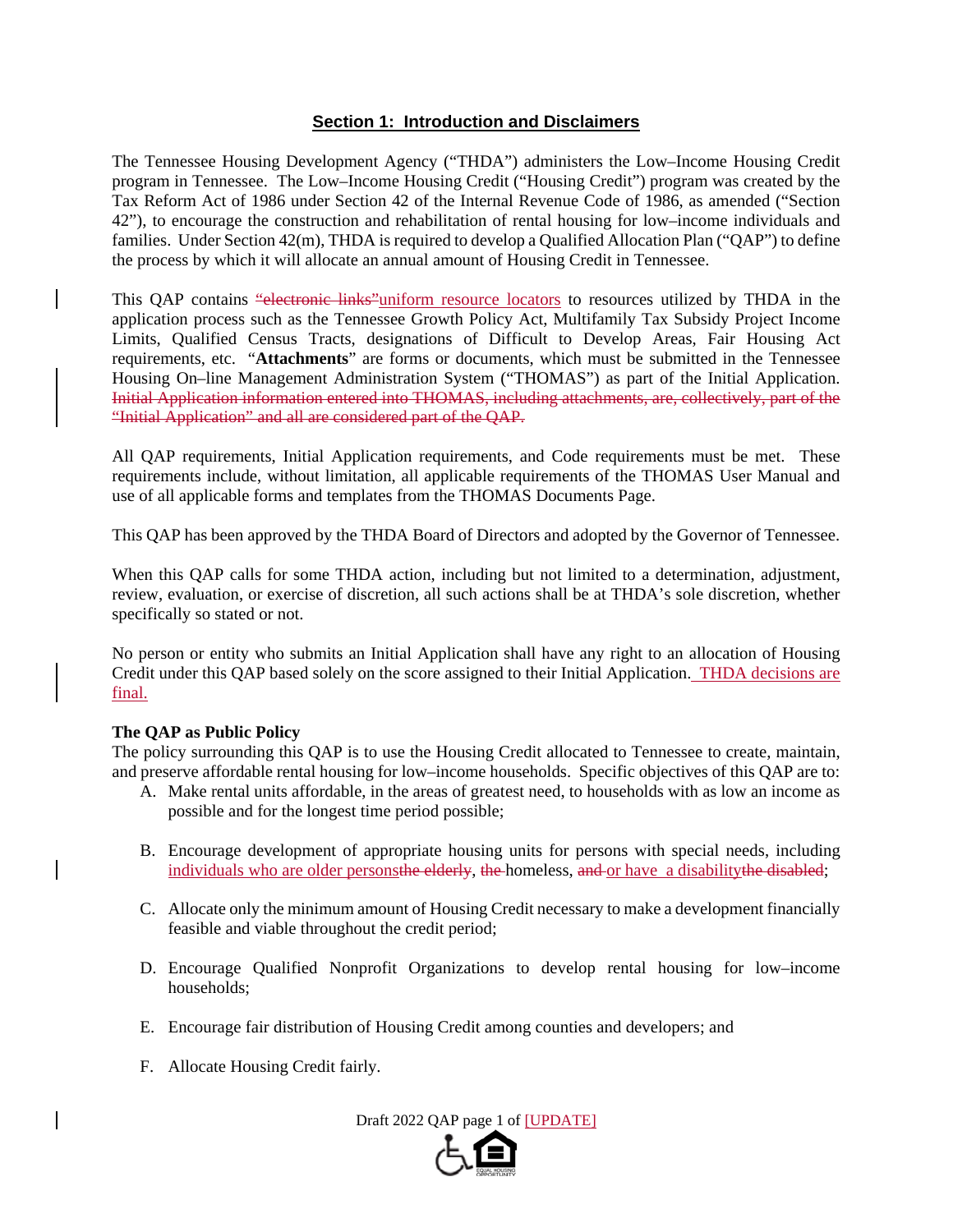## Section 1: Introduction and Disclaimers

The Tennessee Housing Development Agency ("THDA") administers the Low–Income Housing Credit program in Tennessee. The Low–Income Housing Credit ("Housing Credit") program was created by the Tax Reform Act of 1986 under Section 42 of the Internal Revenue Code of 1986, as amended ("Section 42"), to encourage the construction and rehabilitation of rental housing for low–income individuals and families. Under Section 42(m), THDA is required to develop a Qualified Allocation Plan ("QAP") to define the process by which it will allocate an annual amount of Housing Credit in Tennessee.

This QAP contains ~~"electronic links"~~uniform resource locators to resources utilized by THDA in the application process such as the Tennessee Growth Policy Act, Multifamily Tax Subsidy Project Income Limits, Qualified Census Tracts, designations of Difficult to Develop Areas, Fair Housing Act requirements, etc. "**Attachments**" are forms or documents, which must be submitted in the Tennessee Housing On–line Management Administration System ("THOMAS") as part of the Initial Application. ~~Initial Application information entered into THOMAS, including attachments, are, collectively, part of the "Initial Application" and all are considered part of the QAP.~~

All QAP requirements, Initial Application requirements, and Code requirements must be met. These requirements include, without limitation, all applicable requirements of the THOMAS User Manual and use of all applicable forms and templates from the THOMAS Documents Page.

This QAP has been approved by the THDA Board of Directors and adopted by the Governor of Tennessee.

When this QAP calls for some THDA action, including but not limited to a determination, adjustment, review, evaluation, or exercise of discretion, all such actions shall be at THDA's sole discretion, whether specifically so stated or not.

No person or entity who submits an Initial Application shall have any right to an allocation of Housing Credit under this QAP based solely on the score assigned to their Initial Application. THDA decisions are final.

**The QAP as Public Policy**

The policy surrounding this QAP is to use the Housing Credit allocated to Tennessee to create, maintain, and preserve affordable rental housing for low–income households. Specific objectives of this QAP are to:

A. Make rental units affordable, in the areas of greatest need, to households with as low an income as possible and for the longest time period possible;

B. Encourage development of appropriate housing units for persons with special needs, including individuals who are older persons~~the elderly~~, ~~the~~ homeless, ~~and~~ or have a disability~~the disabled~~;

C. Allocate only the minimum amount of Housing Credit necessary to make a development financially feasible and viable throughout the credit period;

D. Encourage Qualified Nonprofit Organizations to develop rental housing for low–income households;

E. Encourage fair distribution of Housing Credit among counties and developers; and

F. Allocate Housing Credit fairly.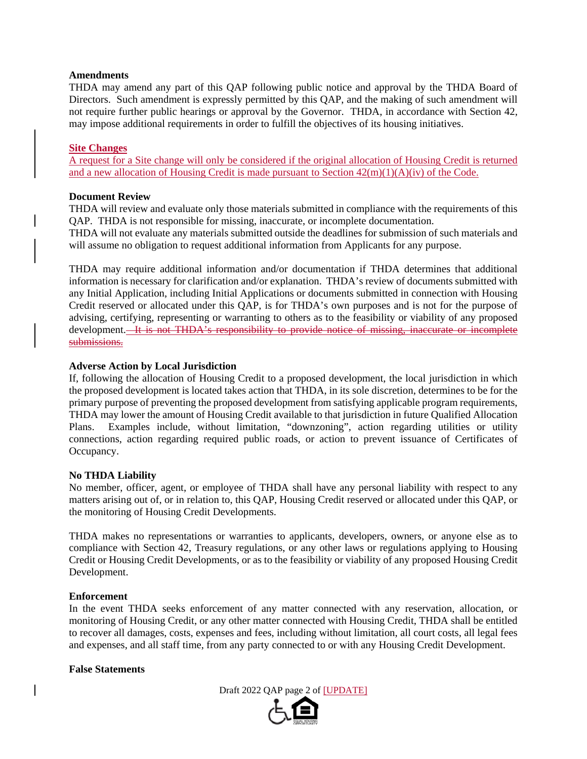**Amendments**
THDA may amend any part of this QAP following public notice and approval by the THDA Board of Directors. Such amendment is expressly permitted by this QAP, and the making of such amendment will not require further public hearings or approval by the Governor. THDA, in accordance with Section 42, may impose additional requirements in order to fulfill the objectives of its housing initiatives.

**Site Changes**
A request for a Site change will only be considered if the original allocation of Housing Credit is returned and a new allocation of Housing Credit is made pursuant to Section 42(m)(1)(A)(iv) of the Code.

**Document Review**
THDA will review and evaluate only those materials submitted in compliance with the requirements of this QAP. THDA is not responsible for missing, inaccurate, or incomplete documentation.
THDA will not evaluate any materials submitted outside the deadlines for submission of such materials and will assume no obligation to request additional information from Applicants for any purpose.

THDA may require additional information and/or documentation if THDA determines that additional information is necessary for clarification and/or explanation. THDA's review of documents submitted with any Initial Application, including Initial Applications or documents submitted in connection with Housing Credit reserved or allocated under this QAP, is for THDA's own purposes and is not for the purpose of advising, certifying, representing or warranting to others as to the feasibility or viability of any proposed development. ~~It is not THDA's responsibility to provide notice of missing, inaccurate or incomplete submissions.~~

**Adverse Action by Local Jurisdiction**
If, following the allocation of Housing Credit to a proposed development, the local jurisdiction in which the proposed development is located takes action that THDA, in its sole discretion, determines to be for the primary purpose of preventing the proposed development from satisfying applicable program requirements, THDA may lower the amount of Housing Credit available to that jurisdiction in future Qualified Allocation Plans. Examples include, without limitation, "downzoning", action regarding utilities or utility connections, action regarding required public roads, or action to prevent issuance of Certificates of Occupancy.

**No THDA Liability**
No member, officer, agent, or employee of THDA shall have any personal liability with respect to any matters arising out of, or in relation to, this QAP, Housing Credit reserved or allocated under this QAP, or the monitoring of Housing Credit Developments.

THDA makes no representations or warranties to applicants, developers, owners, or anyone else as to compliance with Section 42, Treasury regulations, or any other laws or regulations applying to Housing Credit or Housing Credit Developments, or as to the feasibility or viability of any proposed Housing Credit Development.

**Enforcement**
In the event THDA seeks enforcement of any matter connected with any reservation, allocation, or monitoring of Housing Credit, or any other matter connected with Housing Credit, THDA shall be entitled to recover all damages, costs, expenses and fees, including without limitation, all court costs, all legal fees and expenses, and all staff time, from any party connected to or with any Housing Credit Development.

**False Statements**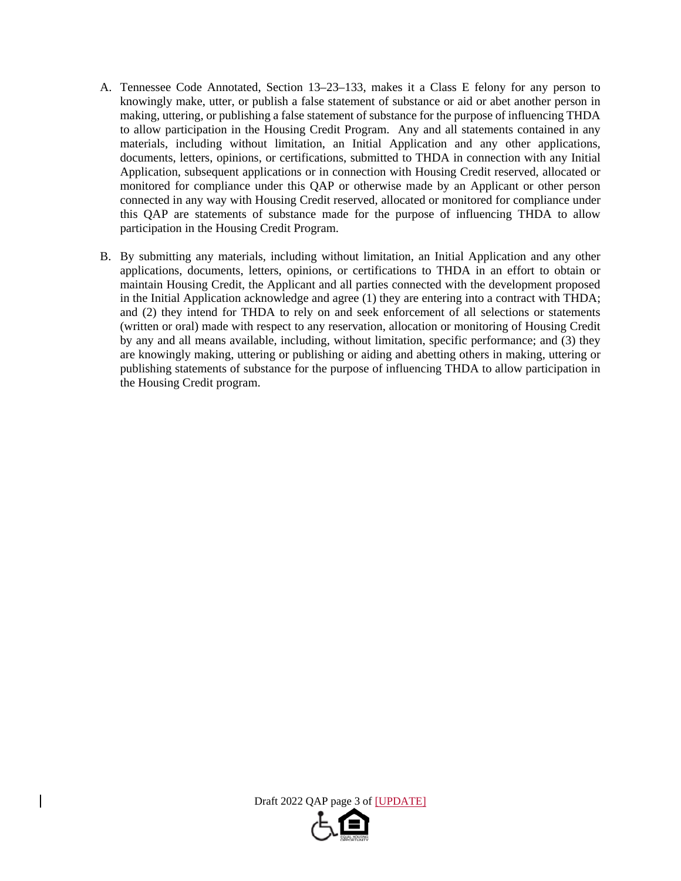A. Tennessee Code Annotated, Section 13–23–133, makes it a Class E felony for any person to knowingly make, utter, or publish a false statement of substance or aid or abet another person in making, uttering, or publishing a false statement of substance for the purpose of influencing THDA to allow participation in the Housing Credit Program. Any and all statements contained in any materials, including without limitation, an Initial Application and any other applications, documents, letters, opinions, or certifications, submitted to THDA in connection with any Initial Application, subsequent applications or in connection with Housing Credit reserved, allocated or monitored for compliance under this QAP or otherwise made by an Applicant or other person connected in any way with Housing Credit reserved, allocated or monitored for compliance under this QAP are statements of substance made for the purpose of influencing THDA to allow participation in the Housing Credit Program.

B. By submitting any materials, including without limitation, an Initial Application and any other applications, documents, letters, opinions, or certifications to THDA in an effort to obtain or maintain Housing Credit, the Applicant and all parties connected with the development proposed in the Initial Application acknowledge and agree (1) they are entering into a contract with THDA; and (2) they intend for THDA to rely on and seek enforcement of all selections or statements (written or oral) made with respect to any reservation, allocation or monitoring of Housing Credit by any and all means available, including, without limitation, specific performance; and (3) they are knowingly making, uttering or publishing or aiding and abetting others in making, uttering or publishing statements of substance for the purpose of influencing THDA to allow participation in the Housing Credit program.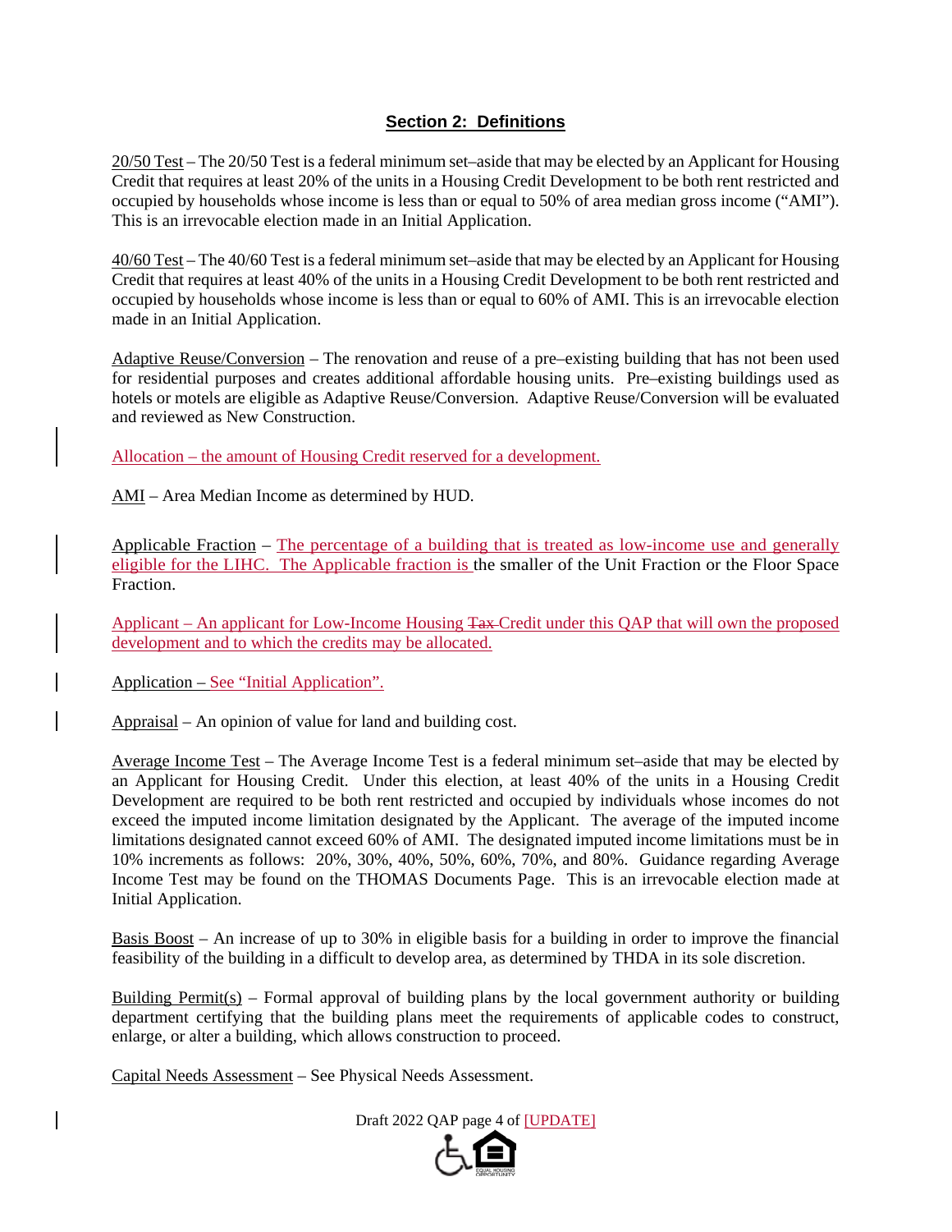## Section 2: Definitions

20/50 Test – The 20/50 Test is a federal minimum set–aside that may be elected by an Applicant for Housing Credit that requires at least 20% of the units in a Housing Credit Development to be both rent restricted and occupied by households whose income is less than or equal to 50% of area median gross income ("AMI"). This is an irrevocable election made in an Initial Application.

40/60 Test – The 40/60 Test is a federal minimum set–aside that may be elected by an Applicant for Housing Credit that requires at least 40% of the units in a Housing Credit Development to be both rent restricted and occupied by households whose income is less than or equal to 60% of AMI. This is an irrevocable election made in an Initial Application.

Adaptive Reuse/Conversion – The renovation and reuse of a pre–existing building that has not been used for residential purposes and creates additional affordable housing units. Pre–existing buildings used as hotels or motels are eligible as Adaptive Reuse/Conversion. Adaptive Reuse/Conversion will be evaluated and reviewed as New Construction.

Allocation – the amount of Housing Credit reserved for a development.

AMI – Area Median Income as determined by HUD.

Applicable Fraction – The percentage of a building that is treated as low-income use and generally eligible for the LIHC. The Applicable fraction is the smaller of the Unit Fraction or the Floor Space Fraction.

Applicant – An applicant for Low-Income Housing ~~Tax~~ Credit under this QAP that will own the proposed development and to which the credits may be allocated.

Application – See "Initial Application".

Appraisal – An opinion of value for land and building cost.

Average Income Test – The Average Income Test is a federal minimum set–aside that may be elected by an Applicant for Housing Credit. Under this election, at least 40% of the units in a Housing Credit Development are required to be both rent restricted and occupied by individuals whose incomes do not exceed the imputed income limitation designated by the Applicant. The average of the imputed income limitations designated cannot exceed 60% of AMI. The designated imputed income limitations must be in 10% increments as follows: 20%, 30%, 40%, 50%, 60%, 70%, and 80%. Guidance regarding Average Income Test may be found on the THOMAS Documents Page. This is an irrevocable election made at Initial Application.

Basis Boost – An increase of up to 30% in eligible basis for a building in order to improve the financial feasibility of the building in a difficult to develop area, as determined by THDA in its sole discretion.

Building Permit(s) – Formal approval of building plans by the local government authority or building department certifying that the building plans meet the requirements of applicable codes to construct, enlarge, or alter a building, which allows construction to proceed.

Capital Needs Assessment – See Physical Needs Assessment.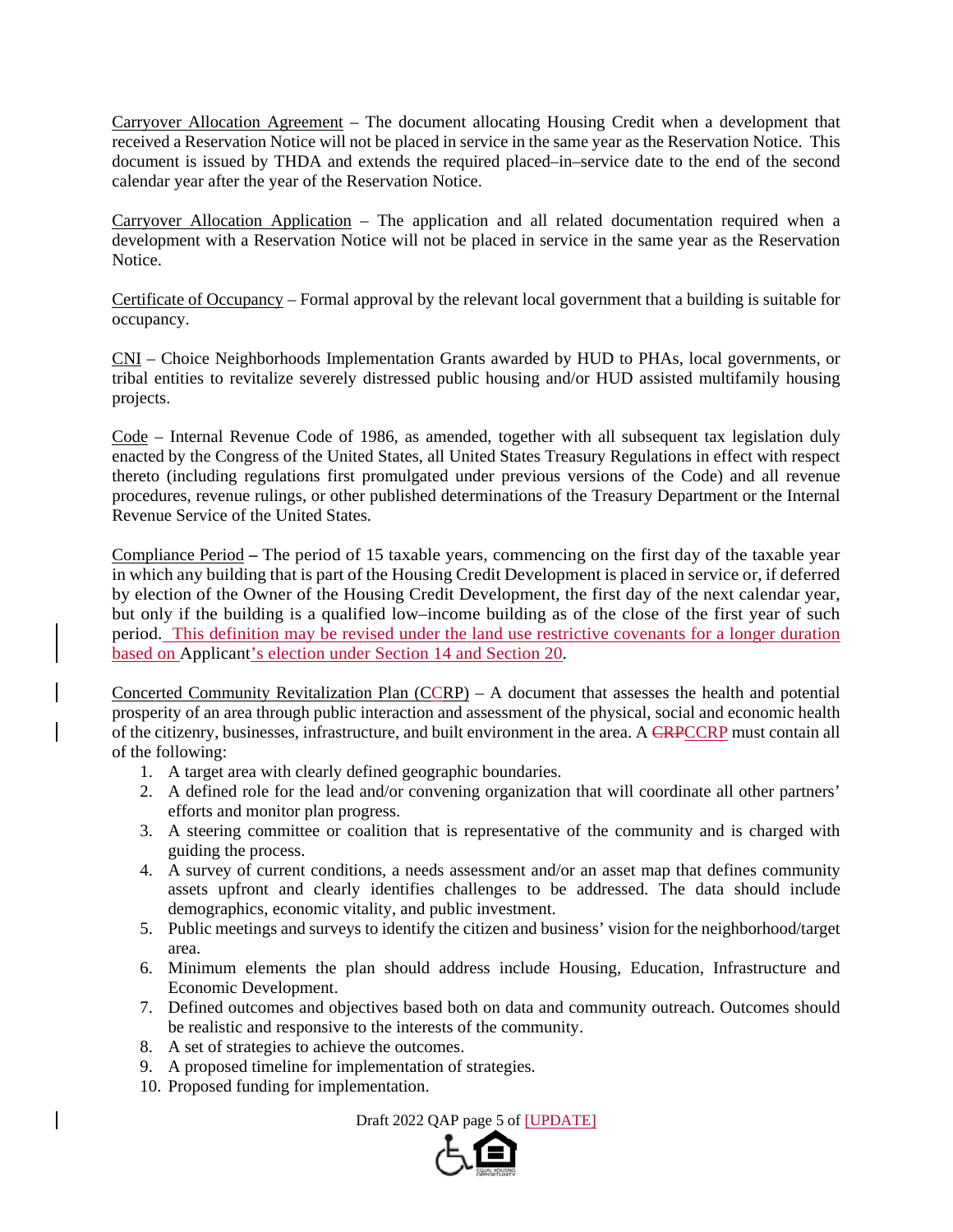Carryover Allocation Agreement – The document allocating Housing Credit when a development that received a Reservation Notice will not be placed in service in the same year as the Reservation Notice. This document is issued by THDA and extends the required placed–in–service date to the end of the second calendar year after the year of the Reservation Notice.

Carryover Allocation Application – The application and all related documentation required when a development with a Reservation Notice will not be placed in service in the same year as the Reservation Notice.

Certificate of Occupancy – Formal approval by the relevant local government that a building is suitable for occupancy.

CNI – Choice Neighborhoods Implementation Grants awarded by HUD to PHAs, local governments, or tribal entities to revitalize severely distressed public housing and/or HUD assisted multifamily housing projects.

Code – Internal Revenue Code of 1986, as amended, together with all subsequent tax legislation duly enacted by the Congress of the United States, all United States Treasury Regulations in effect with respect thereto (including regulations first promulgated under previous versions of the Code) and all revenue procedures, revenue rulings, or other published determinations of the Treasury Department or the Internal Revenue Service of the United States.

Compliance Period **–** The period of 15 taxable years, commencing on the first day of the taxable year in which any building that is part of the Housing Credit Development is placed in service or, if deferred by election of the Owner of the Housing Credit Development, the first day of the next calendar year, but only if the building is a qualified low–income building as of the close of the first year of such period. This definition may be revised under the land use restrictive covenants for a longer duration based on Applicant's election under Section 14 and Section 20.

Concerted Community Revitalization Plan (CCRP) – A document that assesses the health and potential prosperity of an area through public interaction and assessment of the physical, social and economic health of the citizenry, businesses, infrastructure, and built environment in the area. A ~~CRP~~CCRP must contain all of the following:

1. A target area with clearly defined geographic boundaries.
2. A defined role for the lead and/or convening organization that will coordinate all other partners' efforts and monitor plan progress.
3. A steering committee or coalition that is representative of the community and is charged with guiding the process.
4. A survey of current conditions, a needs assessment and/or an asset map that defines community assets upfront and clearly identifies challenges to be addressed. The data should include demographics, economic vitality, and public investment.
5. Public meetings and surveys to identify the citizen and business' vision for the neighborhood/target area.
6. Minimum elements the plan should address include Housing, Education, Infrastructure and Economic Development.
7. Defined outcomes and objectives based both on data and community outreach. Outcomes should be realistic and responsive to the interests of the community.
8. A set of strategies to achieve the outcomes.
9. A proposed timeline for implementation of strategies.
10. Proposed funding for implementation.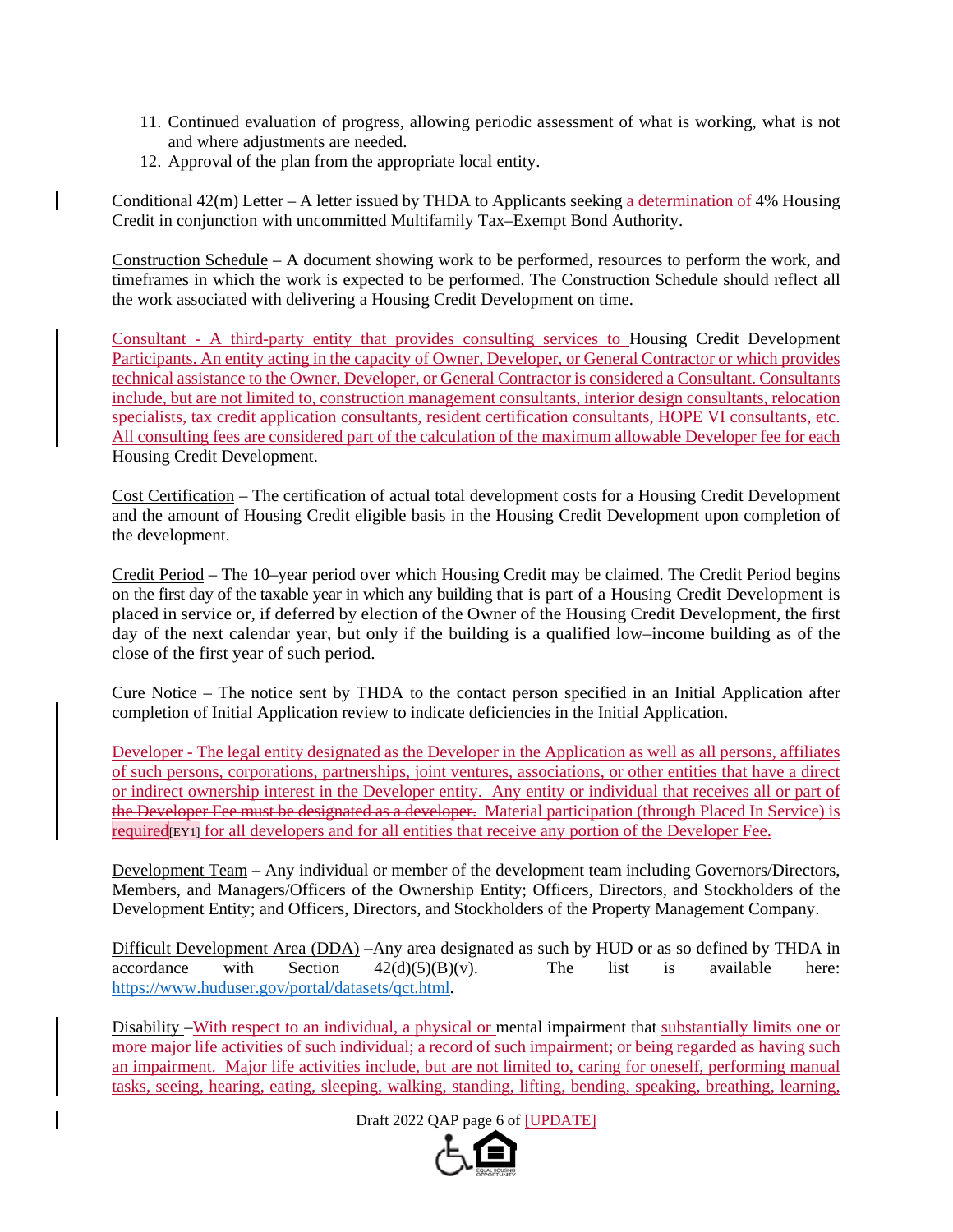11. Continued evaluation of progress, allowing periodic assessment of what is working, what is not and where adjustments are needed.
12. Approval of the plan from the appropriate local entity.

Conditional 42(m) Letter – A letter issued by THDA to Applicants seeking a determination of 4% Housing Credit in conjunction with uncommitted Multifamily Tax–Exempt Bond Authority.

Construction Schedule – A document showing work to be performed, resources to perform the work, and timeframes in which the work is expected to be performed. The Construction Schedule should reflect all the work associated with delivering a Housing Credit Development on time.

Consultant - A third-party entity that provides consulting services to Housing Credit Development Participants. An entity acting in the capacity of Owner, Developer, or General Contractor or which provides technical assistance to the Owner, Developer, or General Contractor is considered a Consultant. Consultants include, but are not limited to, construction management consultants, interior design consultants, relocation specialists, tax credit application consultants, resident certification consultants, HOPE VI consultants, etc. All consulting fees are considered part of the calculation of the maximum allowable Developer fee for each Housing Credit Development.

Cost Certification – The certification of actual total development costs for a Housing Credit Development and the amount of Housing Credit eligible basis in the Housing Credit Development upon completion of the development.

Credit Period – The 10–year period over which Housing Credit may be claimed. The Credit Period begins on the first day of the taxable year in which any building that is part of a Housing Credit Development is placed in service or, if deferred by election of the Owner of the Housing Credit Development, the first day of the next calendar year, but only if the building is a qualified low–income building as of the close of the first year of such period.

Cure Notice – The notice sent by THDA to the contact person specified in an Initial Application after completion of Initial Application review to indicate deficiencies in the Initial Application.

Developer - The legal entity designated as the Developer in the Application as well as all persons, affiliates of such persons, corporations, partnerships, joint ventures, associations, or other entities that have a direct or indirect ownership interest in the Developer entity. ~~Any entity or individual that receives all or part of the Developer Fee must be designated as a developer.~~ Material participation (through Placed In Service) is required[EY1] for all developers and for all entities that receive any portion of the Developer Fee.

Development Team – Any individual or member of the development team including Governors/Directors, Members, and Managers/Officers of the Ownership Entity; Officers, Directors, and Stockholders of the Development Entity; and Officers, Directors, and Stockholders of the Property Management Company.

Difficult Development Area (DDA) –Any area designated as such by HUD or as so defined by THDA in accordance with Section 42(d)(5)(B)(v). The list is available here: https://www.huduser.gov/portal/datasets/qct.html.

Disability –With respect to an individual, a physical or mental impairment that substantially limits one or more major life activities of such individual; a record of such impairment; or being regarded as having such an impairment. Major life activities include, but are not limited to, caring for oneself, performing manual tasks, seeing, hearing, eating, sleeping, walking, standing, lifting, bending, speaking, breathing, learning,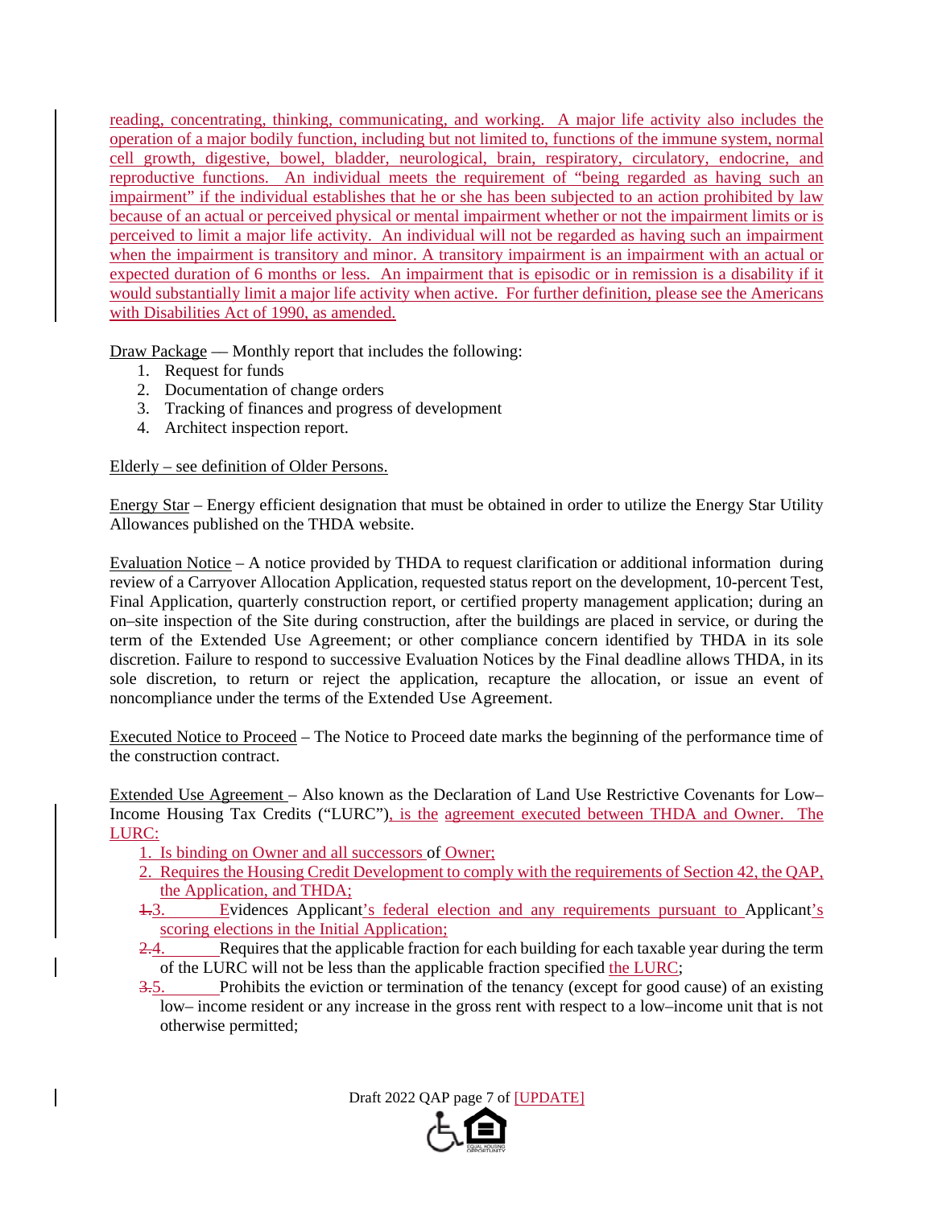reading, concentrating, thinking, communicating, and working. A major life activity also includes the operation of a major bodily function, including but not limited to, functions of the immune system, normal cell growth, digestive, bowel, bladder, neurological, brain, respiratory, circulatory, endocrine, and reproductive functions. An individual meets the requirement of "being regarded as having such an impairment" if the individual establishes that he or she has been subjected to an action prohibited by law because of an actual or perceived physical or mental impairment whether or not the impairment limits or is perceived to limit a major life activity. An individual will not be regarded as having such an impairment when the impairment is transitory and minor. A transitory impairment is an impairment with an actual or expected duration of 6 months or less. An impairment that is episodic or in remission is a disability if it would substantially limit a major life activity when active. For further definition, please see the Americans with Disabilities Act of 1990, as amended.

Draw Package — Monthly report that includes the following:

1. Request for funds
2. Documentation of change orders
3. Tracking of finances and progress of development
4. Architect inspection report.

Elderly – see definition of Older Persons.

Energy Star – Energy efficient designation that must be obtained in order to utilize the Energy Star Utility Allowances published on the THDA website.

Evaluation Notice – A notice provided by THDA to request clarification or additional information during review of a Carryover Allocation Application, requested status report on the development, 10-percent Test, Final Application, quarterly construction report, or certified property management application; during an on–site inspection of the Site during construction, after the buildings are placed in service, or during the term of the Extended Use Agreement; or other compliance concern identified by THDA in its sole discretion. Failure to respond to successive Evaluation Notices by the Final deadline allows THDA, in its sole discretion, to return or reject the application, recapture the allocation, or issue an event of noncompliance under the terms of the Extended Use Agreement.

Executed Notice to Proceed – The Notice to Proceed date marks the beginning of the performance time of the construction contract.

Extended Use Agreement – Also known as the Declaration of Land Use Restrictive Covenants for Low–Income Housing Tax Credits ("LURC"), is the agreement executed between THDA and Owner. The LURC:

1. Is binding on Owner and all successors of Owner;
2. Requires the Housing Credit Development to comply with the requirements of Section 42, the QAP, the Application, and THDA;
3. Evidences Applicant's federal election and any requirements pursuant to Applicant's scoring elections in the Initial Application;
4. Requires that the applicable fraction for each building for each taxable year during the term of the LURC will not be less than the applicable fraction specified the LURC;
5. Prohibits the eviction or termination of the tenancy (except for good cause) of an existing low– income resident or any increase in the gross rent with respect to a low–income unit that is not otherwise permitted;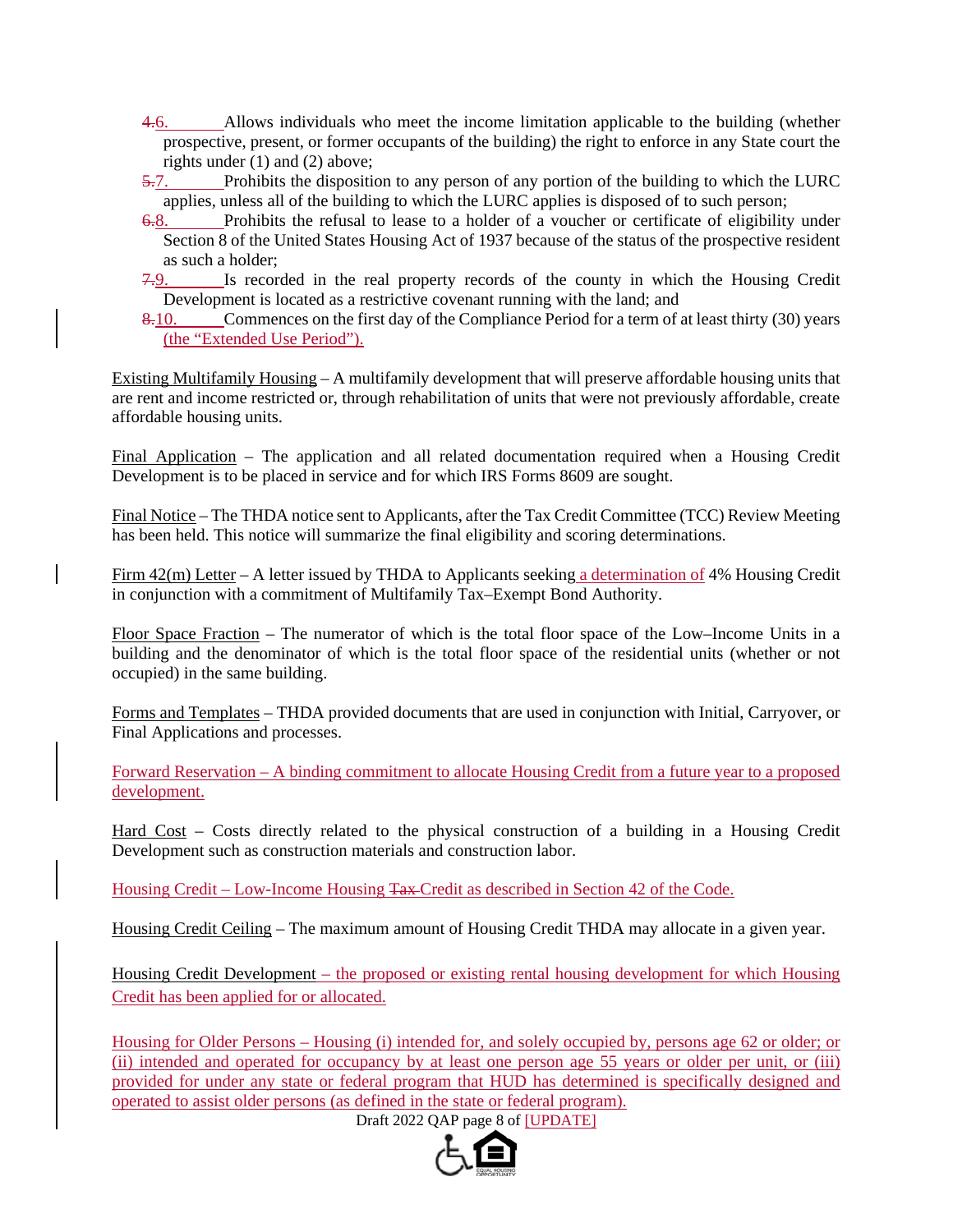4.6. Allows individuals who meet the income limitation applicable to the building (whether prospective, present, or former occupants of the building) the right to enforce in any State court the rights under (1) and (2) above;

5.7. Prohibits the disposition to any person of any portion of the building to which the LURC applies, unless all of the building to which the LURC applies is disposed of to such person;

6.8. Prohibits the refusal to lease to a holder of a voucher or certificate of eligibility under Section 8 of the United States Housing Act of 1937 because of the status of the prospective resident as such a holder;

7.9. Is recorded in the real property records of the county in which the Housing Credit Development is located as a restrictive covenant running with the land; and

8.10. Commences on the first day of the Compliance Period for a term of at least thirty (30) years (the "Extended Use Period").

Existing Multifamily Housing – A multifamily development that will preserve affordable housing units that are rent and income restricted or, through rehabilitation of units that were not previously affordable, create affordable housing units.

Final Application – The application and all related documentation required when a Housing Credit Development is to be placed in service and for which IRS Forms 8609 are sought.

Final Notice – The THDA notice sent to Applicants, after the Tax Credit Committee (TCC) Review Meeting has been held. This notice will summarize the final eligibility and scoring determinations.

Firm 42(m) Letter – A letter issued by THDA to Applicants seeking a determination of 4% Housing Credit in conjunction with a commitment of Multifamily Tax–Exempt Bond Authority.

Floor Space Fraction – The numerator of which is the total floor space of the Low–Income Units in a building and the denominator of which is the total floor space of the residential units (whether or not occupied) in the same building.

Forms and Templates – THDA provided documents that are used in conjunction with Initial, Carryover, or Final Applications and processes.

Forward Reservation – A binding commitment to allocate Housing Credit from a future year to a proposed development.

Hard Cost – Costs directly related to the physical construction of a building in a Housing Credit Development such as construction materials and construction labor.

Housing Credit – Low-Income Housing Tax Credit as described in Section 42 of the Code.

Housing Credit Ceiling – The maximum amount of Housing Credit THDA may allocate in a given year.

Housing Credit Development – the proposed or existing rental housing development for which Housing Credit has been applied for or allocated.

Housing for Older Persons – Housing (i) intended for, and solely occupied by, persons age 62 or older; or (ii) intended and operated for occupancy by at least one person age 55 years or older per unit, or (iii) provided for under any state or federal program that HUD has determined is specifically designed and operated to assist older persons (as defined in the state or federal program).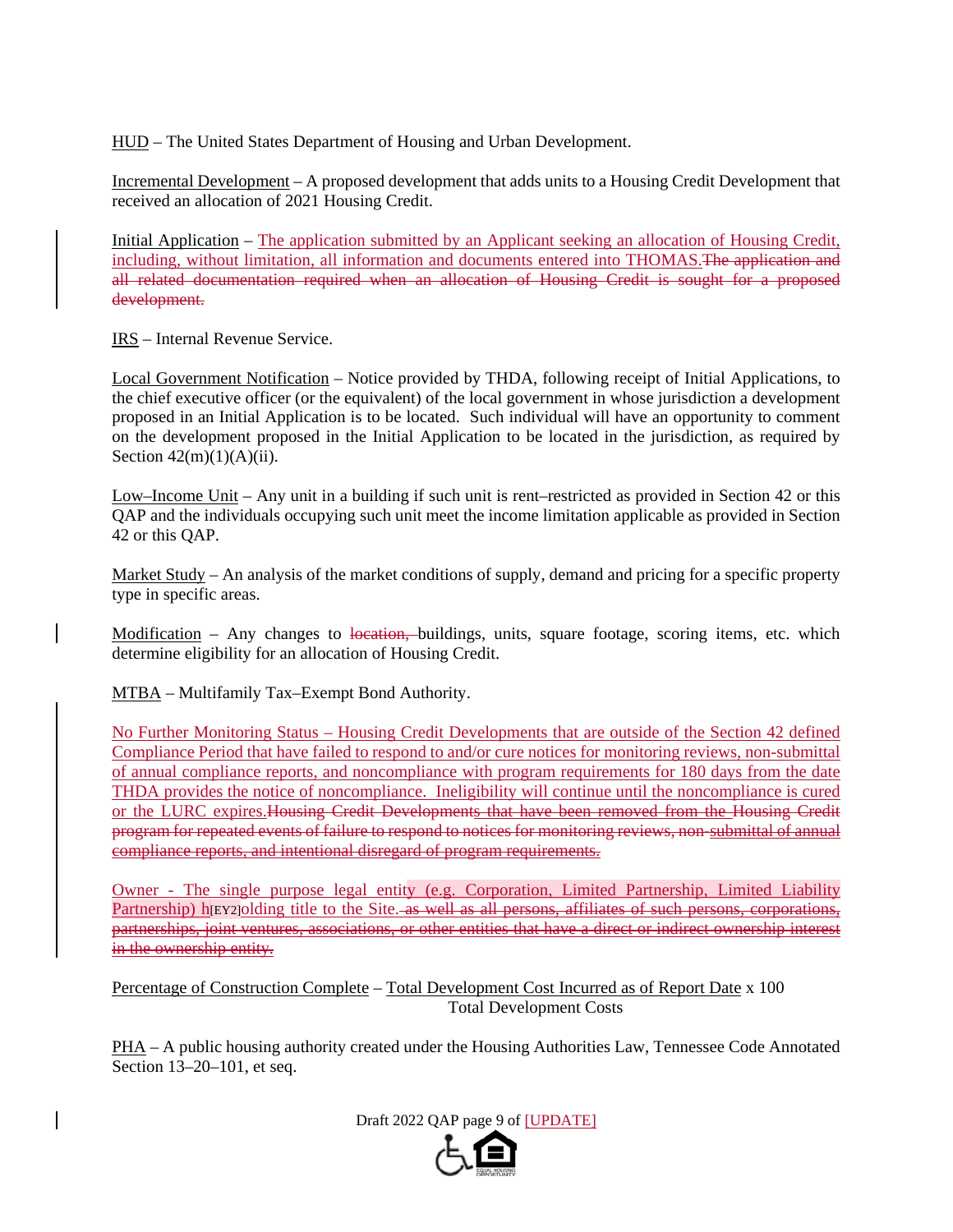HUD – The United States Department of Housing and Urban Development.

Incremental Development – A proposed development that adds units to a Housing Credit Development that received an allocation of 2021 Housing Credit.

Initial Application – The application submitted by an Applicant seeking an allocation of Housing Credit, including, without limitation, all information and documents entered into THOMAS.~~The application and all related documentation required when an allocation of Housing Credit is sought for a proposed development.~~

IRS – Internal Revenue Service.

Local Government Notification – Notice provided by THDA, following receipt of Initial Applications, to the chief executive officer (or the equivalent) of the local government in whose jurisdiction a development proposed in an Initial Application is to be located. Such individual will have an opportunity to comment on the development proposed in the Initial Application to be located in the jurisdiction, as required by Section 42(m)(1)(A)(ii).

Low–Income Unit – Any unit in a building if such unit is rent–restricted as provided in Section 42 or this QAP and the individuals occupying such unit meet the income limitation applicable as provided in Section 42 or this QAP.

Market Study – An analysis of the market conditions of supply, demand and pricing for a specific property type in specific areas.

Modification – Any changes to ~~location,~~ buildings, units, square footage, scoring items, etc. which determine eligibility for an allocation of Housing Credit.

MTBA – Multifamily Tax–Exempt Bond Authority.

No Further Monitoring Status – Housing Credit Developments that are outside of the Section 42 defined Compliance Period that have failed to respond to and/or cure notices for monitoring reviews, non-submittal of annual compliance reports, and noncompliance with program requirements for 180 days from the date THDA provides the notice of noncompliance. Ineligibility will continue until the noncompliance is cured or the LURC expires.~~Housing Credit Developments that have been removed from the Housing Credit program for repeated events of failure to respond to notices for monitoring reviews, non-submittal of annual compliance reports, and intentional disregard of program requirements.~~

Owner - The single purpose legal entity (e.g. Corporation, Limited Partnership, Limited Liability Partnership) h[EY2]olding title to the Site.~~as well as all persons, affiliates of such persons, corporations, partnerships, joint ventures, associations, or other entities that have a direct or indirect ownership interest in the ownership entity.~~

Percentage of Construction Complete – $\frac{\text{Total Development Cost Incurred as of Report Date}}{\text{Total Development Costs}} \times 100$

PHA – A public housing authority created under the Housing Authorities Law, Tennessee Code Annotated Section 13–20–101, et seq.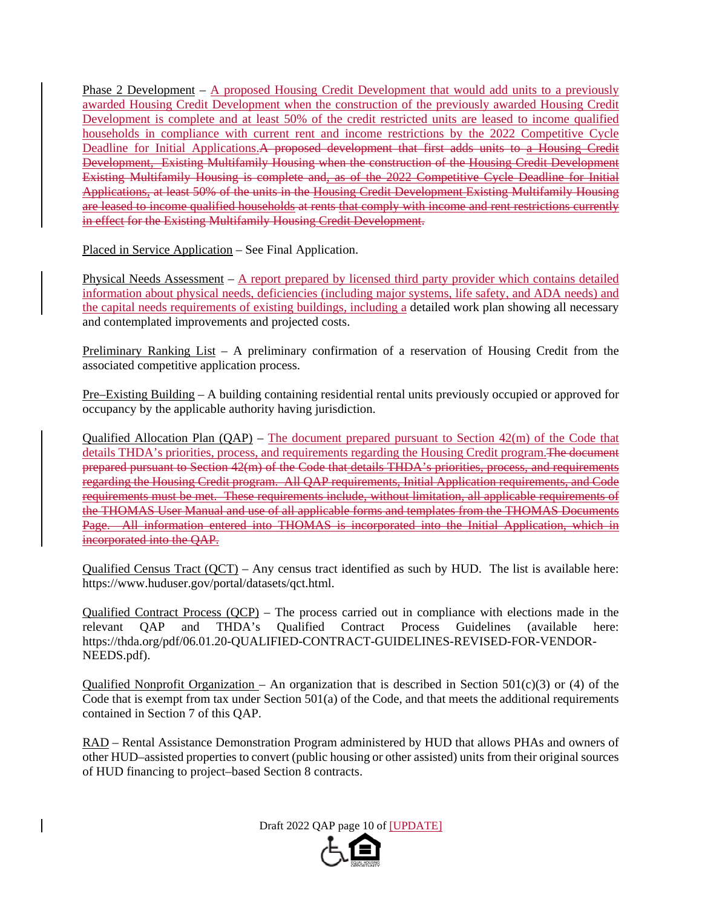Phase 2 Development – A proposed Housing Credit Development that would add units to a previously awarded Housing Credit Development when the construction of the previously awarded Housing Credit Development is complete and at least 50% of the credit restricted units are leased to income qualified households in compliance with current rent and income restrictions by the 2022 Competitive Cycle Deadline for Initial Applications.~~A proposed development that first adds units to a Housing Credit Development, Existing Multifamily Housing when the construction of the Housing Credit Development Existing Multifamily Housing is complete and, as of the 2022 Competitive Cycle Deadline for Initial Applications, at least 50% of the units in the Housing Credit Development Existing Multifamily Housing are leased to income qualified households at rents that comply with income and rent restrictions currently in effect for the Existing Multifamily Housing Credit Development.~~

Placed in Service Application – See Final Application.

Physical Needs Assessment – A report prepared by licensed third party provider which contains detailed information about physical needs, deficiencies (including major systems, life safety, and ADA needs) and the capital needs requirements of existing buildings, including a detailed work plan showing all necessary and contemplated improvements and projected costs.

Preliminary Ranking List – A preliminary confirmation of a reservation of Housing Credit from the associated competitive application process.

Pre–Existing Building – A building containing residential rental units previously occupied or approved for occupancy by the applicable authority having jurisdiction.

Qualified Allocation Plan (QAP) – The document prepared pursuant to Section 42(m) of the Code that details THDA's priorities, process, and requirements regarding the Housing Credit program.~~The document prepared pursuant to Section 42(m) of the Code that details THDA's priorities, process, and requirements regarding the Housing Credit program. All QAP requirements, Initial Application requirements, and Code requirements must be met. These requirements include, without limitation, all applicable requirements of the THOMAS User Manual and use of all applicable forms and templates from the THOMAS Documents Page. All information entered into THOMAS is incorporated into the Initial Application, which in incorporated into the QAP.~~

Qualified Census Tract (QCT) – Any census tract identified as such by HUD. The list is available here: https://www.huduser.gov/portal/datasets/qct.html.

Qualified Contract Process (QCP) – The process carried out in compliance with elections made in the relevant QAP and THDA's Qualified Contract Process Guidelines (available here: https://thda.org/pdf/06.01.20-QUALIFIED-CONTRACT-GUIDELINES-REVISED-FOR-VENDOR-NEEDS.pdf).

Qualified Nonprofit Organization – An organization that is described in Section 501(c)(3) or (4) of the Code that is exempt from tax under Section 501(a) of the Code, and that meets the additional requirements contained in Section 7 of this QAP.

RAD – Rental Assistance Demonstration Program administered by HUD that allows PHAs and owners of other HUD–assisted properties to convert (public housing or other assisted) units from their original sources of HUD financing to project–based Section 8 contracts.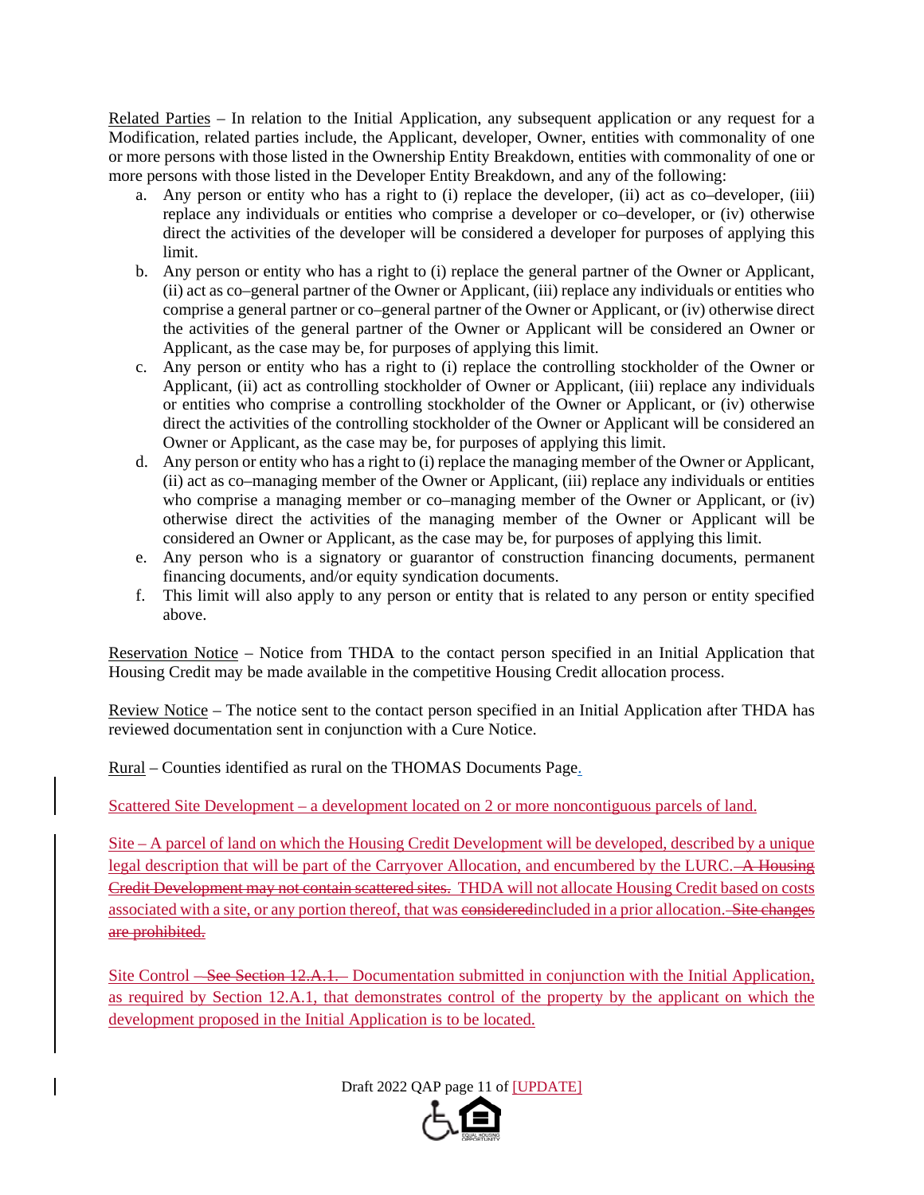Related Parties – In relation to the Initial Application, any subsequent application or any request for a Modification, related parties include, the Applicant, developer, Owner, entities with commonality of one or more persons with those listed in the Ownership Entity Breakdown, entities with commonality of one or more persons with those listed in the Developer Entity Breakdown, and any of the following:

a. Any person or entity who has a right to (i) replace the developer, (ii) act as co–developer, (iii) replace any individuals or entities who comprise a developer or co–developer, or (iv) otherwise direct the activities of the developer will be considered a developer for purposes of applying this limit.
b. Any person or entity who has a right to (i) replace the general partner of the Owner or Applicant, (ii) act as co–general partner of the Owner or Applicant, (iii) replace any individuals or entities who comprise a general partner or co–general partner of the Owner or Applicant, or (iv) otherwise direct the activities of the general partner of the Owner or Applicant will be considered an Owner or Applicant, as the case may be, for purposes of applying this limit.
c. Any person or entity who has a right to (i) replace the controlling stockholder of the Owner or Applicant, (ii) act as controlling stockholder of Owner or Applicant, (iii) replace any individuals or entities who comprise a controlling stockholder of the Owner or Applicant, or (iv) otherwise direct the activities of the controlling stockholder of the Owner or Applicant will be considered an Owner or Applicant, as the case may be, for purposes of applying this limit.
d. Any person or entity who has a right to (i) replace the managing member of the Owner or Applicant, (ii) act as co–managing member of the Owner or Applicant, (iii) replace any individuals or entities who comprise a managing member or co–managing member of the Owner or Applicant, or (iv) otherwise direct the activities of the managing member of the Owner or Applicant will be considered an Owner or Applicant, as the case may be, for purposes of applying this limit.
e. Any person who is a signatory or guarantor of construction financing documents, permanent financing documents, and/or equity syndication documents.
f. This limit will also apply to any person or entity that is related to any person or entity specified above.

Reservation Notice – Notice from THDA to the contact person specified in an Initial Application that Housing Credit may be made available in the competitive Housing Credit allocation process.

Review Notice – The notice sent to the contact person specified in an Initial Application after THDA has reviewed documentation sent in conjunction with a Cure Notice.

Rural – Counties identified as rural on the THOMAS Documents Page.

Scattered Site Development – a development located on 2 or more noncontiguous parcels of land.

Site – A parcel of land on which the Housing Credit Development will be developed, described by a unique legal description that will be part of the Carryover Allocation, and encumbered by the LURC. ~~A Housing Credit Development may not contain scattered sites.~~ THDA will not allocate Housing Credit based on costs associated with a site, or any portion thereof, that was ~~considered~~included in a prior allocation. ~~Site changes are prohibited.~~

Site Control ~~– See Section 12.A.1.~~ Documentation submitted in conjunction with the Initial Application, as required by Section 12.A.1, that demonstrates control of the property by the applicant on which the development proposed in the Initial Application is to be located.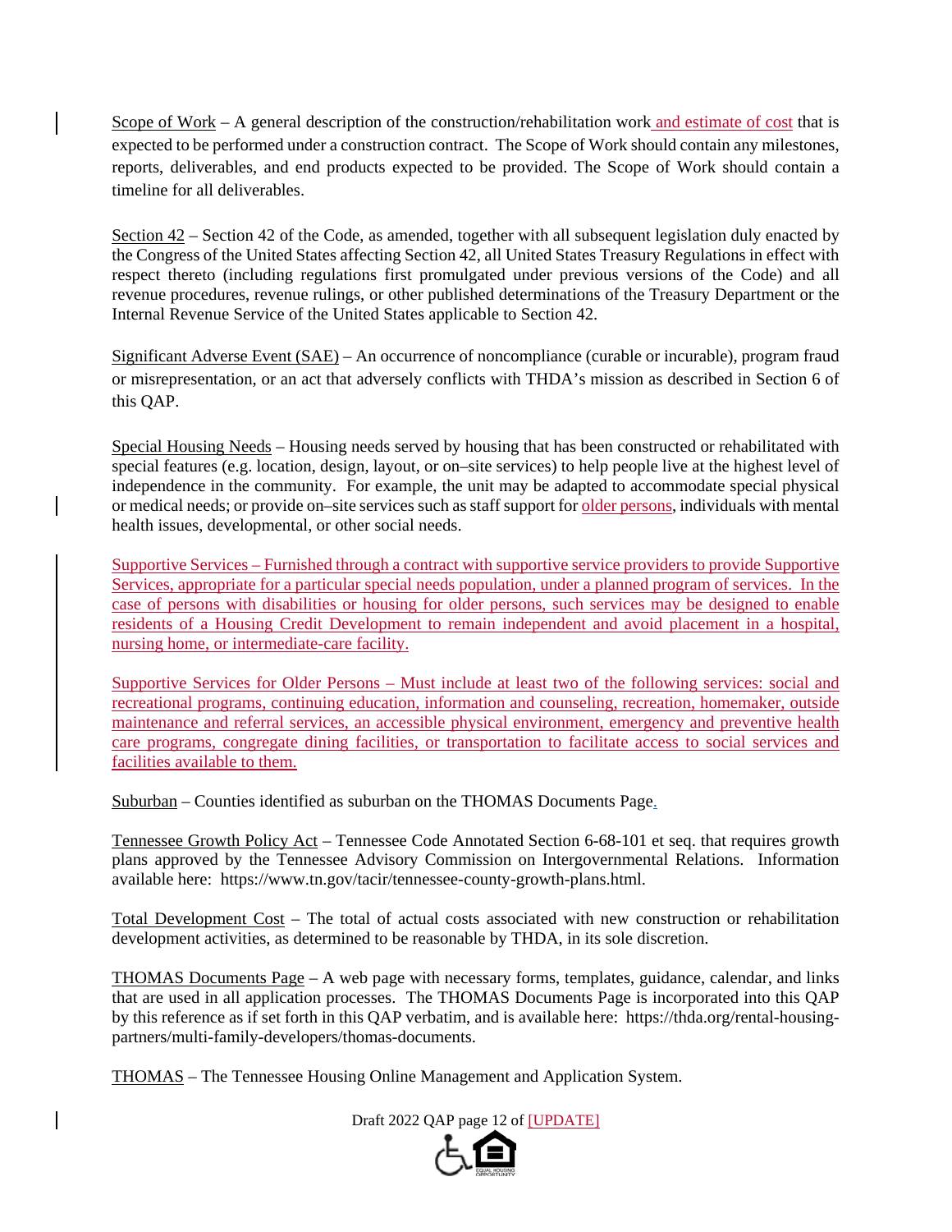Scope of Work – A general description of the construction/rehabilitation work and estimate of cost that is expected to be performed under a construction contract. The Scope of Work should contain any milestones, reports, deliverables, and end products expected to be provided. The Scope of Work should contain a timeline for all deliverables.

Section 42 – Section 42 of the Code, as amended, together with all subsequent legislation duly enacted by the Congress of the United States affecting Section 42, all United States Treasury Regulations in effect with respect thereto (including regulations first promulgated under previous versions of the Code) and all revenue procedures, revenue rulings, or other published determinations of the Treasury Department or the Internal Revenue Service of the United States applicable to Section 42.

Significant Adverse Event (SAE) – An occurrence of noncompliance (curable or incurable), program fraud or misrepresentation, or an act that adversely conflicts with THDA's mission as described in Section 6 of this QAP.

Special Housing Needs – Housing needs served by housing that has been constructed or rehabilitated with special features (e.g. location, design, layout, or on–site services) to help people live at the highest level of independence in the community. For example, the unit may be adapted to accommodate special physical or medical needs; or provide on–site services such as staff support for older persons, individuals with mental health issues, developmental, or other social needs.

Supportive Services – Furnished through a contract with supportive service providers to provide Supportive Services, appropriate for a particular special needs population, under a planned program of services. In the case of persons with disabilities or housing for older persons, such services may be designed to enable residents of a Housing Credit Development to remain independent and avoid placement in a hospital, nursing home, or intermediate-care facility.

Supportive Services for Older Persons – Must include at least two of the following services: social and recreational programs, continuing education, information and counseling, recreation, homemaker, outside maintenance and referral services, an accessible physical environment, emergency and preventive health care programs, congregate dining facilities, or transportation to facilitate access to social services and facilities available to them.

Suburban – Counties identified as suburban on the THOMAS Documents Page.

Tennessee Growth Policy Act – Tennessee Code Annotated Section 6-68-101 et seq. that requires growth plans approved by the Tennessee Advisory Commission on Intergovernmental Relations. Information available here: https://www.tn.gov/tacir/tennessee-county-growth-plans.html.

Total Development Cost – The total of actual costs associated with new construction or rehabilitation development activities, as determined to be reasonable by THDA, in its sole discretion.

THOMAS Documents Page – A web page with necessary forms, templates, guidance, calendar, and links that are used in all application processes. The THOMAS Documents Page is incorporated into this QAP by this reference as if set forth in this QAP verbatim, and is available here: https://thda.org/rental-housing-partners/multi-family-developers/thomas-documents.

THOMAS – The Tennessee Housing Online Management and Application System.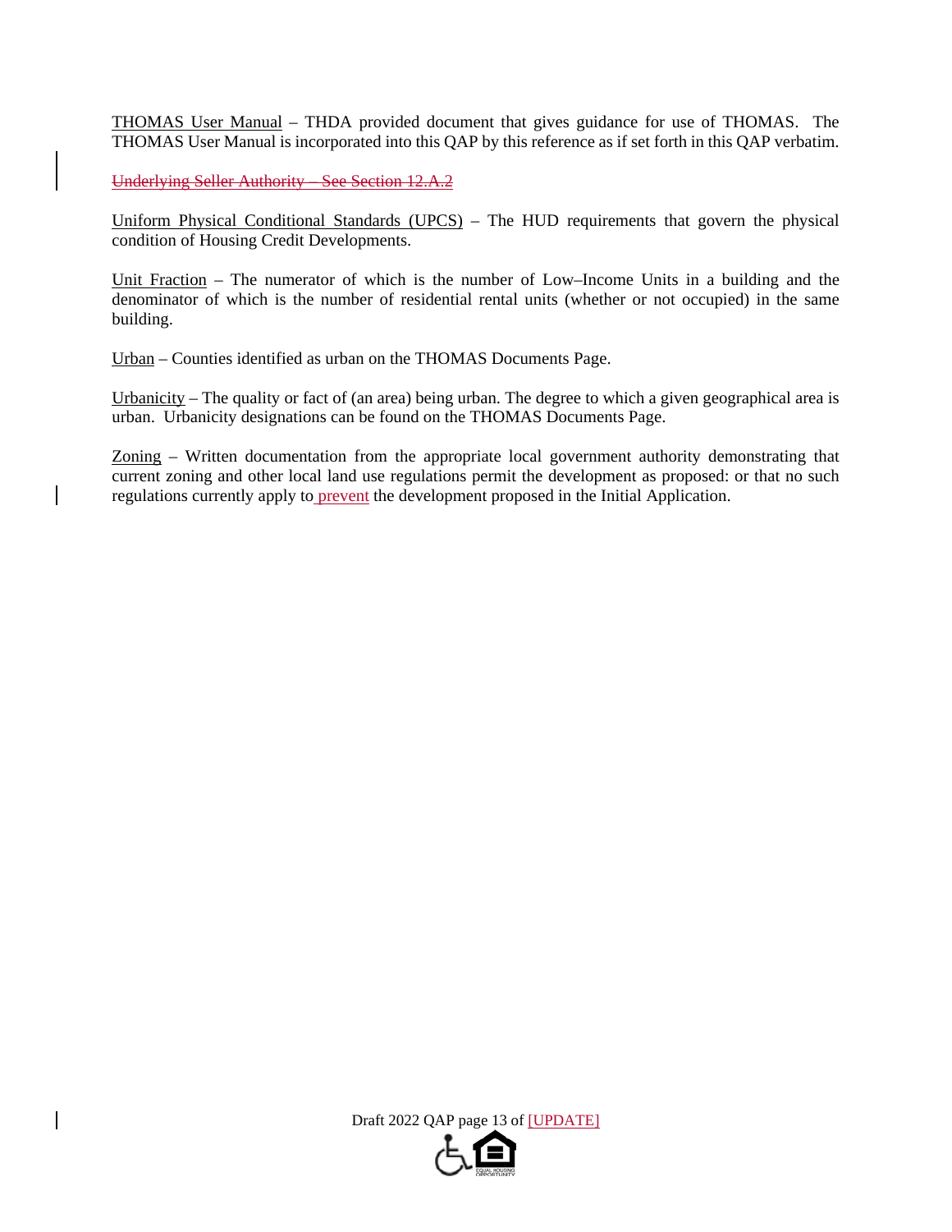THOMAS User Manual – THDA provided document that gives guidance for use of THOMAS. The THOMAS User Manual is incorporated into this QAP by this reference as if set forth in this QAP verbatim.

~~Underlying Seller Authority – See Section 12.A.2~~

Uniform Physical Conditional Standards (UPCS) – The HUD requirements that govern the physical condition of Housing Credit Developments.

Unit Fraction – The numerator of which is the number of Low–Income Units in a building and the denominator of which is the number of residential rental units (whether or not occupied) in the same building.

Urban – Counties identified as urban on the THOMAS Documents Page.

Urbanicity – The quality or fact of (an area) being urban. The degree to which a given geographical area is urban. Urbanicity designations can be found on the THOMAS Documents Page.

Zoning – Written documentation from the appropriate local government authority demonstrating that current zoning and other local land use regulations permit the development as proposed: or that no such regulations currently apply to prevent the development proposed in the Initial Application.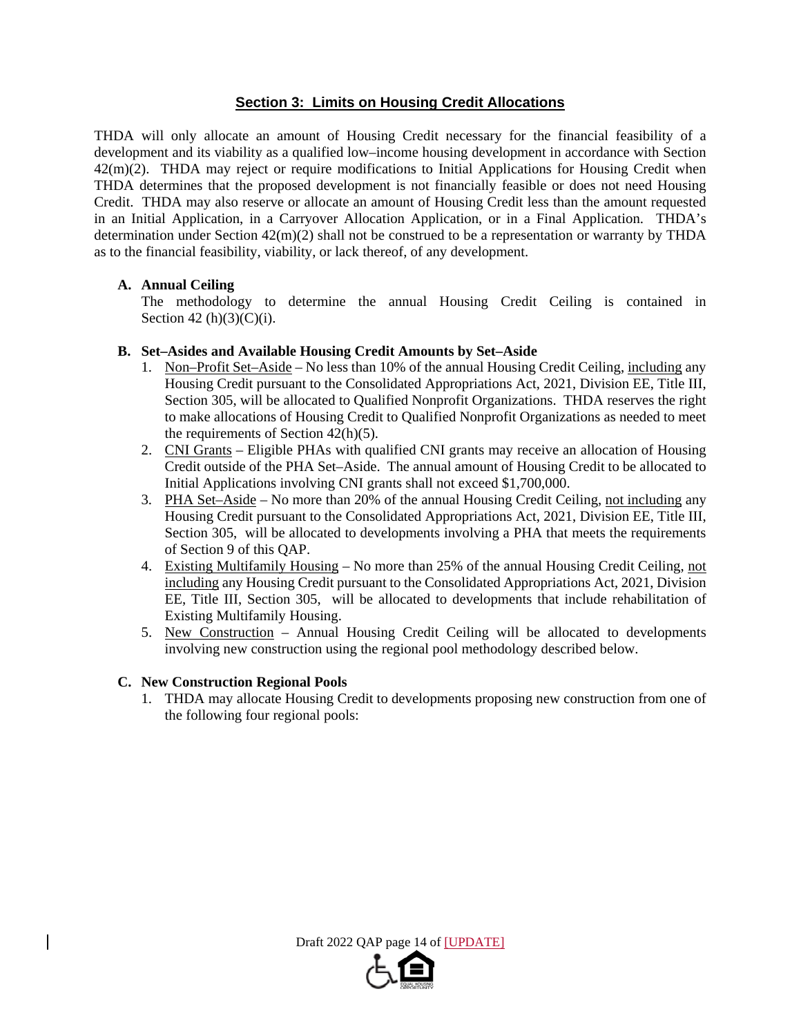## Section 3: Limits on Housing Credit Allocations

THDA will only allocate an amount of Housing Credit necessary for the financial feasibility of a development and its viability as a qualified low–income housing development in accordance with Section 42(m)(2). THDA may reject or require modifications to Initial Applications for Housing Credit when THDA determines that the proposed development is not financially feasible or does not need Housing Credit. THDA may also reserve or allocate an amount of Housing Credit less than the amount requested in an Initial Application, in a Carryover Allocation Application, or in a Final Application. THDA's determination under Section 42(m)(2) shall not be construed to be a representation or warranty by THDA as to the financial feasibility, viability, or lack thereof, of any development.

**A. Annual Ceiling**

The methodology to determine the annual Housing Credit Ceiling is contained in Section 42 (h)(3)(C)(i).

**B. Set–Asides and Available Housing Credit Amounts by Set–Aside**

1. Non–Profit Set–Aside – No less than 10% of the annual Housing Credit Ceiling, including any Housing Credit pursuant to the Consolidated Appropriations Act, 2021, Division EE, Title III, Section 305, will be allocated to Qualified Nonprofit Organizations. THDA reserves the right to make allocations of Housing Credit to Qualified Nonprofit Organizations as needed to meet the requirements of Section 42(h)(5).
2. CNI Grants – Eligible PHAs with qualified CNI grants may receive an allocation of Housing Credit outside of the PHA Set–Aside. The annual amount of Housing Credit to be allocated to Initial Applications involving CNI grants shall not exceed $1,700,000.
3. PHA Set–Aside – No more than 20% of the annual Housing Credit Ceiling, not including any Housing Credit pursuant to the Consolidated Appropriations Act, 2021, Division EE, Title III, Section 305, will be allocated to developments involving a PHA that meets the requirements of Section 9 of this QAP.
4. Existing Multifamily Housing – No more than 25% of the annual Housing Credit Ceiling, not including any Housing Credit pursuant to the Consolidated Appropriations Act, 2021, Division EE, Title III, Section 305, will be allocated to developments that include rehabilitation of Existing Multifamily Housing.
5. New Construction – Annual Housing Credit Ceiling will be allocated to developments involving new construction using the regional pool methodology described below.

**C. New Construction Regional Pools**

1. THDA may allocate Housing Credit to developments proposing new construction from one of the following four regional pools: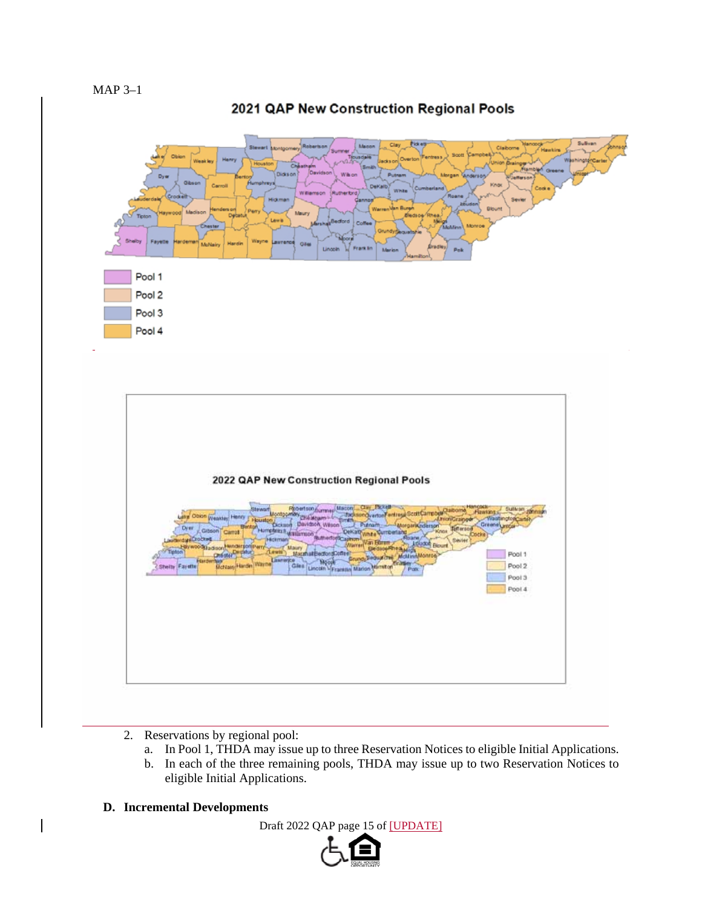MAP 3–1

2. Reservations by regional pool:
   a. In Pool 1, THDA may issue up to three Reservation Notices to eligible Initial Applications.
   b. In each of the three remaining pools, THDA may issue up to two Reservation Notices to eligible Initial Applications.

**D. Incremental Developments**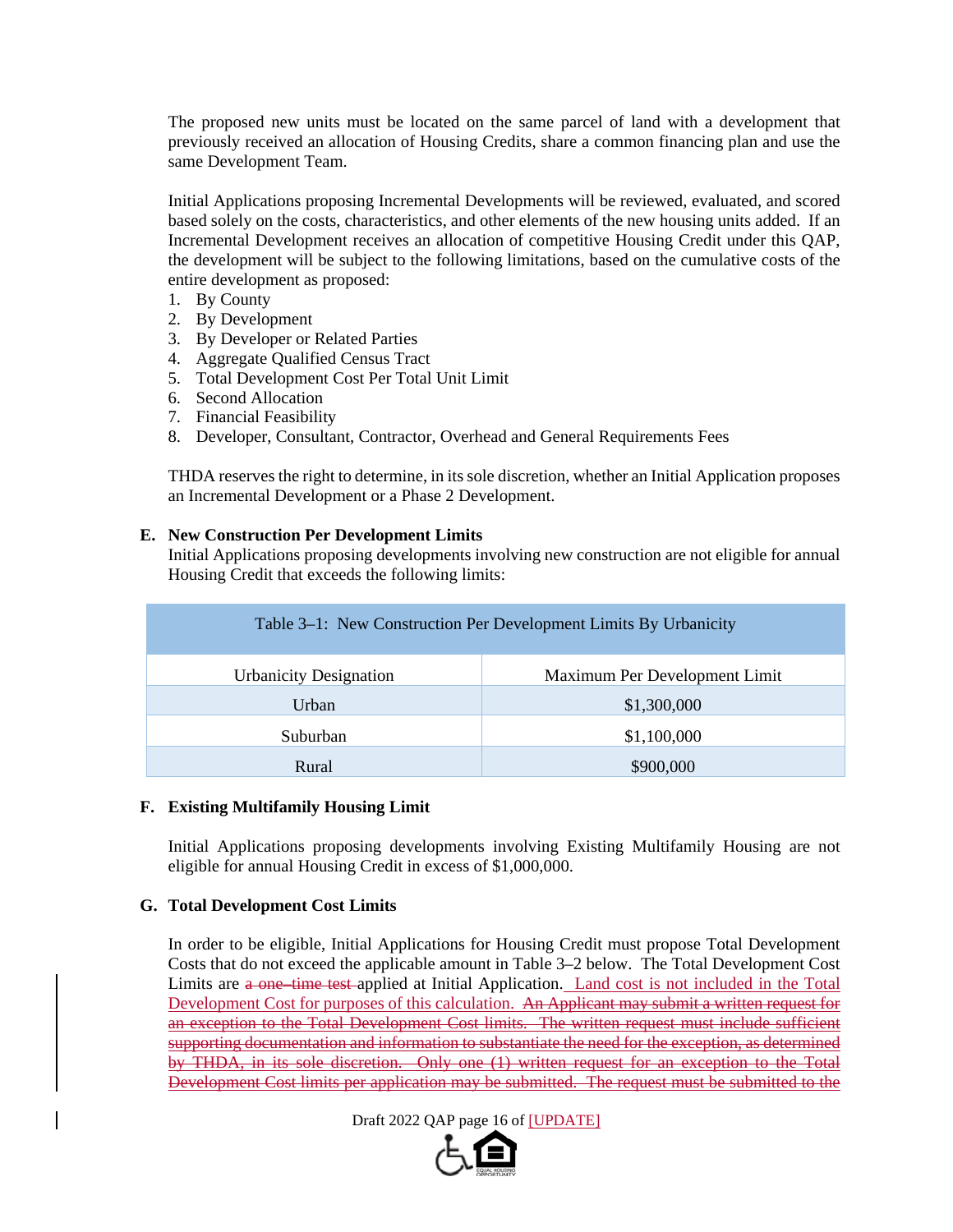The proposed new units must be located on the same parcel of land with a development that previously received an allocation of Housing Credits, share a common financing plan and use the same Development Team.

Initial Applications proposing Incremental Developments will be reviewed, evaluated, and scored based solely on the costs, characteristics, and other elements of the new housing units added. If an Incremental Development receives an allocation of competitive Housing Credit under this QAP, the development will be subject to the following limitations, based on the cumulative costs of the entire development as proposed:

1. By County
2. By Development
3. By Developer or Related Parties
4. Aggregate Qualified Census Tract
5. Total Development Cost Per Total Unit Limit
6. Second Allocation
7. Financial Feasibility
8. Developer, Consultant, Contractor, Overhead and General Requirements Fees

THDA reserves the right to determine, in its sole discretion, whether an Initial Application proposes an Incremental Development or a Phase 2 Development.

**E. New Construction Per Development Limits**

Initial Applications proposing developments involving new construction are not eligible for annual Housing Credit that exceeds the following limits:

Table 3–1: New Construction Per Development Limits By Urbanicity

| Urbanicity Designation | Maximum Per Development Limit |
|---|---|
| Urban | $1,300,000 |
| Suburban | $1,100,000 |
| Rural | $900,000 |

**F. Existing Multifamily Housing Limit**

Initial Applications proposing developments involving Existing Multifamily Housing are not eligible for annual Housing Credit in excess of $1,000,000.

**G. Total Development Cost Limits**

In order to be eligible, Initial Applications for Housing Credit must propose Total Development Costs that do not exceed the applicable amount in Table 3–2 below. The Total Development Cost Limits are ~~a one-time test~~ applied at Initial Application. Land cost is not included in the Total Development Cost for purposes of this calculation. ~~An Applicant may submit a written request for an exception to the Total Development Cost limits. The written request must include sufficient supporting documentation and information to substantiate the need for the exception, as determined by THDA, in its sole discretion. Only one (1) written request for an exception to the Total Development Cost limits per application may be submitted. The request must be submitted to the~~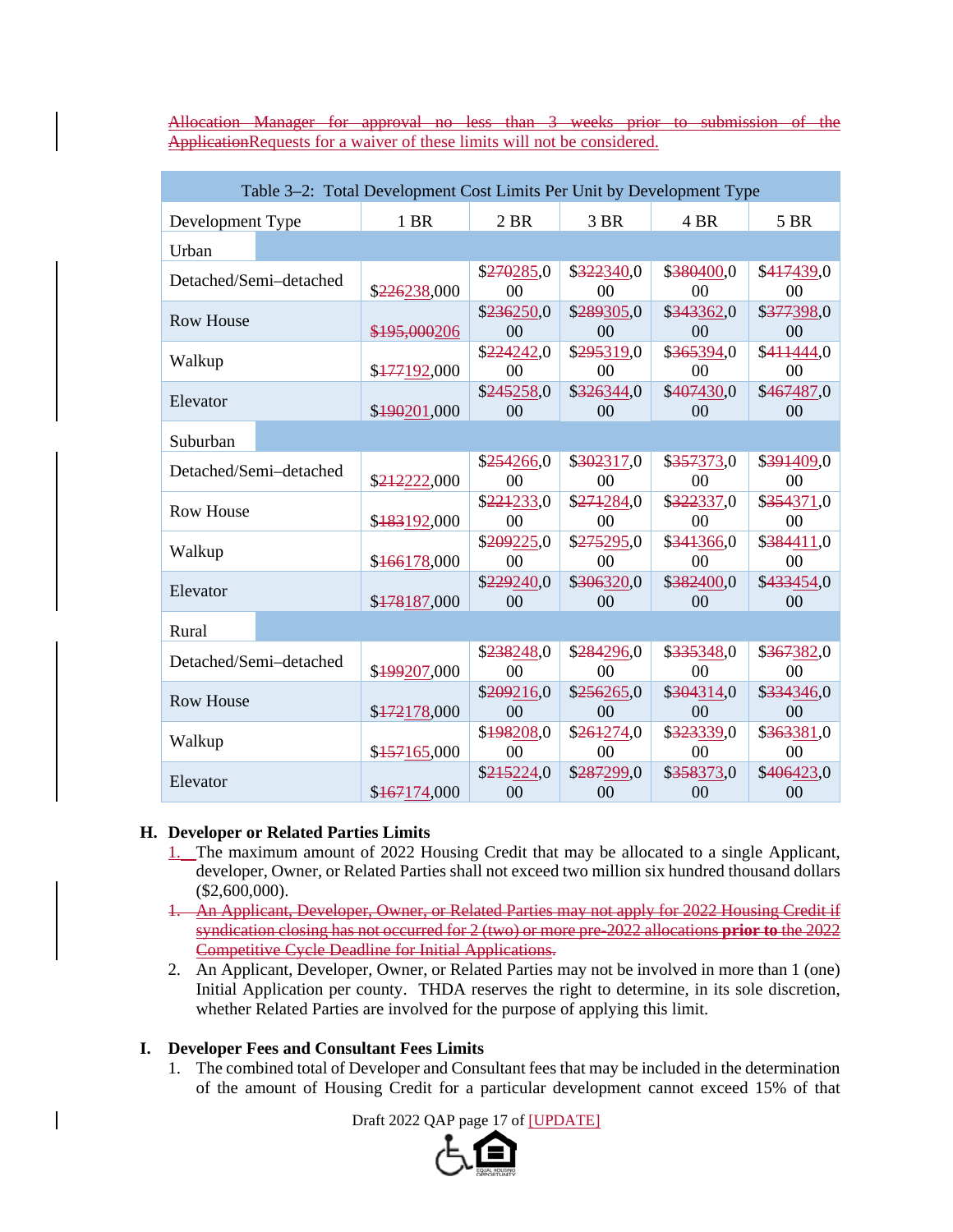~~Allocation Manager for approval no less than 3 weeks prior to submission of the Application~~Requests for a waiver of these limits will not be considered.

| Table 3–2: Total Development Cost Limits Per Unit by Development Type | | | | | |
|---|---|---|---|---|---|
| Development Type | 1 BR | 2 BR | 3 BR | 4 BR | 5 BR |
| Urban | | | | | |
| Detached/Semi–detached | $~~226~~238,000 | $~~270~~285,000 | $~~322~~340,000 | $~~380~~400,000 | $~~417~~439,000 |
| Row House | ~~$195,000~~206 | $~~236~~250,000 | $~~289~~305,000 | $~~343~~362,000 | $~~377~~398,000 |
| Walkup | $~~177~~192,000 | $~~224~~242,000 | $~~295~~319,000 | $~~365~~394,000 | $~~411~~444,000 |
| Elevator | $~~190~~201,000 | $~~245~~258,000 | $~~326~~344,000 | $~~407~~430,000 | $~~467~~487,000 |
| Suburban | | | | | |
| Detached/Semi–detached | $~~212~~222,000 | $~~254~~266,000 | $~~302~~317,000 | $~~357~~373,000 | $~~391~~409,000 |
| Row House | $~~183~~192,000 | $~~221~~233,000 | $~~271~~284,000 | $~~322~~337,000 | $~~354~~371,000 |
| Walkup | $~~166~~178,000 | $~~209~~225,000 | $~~275~~295,000 | $~~341~~366,000 | $~~384~~411,000 |
| Elevator | $~~178~~187,000 | $~~229~~240,000 | $~~306~~320,000 | $~~382~~400,000 | $~~433~~454,000 |
| Rural | | | | | |
| Detached/Semi–detached | $~~199~~207,000 | $~~238~~248,000 | $~~284~~296,000 | $~~335~~348,000 | $~~367~~382,000 |
| Row House | $~~172~~178,000 | $~~209~~216,000 | $~~256~~265,000 | $~~304~~314,000 | $~~334~~346,000 |
| Walkup | $~~157~~165,000 | $~~198~~208,000 | $~~261~~274,000 | $~~323~~339,000 | $~~363~~381,000 |
| Elevator | $~~167~~174,000 | $~~215~~224,000 | $~~287~~299,000 | $~~358~~373,000 | $~~406~~423,000 |

**H. Developer or Related Parties Limits**

1. The maximum amount of 2022 Housing Credit that may be allocated to a single Applicant, developer, Owner, or Related Parties shall not exceed two million six hundred thousand dollars ($2,600,000).

~~1. An Applicant, Developer, Owner, or Related Parties may not apply for 2022 Housing Credit if syndication closing has not occurred for 2 (two) or more pre-2022 allocations **prior to** the 2022 Competitive Cycle Deadline for Initial Applications.~~

2. An Applicant, Developer, Owner, or Related Parties may not be involved in more than 1 (one) Initial Application per county. THDA reserves the right to determine, in its sole discretion, whether Related Parties are involved for the purpose of applying this limit.

**I. Developer Fees and Consultant Fees Limits**

1. The combined total of Developer and Consultant fees that may be included in the determination of the amount of Housing Credit for a particular development cannot exceed 15% of that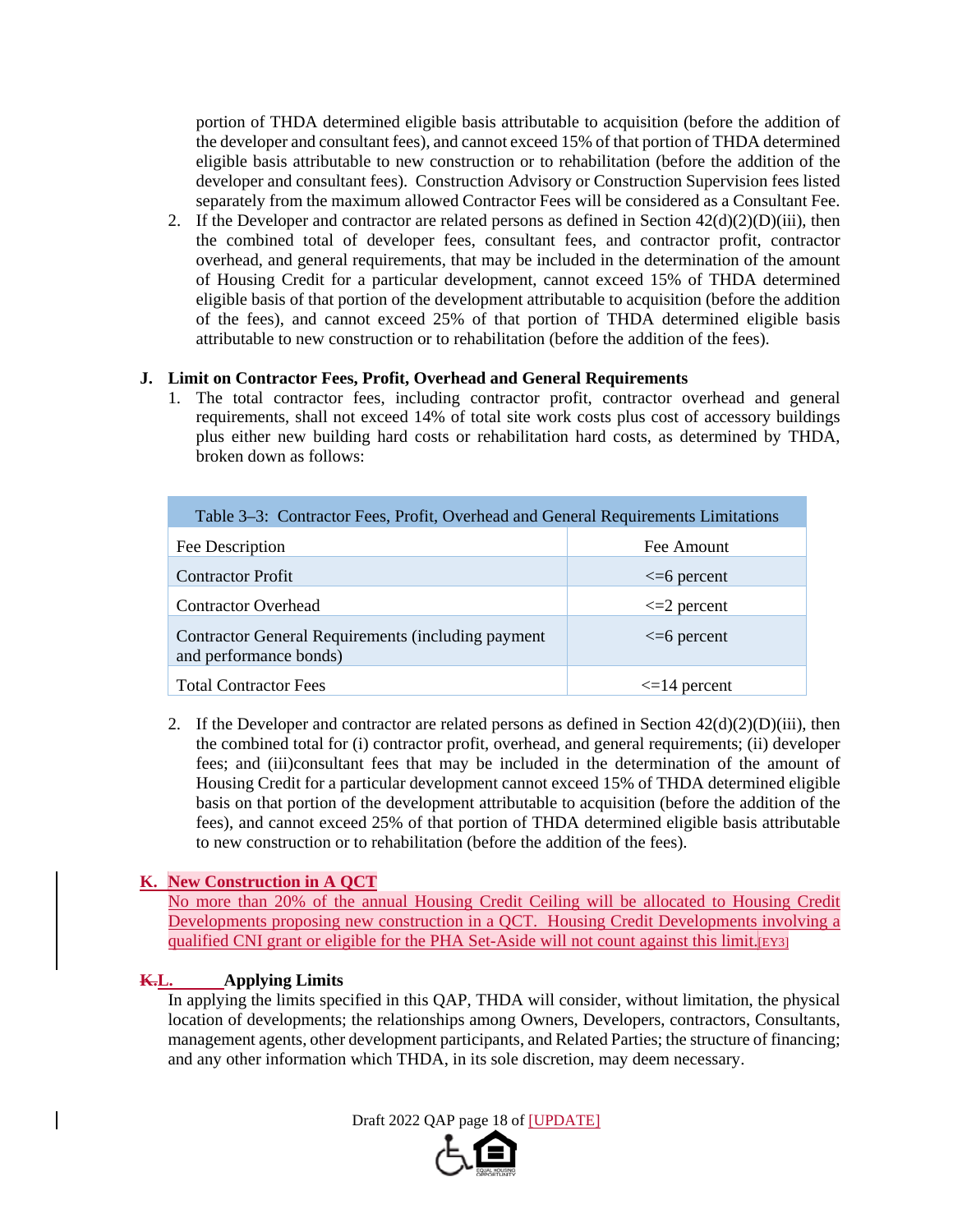portion of THDA determined eligible basis attributable to acquisition (before the addition of the developer and consultant fees), and cannot exceed 15% of that portion of THDA determined eligible basis attributable to new construction or to rehabilitation (before the addition of the developer and consultant fees). Construction Advisory or Construction Supervision fees listed separately from the maximum allowed Contractor Fees will be considered as a Consultant Fee.

2. If the Developer and contractor are related persons as defined in Section 42(d)(2)(D)(iii), then the combined total of developer fees, consultant fees, and contractor profit, contractor overhead, and general requirements, that may be included in the determination of the amount of Housing Credit for a particular development, cannot exceed 15% of THDA determined eligible basis of that portion of the development attributable to acquisition (before the addition of the fees), and cannot exceed 25% of that portion of THDA determined eligible basis attributable to new construction or to rehabilitation (before the addition of the fees).

**J. Limit on Contractor Fees, Profit, Overhead and General Requirements**

1. The total contractor fees, including contractor profit, contractor overhead and general requirements, shall not exceed 14% of total site work costs plus cost of accessory buildings plus either new building hard costs or rehabilitation hard costs, as determined by THDA, broken down as follows:

| Table 3–3: Contractor Fees, Profit, Overhead and General Requirements Limitations | |
|---|---|
| Fee Description | Fee Amount |
| Contractor Profit | <=6 percent |
| Contractor Overhead | <=2 percent |
| Contractor General Requirements (including payment and performance bonds) | <=6 percent |
| Total Contractor Fees | <=14 percent |

2. If the Developer and contractor are related persons as defined in Section 42(d)(2)(D)(iii), then the combined total for (i) contractor profit, overhead, and general requirements; (ii) developer fees; and (iii)consultant fees that may be included in the determination of the amount of Housing Credit for a particular development cannot exceed 15% of THDA determined eligible basis on that portion of the development attributable to acquisition (before the addition of the fees), and cannot exceed 25% of that portion of THDA determined eligible basis attributable to new construction or to rehabilitation (before the addition of the fees).

**K. New Construction in A QCT**

No more than 20% of the annual Housing Credit Ceiling will be allocated to Housing Credit Developments proposing new construction in a QCT. Housing Credit Developments involving a qualified CNI grant or eligible for the PHA Set-Aside will not count against this limit.[EY3]

**~~K.~~L. Applying Limits**

In applying the limits specified in this QAP, THDA will consider, without limitation, the physical location of developments; the relationships among Owners, Developers, contractors, Consultants, management agents, other development participants, and Related Parties; the structure of financing; and any other information which THDA, in its sole discretion, may deem necessary.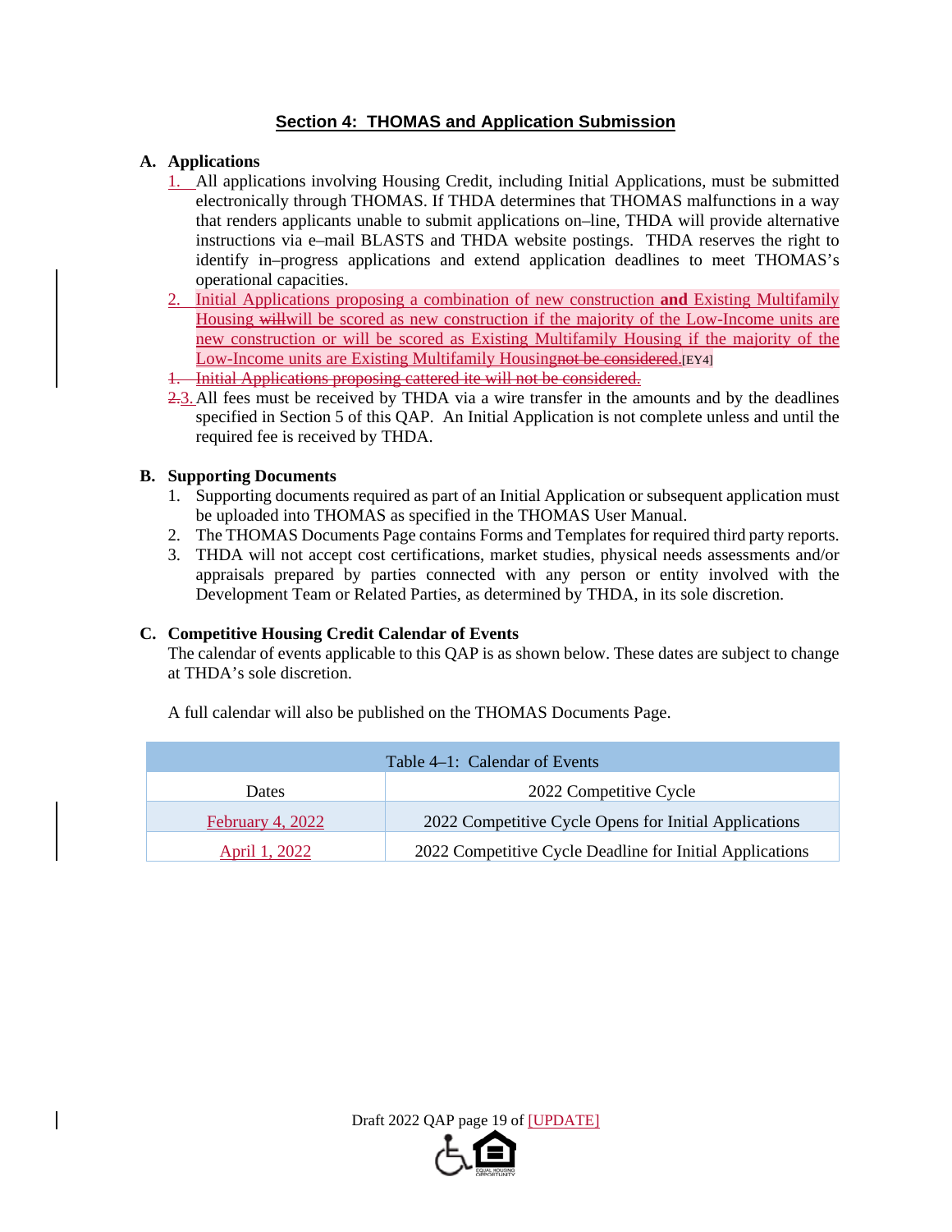## Section 4: THOMAS and Application Submission

**A. Applications**

1. All applications involving Housing Credit, including Initial Applications, must be submitted electronically through THOMAS. If THDA determines that THOMAS malfunctions in a way that renders applicants unable to submit applications on–line, THDA will provide alternative instructions via e–mail BLASTS and THDA website postings. THDA reserves the right to identify in–progress applications and extend application deadlines to meet THOMAS's operational capacities.
2. Initial Applications proposing a combination of new construction **and** Existing Multifamily Housing willwill be scored as new construction if the majority of the Low-Income units are new construction or will be scored as Existing Multifamily Housing if the majority of the Low-Income units are Existing Multifamily Housingnot be considered.[EY4]
3. ~~Initial Applications proposing cattered ite will not be considered.~~
4. All fees must be received by THDA via a wire transfer in the amounts and by the deadlines specified in Section 5 of this QAP. An Initial Application is not complete unless and until the required fee is received by THDA.

**B. Supporting Documents**

1. Supporting documents required as part of an Initial Application or subsequent application must be uploaded into THOMAS as specified in the THOMAS User Manual.
2. The THOMAS Documents Page contains Forms and Templates for required third party reports.
3. THDA will not accept cost certifications, market studies, physical needs assessments and/or appraisals prepared by parties connected with any person or entity involved with the Development Team or Related Parties, as determined by THDA, in its sole discretion.

**C. Competitive Housing Credit Calendar of Events**

The calendar of events applicable to this QAP is as shown below. These dates are subject to change at THDA's sole discretion.

A full calendar will also be published on the THOMAS Documents Page.

Table 4–1: Calendar of Events

| Dates | 2022 Competitive Cycle |
|---|---|
| February 4, 2022 | 2022 Competitive Cycle Opens for Initial Applications |
| April 1, 2022 | 2022 Competitive Cycle Deadline for Initial Applications |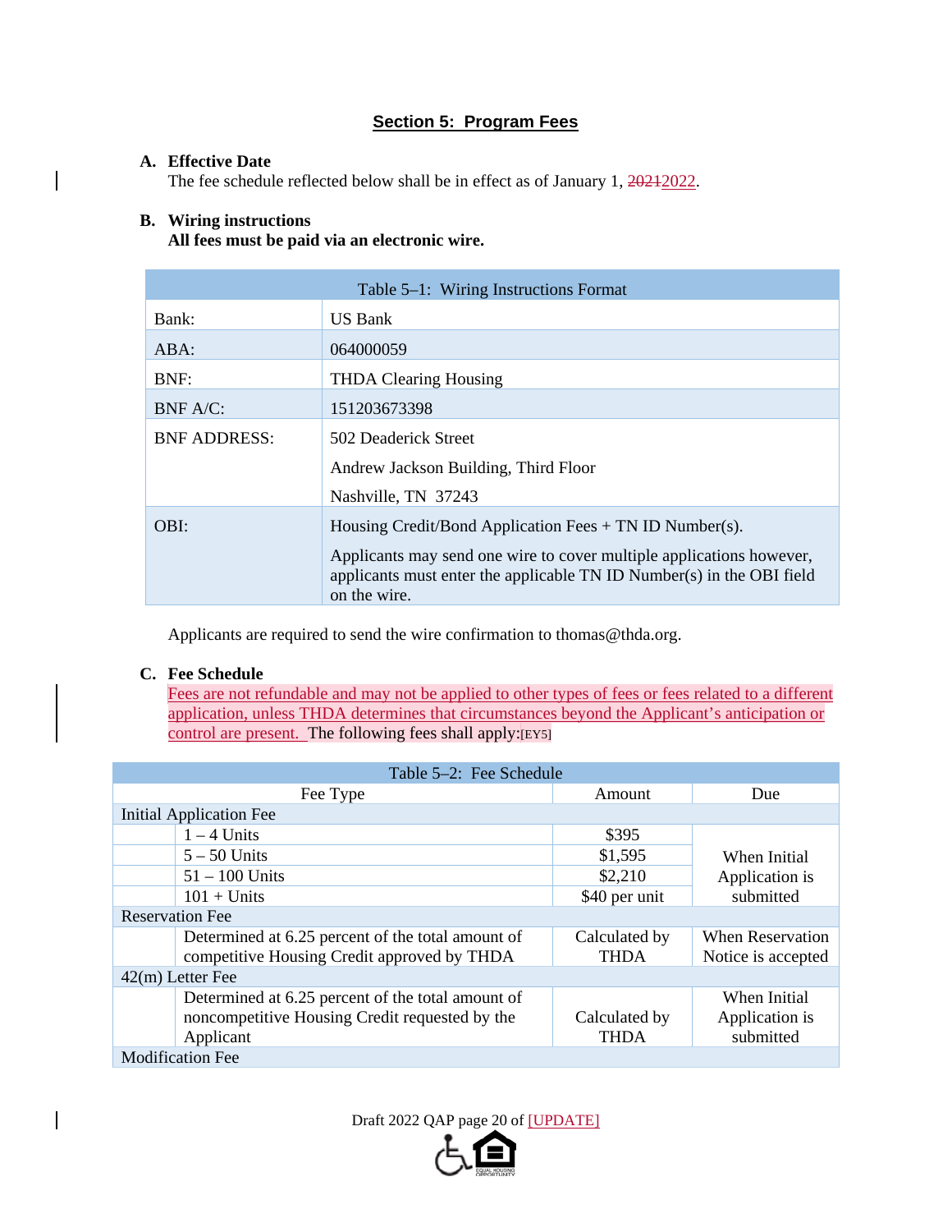## Section 5: Program Fees

**A. Effective Date**

The fee schedule reflected below shall be in effect as of January 1, ~~2021~~2022.

**B. Wiring instructions**

**All fees must be paid via an electronic wire.**

| Table 5–1: Wiring Instructions Format | |
|---|---|
| Bank: | US Bank |
| ABA: | 064000059 |
| BNF: | THDA Clearing Housing |
| BNF A/C: | 151203673398 |
| BNF ADDRESS: | 502 Deaderick Street<br>Andrew Jackson Building, Third Floor<br>Nashville, TN 37243 |
| OBI: | Housing Credit/Bond Application Fees + TN ID Number(s).<br>Applicants may send one wire to cover multiple applications however, applicants must enter the applicable TN ID Number(s) in the OBI field on the wire. |

Applicants are required to send the wire confirmation to thomas@thda.org.

**C. Fee Schedule**

Fees are not refundable and may not be applied to other types of fees or fees related to a different application, unless THDA determines that circumstances beyond the Applicant's anticipation or control are present. The following fees shall apply:[EY5]

| Table 5–2: Fee Schedule | | | |
|---|---|---|---|
| Fee Type | | Amount | Due |
| Initial Application Fee | | | |
| | 1 – 4 Units | $395 | When Initial Application is submitted |
| | 5 – 50 Units | $1,595 | |
| | 51 – 100 Units | $2,210 | |
| | 101 + Units | $40 per unit | |
| Reservation Fee | | | |
| | Determined at 6.25 percent of the total amount of competitive Housing Credit approved by THDA | Calculated by THDA | When Reservation Notice is accepted |
| 42(m) Letter Fee | | | |
| | Determined at 6.25 percent of the total amount of noncompetitive Housing Credit requested by the Applicant | Calculated by THDA | When Initial Application is submitted |
| Modification Fee | | | |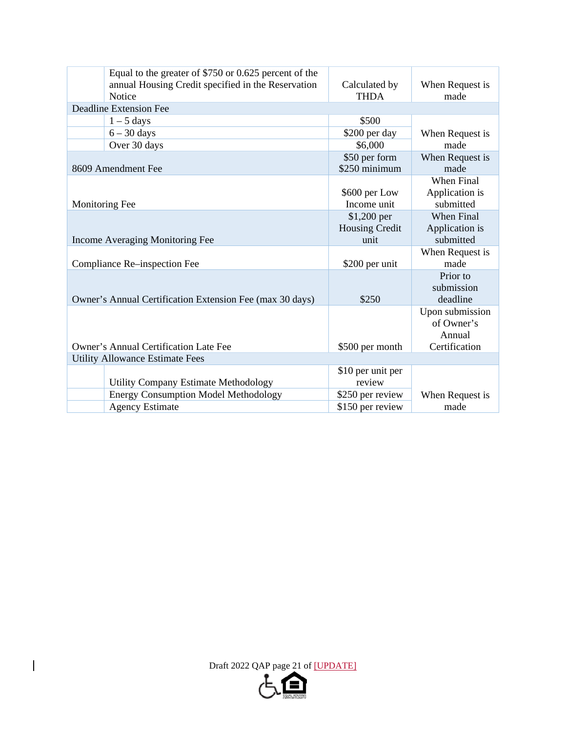| | | | |
|---|---|---|---|
| | Equal to the greater of $750 or 0.625 percent of the annual Housing Credit specified in the Reservation Notice | Calculated by THDA | When Request is made |
| Deadline Extension Fee | | | |
| | 1 – 5 days | $500 | When Request is made |
| | 6 – 30 days | $200 per day | |
| | Over 30 days | $6,000 | |
| 8609 Amendment Fee | | $50 per form $250 minimum | When Request is made |
| Monitoring Fee | | $600 per Low Income unit | When Final Application is submitted |
| Income Averaging Monitoring Fee | | $1,200 per Housing Credit unit | When Final Application is submitted |
| Compliance Re–inspection Fee | | $200 per unit | When Request is made |
| Owner's Annual Certification Extension Fee (max 30 days) | | $250 | Prior to submission deadline |
| Owner's Annual Certification Late Fee | | $500 per month | Upon submission of Owner's Annual Certification |
| Utility Allowance Estimate Fees | | | |
| | Utility Company Estimate Methodology | $10 per unit per review | When Request is made |
| | Energy Consumption Model Methodology | $250 per review | |
| | Agency Estimate | $150 per review | |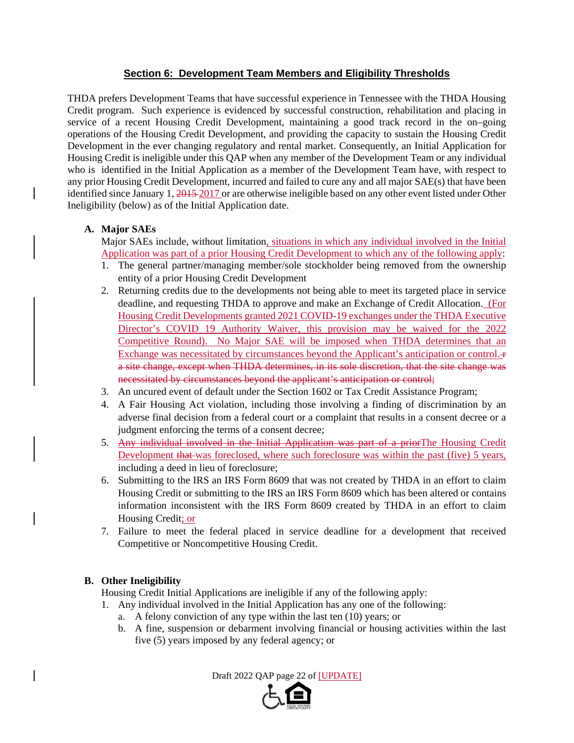## Section 6: Development Team Members and Eligibility Thresholds

THDA prefers Development Teams that have successful experience in Tennessee with the THDA Housing Credit program. Such experience is evidenced by successful construction, rehabilitation and placing in service of a recent Housing Credit Development, maintaining a good track record in the on–going operations of the Housing Credit Development, and providing the capacity to sustain the Housing Credit Development in the ever changing regulatory and rental market. Consequently, an Initial Application for Housing Credit is ineligible under this QAP when any member of the Development Team or any individual who is identified in the Initial Application as a member of the Development Team have, with respect to any prior Housing Credit Development, incurred and failed to cure any and all major SAE(s) that have been identified since January 1, ~~2015~~ 2017 or are otherwise ineligible based on any other event listed under Other Ineligibility (below) as of the Initial Application date.

**A. Major SAEs**

Major SAEs include, without limitation, situations in which any individual involved in the Initial Application was part of a prior Housing Credit Development to which any of the following apply:

1. The general partner/managing member/sole stockholder being removed from the ownership entity of a prior Housing Credit Development
2. Returning credits due to the developments not being able to meet its targeted place in service deadline, and requesting THDA to approve and make an Exchange of Credit Allocation. (For Housing Credit Developments granted 2021 COVID-19 exchanges under the THDA Executive Director's COVID 19 Authority Waiver, this provision may be waived for the 2022 Competitive Round). No Major SAE will be imposed when THDA determines that an Exchange was necessitated by circumstances beyond the Applicant's anticipation or control. ~~, a site change, except when THDA determines, in its sole discretion, that the site change was necessitated by circumstances beyond the applicant's anticipation or control;~~
3. An uncured event of default under the Section 1602 or Tax Credit Assistance Program;
4. A Fair Housing Act violation, including those involving a finding of discrimination by an adverse final decision from a federal court or a complaint that results in a consent decree or a judgment enforcing the terms of a consent decree;
5. ~~Any individual involved in the Initial Application was part of a prior~~ The Housing Credit Development ~~that~~ was foreclosed, where such foreclosure was within the past (five) 5 years, including a deed in lieu of foreclosure;
6. Submitting to the IRS an IRS Form 8609 that was not created by THDA in an effort to claim Housing Credit or submitting to the IRS an IRS Form 8609 which has been altered or contains information inconsistent with the IRS Form 8609 created by THDA in an effort to claim Housing Credit; or
7. Failure to meet the federal placed in service deadline for a development that received Competitive or Noncompetitive Housing Credit.

**B. Other Ineligibility**

Housing Credit Initial Applications are ineligible if any of the following apply:

1. Any individual involved in the Initial Application has any one of the following:
   a. A felony conviction of any type within the last ten (10) years; or
   b. A fine, suspension or debarment involving financial or housing activities within the last five (5) years imposed by any federal agency; or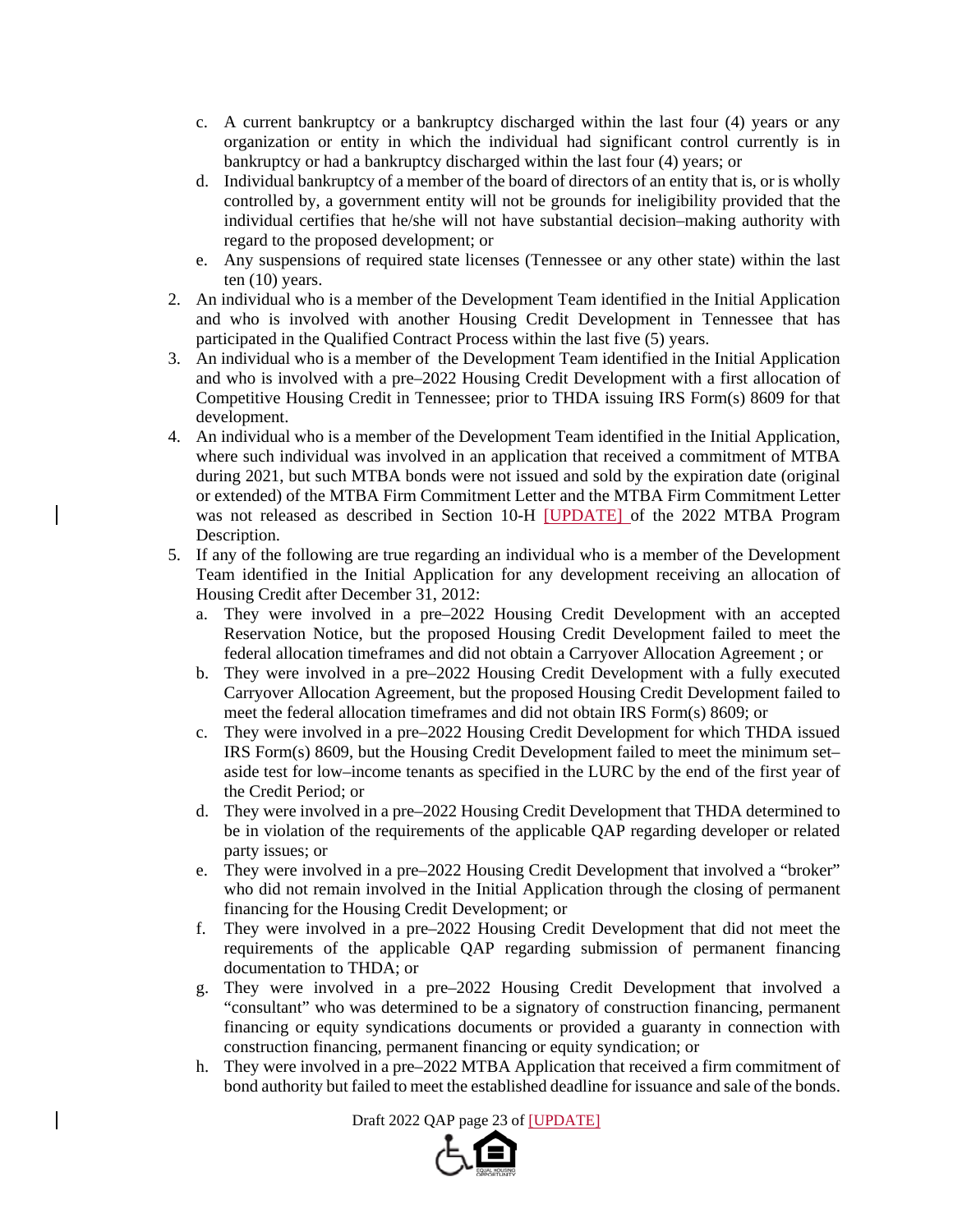c. A current bankruptcy or a bankruptcy discharged within the last four (4) years or any organization or entity in which the individual had significant control currently is in bankruptcy or had a bankruptcy discharged within the last four (4) years; or
   d. Individual bankruptcy of a member of the board of directors of an entity that is, or is wholly controlled by, a government entity will not be grounds for ineligibility provided that the individual certifies that he/she will not have substantial decision–making authority with regard to the proposed development; or
   e. Any suspensions of required state licenses (Tennessee or any other state) within the last ten (10) years.
2. An individual who is a member of the Development Team identified in the Initial Application and who is involved with another Housing Credit Development in Tennessee that has participated in the Qualified Contract Process within the last five (5) years.
3. An individual who is a member of the Development Team identified in the Initial Application and who is involved with a pre–2022 Housing Credit Development with a first allocation of Competitive Housing Credit in Tennessee; prior to THDA issuing IRS Form(s) 8609 for that development.
4. An individual who is a member of the Development Team identified in the Initial Application, where such individual was involved in an application that received a commitment of MTBA during 2021, but such MTBA bonds were not issued and sold by the expiration date (original or extended) of the MTBA Firm Commitment Letter and the MTBA Firm Commitment Letter was not released as described in Section 10-H [UPDATE] of the 2022 MTBA Program Description.
5. If any of the following are true regarding an individual who is a member of the Development Team identified in the Initial Application for any development receiving an allocation of Housing Credit after December 31, 2012:
   a. They were involved in a pre–2022 Housing Credit Development with an accepted Reservation Notice, but the proposed Housing Credit Development failed to meet the federal allocation timeframes and did not obtain a Carryover Allocation Agreement ; or
   b. They were involved in a pre–2022 Housing Credit Development with a fully executed Carryover Allocation Agreement, but the proposed Housing Credit Development failed to meet the federal allocation timeframes and did not obtain IRS Form(s) 8609; or
   c. They were involved in a pre–2022 Housing Credit Development for which THDA issued IRS Form(s) 8609, but the Housing Credit Development failed to meet the minimum set–aside test for low–income tenants as specified in the LURC by the end of the first year of the Credit Period; or
   d. They were involved in a pre–2022 Housing Credit Development that THDA determined to be in violation of the requirements of the applicable QAP regarding developer or related party issues; or
   e. They were involved in a pre–2022 Housing Credit Development that involved a "broker" who did not remain involved in the Initial Application through the closing of permanent financing for the Housing Credit Development; or
   f. They were involved in a pre–2022 Housing Credit Development that did not meet the requirements of the applicable QAP regarding submission of permanent financing documentation to THDA; or
   g. They were involved in a pre–2022 Housing Credit Development that involved a "consultant" who was determined to be a signatory of construction financing, permanent financing or equity syndications documents or provided a guaranty in connection with construction financing, permanent financing or equity syndication; or
   h. They were involved in a pre–2022 MTBA Application that received a firm commitment of bond authority but failed to meet the established deadline for issuance and sale of the bonds.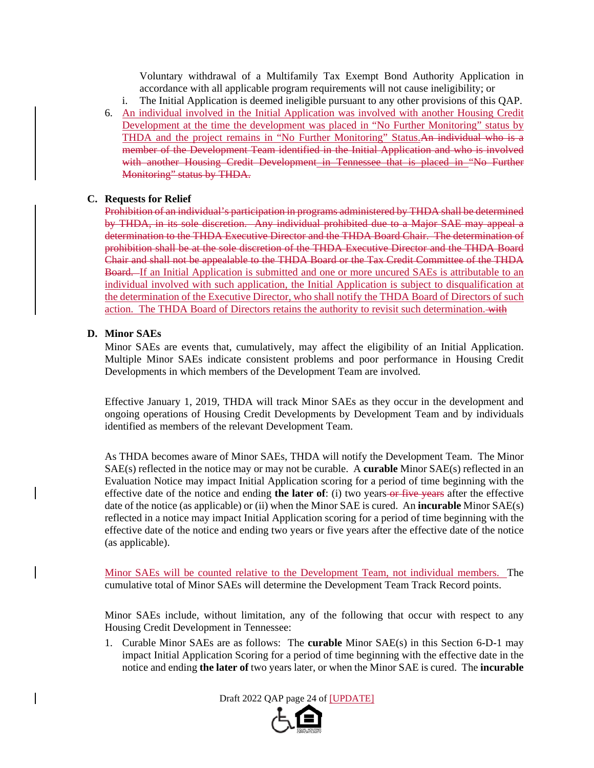Voluntary withdrawal of a Multifamily Tax Exempt Bond Authority Application in accordance with all applicable program requirements will not cause ineligibility; or

i. The Initial Application is deemed ineligible pursuant to any other provisions of this QAP.

6. An individual involved in the Initial Application was involved with another Housing Credit Development at the time the development was placed in "No Further Monitoring" status by THDA and the project remains in "No Further Monitoring" Status.~~An individual who is a member of the Development Team identified in the Initial Application and who is involved with another Housing Credit Development~~ in Tennessee that is placed in ~~"No Further Monitoring" status by THDA.~~

**C. Requests for Relief**

~~Prohibition of an individual's participation in programs administered by THDA shall be determined by THDA, in its sole discretion. Any individual prohibited due to a Major SAE may appeal a determination to the THDA Executive Director and the THDA Board Chair. The determination of prohibition shall be at the sole discretion of the THDA Executive Director and the THDA Board Chair and shall not be appealable to the THDA Board or the Tax Credit Committee of the THDA Board.~~ If an Initial Application is submitted and one or more uncured SAEs is attributable to an individual involved with such application, the Initial Application is subject to disqualification at the determination of the Executive Director, who shall notify the THDA Board of Directors of such action. The THDA Board of Directors retains the authority to revisit such determination. ~~with~~

**D. Minor SAEs**

Minor SAEs are events that, cumulatively, may affect the eligibility of an Initial Application. Multiple Minor SAEs indicate consistent problems and poor performance in Housing Credit Developments in which members of the Development Team are involved.

Effective January 1, 2019, THDA will track Minor SAEs as they occur in the development and ongoing operations of Housing Credit Developments by Development Team and by individuals identified as members of the relevant Development Team.

As THDA becomes aware of Minor SAEs, THDA will notify the Development Team. The Minor SAE(s) reflected in the notice may or may not be curable. A **curable** Minor SAE(s) reflected in an Evaluation Notice may impact Initial Application scoring for a period of time beginning with the effective date of the notice and ending **the later of**: (i) two years ~~or five years~~ after the effective date of the notice (as applicable) or (ii) when the Minor SAE is cured. An **incurable** Minor SAE(s) reflected in a notice may impact Initial Application scoring for a period of time beginning with the effective date of the notice and ending two years or five years after the effective date of the notice (as applicable).

Minor SAEs will be counted relative to the Development Team, not individual members. The cumulative total of Minor SAEs will determine the Development Team Track Record points.

Minor SAEs include, without limitation, any of the following that occur with respect to any Housing Credit Development in Tennessee:

1. Curable Minor SAEs are as follows: The **curable** Minor SAE(s) in this Section 6-D-1 may impact Initial Application Scoring for a period of time beginning with the effective date in the notice and ending **the later of** two years later, or when the Minor SAE is cured. The **incurable**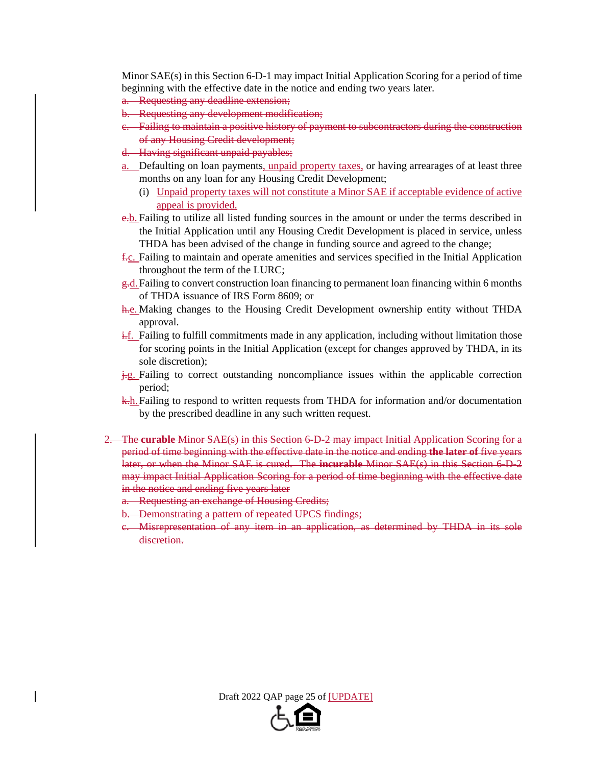Minor SAE(s) in this Section 6-D-1 may impact Initial Application Scoring for a period of time beginning with the effective date in the notice and ending two years later.

a. ~~Requesting any deadline extension;~~
b. ~~Requesting any development modification;~~
c. ~~Failing to maintain a positive history of payment to subcontractors during the construction of any Housing Credit development;~~
d. ~~Having significant unpaid payables;~~

a. Defaulting on loan payments, unpaid property taxes, or having arrearages of at least three months on any loan for any Housing Credit Development;
   (i) Unpaid property taxes will not constitute a Minor SAE if acceptable evidence of active appeal is provided.

~~e.~~b. Failing to utilize all listed funding sources in the amount or under the terms described in the Initial Application until any Housing Credit Development is placed in service, unless THDA has been advised of the change in funding source and agreed to the change;

~~f.~~c. Failing to maintain and operate amenities and services specified in the Initial Application throughout the term of the LURC;

~~g.~~d. Failing to convert construction loan financing to permanent loan financing within 6 months of THDA issuance of IRS Form 8609; or

~~h.~~e. Making changes to the Housing Credit Development ownership entity without THDA approval.

~~i.~~f. Failing to fulfill commitments made in any application, including without limitation those for scoring points in the Initial Application (except for changes approved by THDA, in its sole discretion);

~~j.~~g. Failing to correct outstanding noncompliance issues within the applicable correction period;

~~k.~~h. Failing to respond to written requests from THDA for information and/or documentation by the prescribed deadline in any such written request.

2. ~~The **curable** Minor SAE(s) in this Section 6-D-2 may impact Initial Application Scoring for a period of time beginning with the effective date in the notice and ending **the later of** five years later, or when the Minor SAE is cured. The **incurable** Minor SAE(s) in this Section 6-D-2 may impact Initial Application Scoring for a period of time beginning with the effective date in the notice and ending five years later~~
   a. ~~Requesting an exchange of Housing Credits;~~
   b. ~~Demonstrating a pattern of repeated UPCS findings;~~
   c. ~~Misrepresentation of any item in an application, as determined by THDA in its sole discretion.~~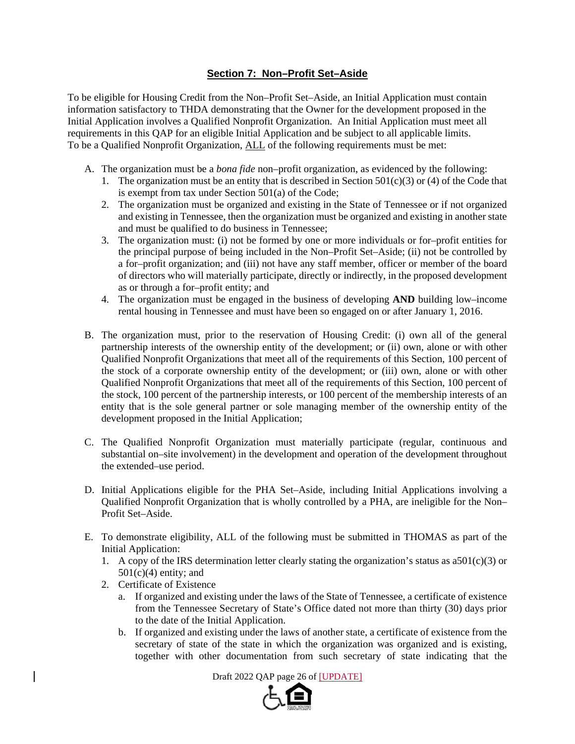## **Section 7: Non–Profit Set–Aside**

To be eligible for Housing Credit from the Non–Profit Set–Aside, an Initial Application must contain information satisfactory to THDA demonstrating that the Owner for the development proposed in the Initial Application involves a Qualified Nonprofit Organization. An Initial Application must meet all requirements in this QAP for an eligible Initial Application and be subject to all applicable limits. To be a Qualified Nonprofit Organization, ALL of the following requirements must be met:

A. The organization must be a *bona fide* non–profit organization, as evidenced by the following:
   1. The organization must be an entity that is described in Section 501(c)(3) or (4) of the Code that is exempt from tax under Section 501(a) of the Code;
   2. The organization must be organized and existing in the State of Tennessee or if not organized and existing in Tennessee, then the organization must be organized and existing in another state and must be qualified to do business in Tennessee;
   3. The organization must: (i) not be formed by one or more individuals or for–profit entities for the principal purpose of being included in the Non–Profit Set–Aside; (ii) not be controlled by a for–profit organization; and (iii) not have any staff member, officer or member of the board of directors who will materially participate, directly or indirectly, in the proposed development as or through a for–profit entity; and
   4. The organization must be engaged in the business of developing **AND** building low–income rental housing in Tennessee and must have been so engaged on or after January 1, 2016.

B. The organization must, prior to the reservation of Housing Credit: (i) own all of the general partnership interests of the ownership entity of the development; or (ii) own, alone or with other Qualified Nonprofit Organizations that meet all of the requirements of this Section, 100 percent of the stock of a corporate ownership entity of the development; or (iii) own, alone or with other Qualified Nonprofit Organizations that meet all of the requirements of this Section, 100 percent of the stock, 100 percent of the partnership interests, or 100 percent of the membership interests of an entity that is the sole general partner or sole managing member of the ownership entity of the development proposed in the Initial Application;

C. The Qualified Nonprofit Organization must materially participate (regular, continuous and substantial on–site involvement) in the development and operation of the development throughout the extended–use period.

D. Initial Applications eligible for the PHA Set–Aside, including Initial Applications involving a Qualified Nonprofit Organization that is wholly controlled by a PHA, are ineligible for the Non–Profit Set–Aside.

E. To demonstrate eligibility, ALL of the following must be submitted in THOMAS as part of the Initial Application:
   1. A copy of the IRS determination letter clearly stating the organization's status as a501(c)(3) or 501(c)(4) entity; and
   2. Certificate of Existence
      a. If organized and existing under the laws of the State of Tennessee, a certificate of existence from the Tennessee Secretary of State's Office dated not more than thirty (30) days prior to the date of the Initial Application.
      b. If organized and existing under the laws of another state, a certificate of existence from the secretary of state of the state in which the organization was organized and is existing, together with other documentation from such secretary of state indicating that the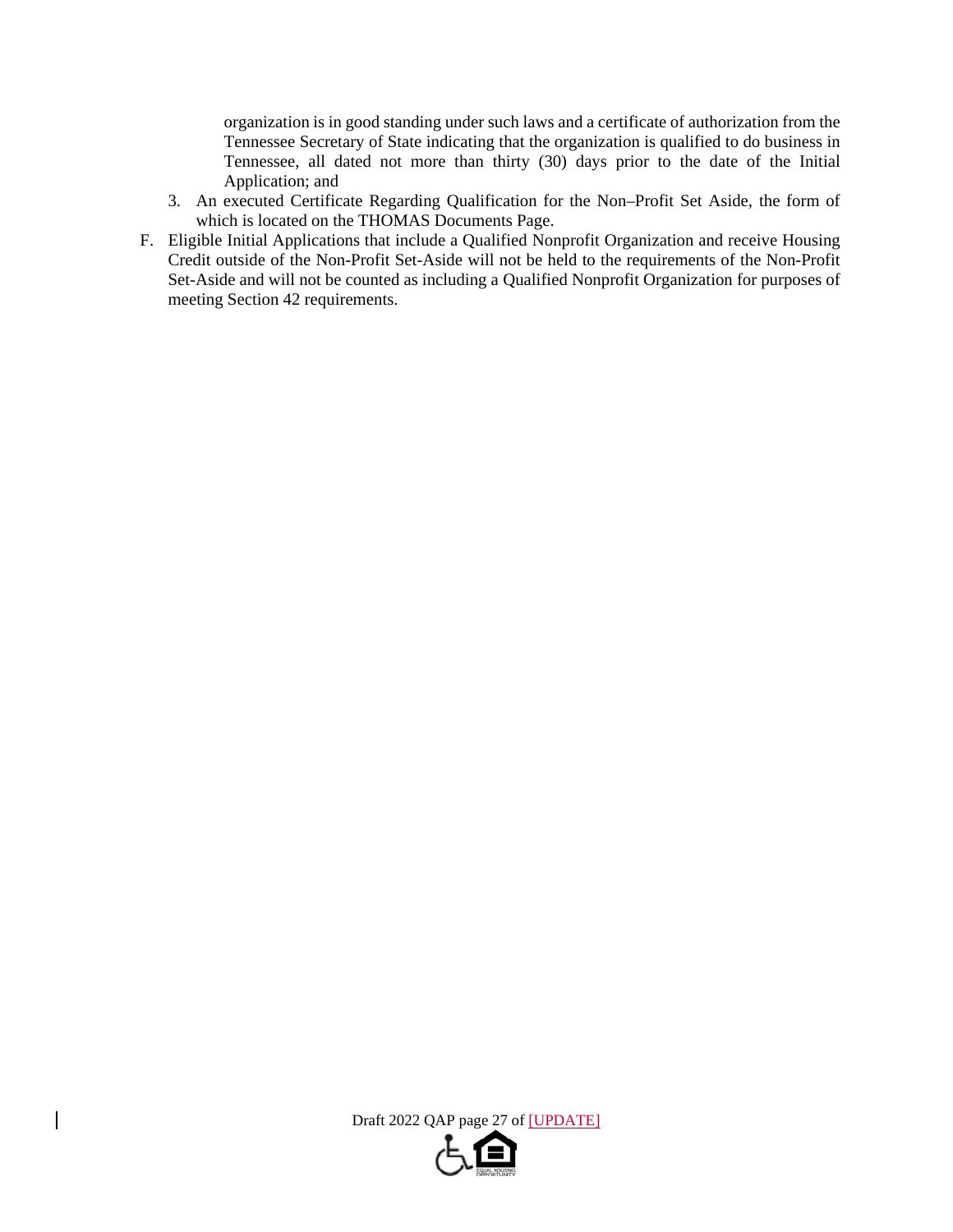organization is in good standing under such laws and a certificate of authorization from the Tennessee Secretary of State indicating that the organization is qualified to do business in Tennessee, all dated not more than thirty (30) days prior to the date of the Initial Application; and

3. An executed Certificate Regarding Qualification for the Non–Profit Set Aside, the form of which is located on the THOMAS Documents Page.

F. Eligible Initial Applications that include a Qualified Nonprofit Organization and receive Housing Credit outside of the Non-Profit Set-Aside will not be held to the requirements of the Non-Profit Set-Aside and will not be counted as including a Qualified Nonprofit Organization for purposes of meeting Section 42 requirements.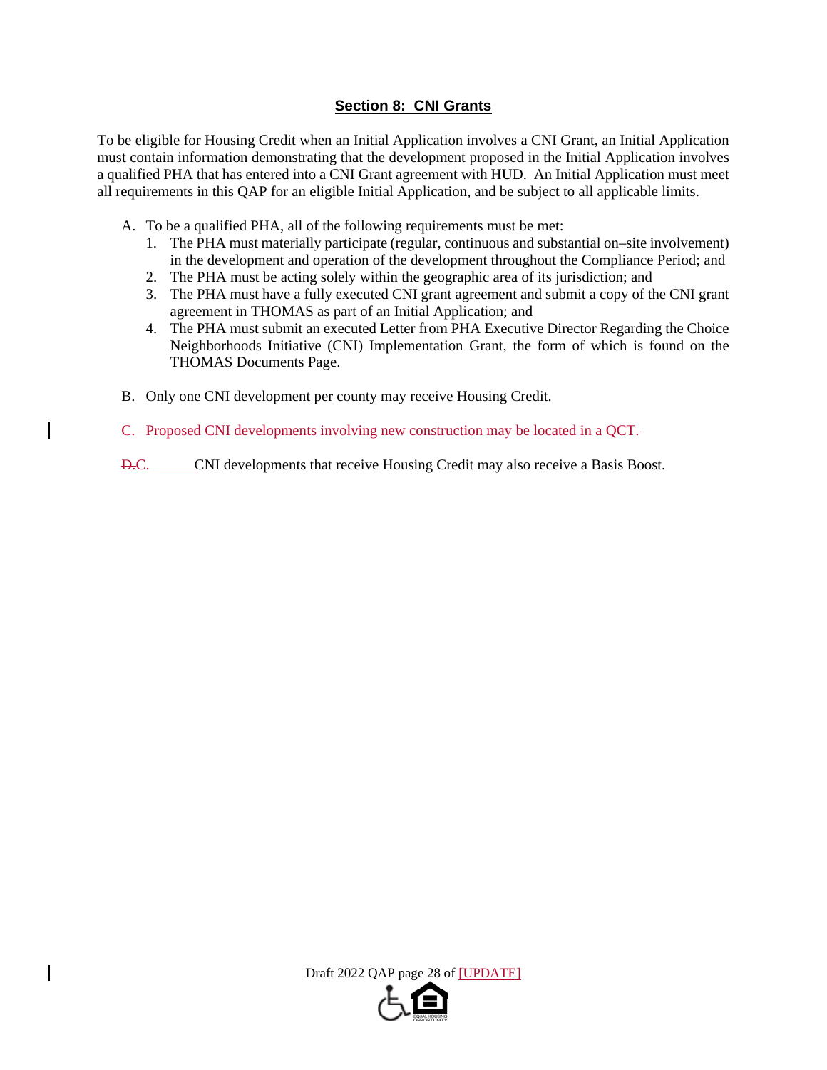## Section 8: CNI Grants

To be eligible for Housing Credit when an Initial Application involves a CNI Grant, an Initial Application must contain information demonstrating that the development proposed in the Initial Application involves a qualified PHA that has entered into a CNI Grant agreement with HUD. An Initial Application must meet all requirements in this QAP for an eligible Initial Application, and be subject to all applicable limits.

A. To be a qualified PHA, all of the following requirements must be met:
   1. The PHA must materially participate (regular, continuous and substantial on–site involvement) in the development and operation of the development throughout the Compliance Period; and
   2. The PHA must be acting solely within the geographic area of its jurisdiction; and
   3. The PHA must have a fully executed CNI grant agreement and submit a copy of the CNI grant agreement in THOMAS as part of an Initial Application; and
   4. The PHA must submit an executed Letter from PHA Executive Director Regarding the Choice Neighborhoods Initiative (CNI) Implementation Grant, the form of which is found on the THOMAS Documents Page.

B. Only one CNI development per county may receive Housing Credit.

~~C. Proposed CNI developments involving new construction may be located in a QCT.~~

~~D.~~C. CNI developments that receive Housing Credit may also receive a Basis Boost.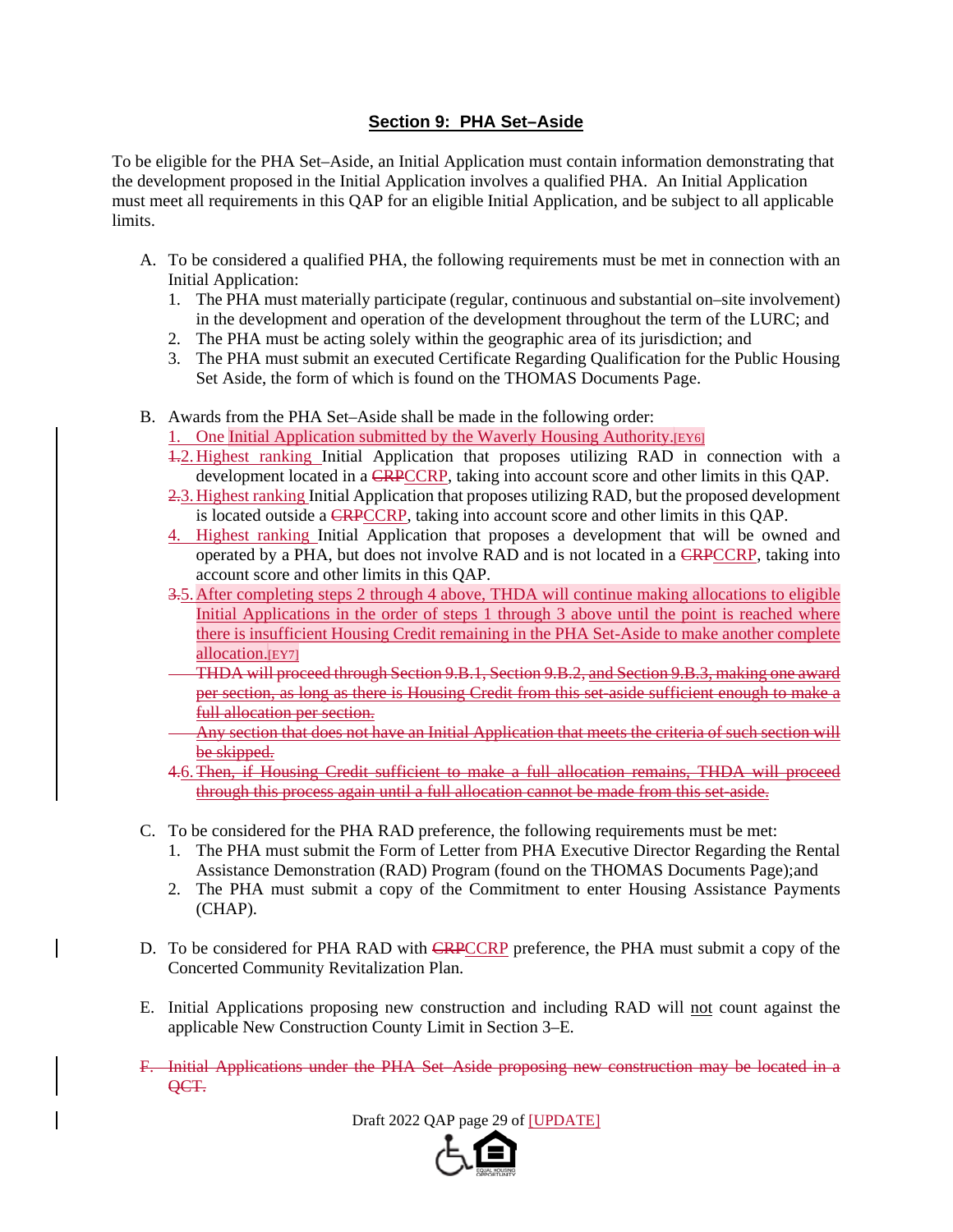## Section 9: PHA Set–Aside

To be eligible for the PHA Set–Aside, an Initial Application must contain information demonstrating that the development proposed in the Initial Application involves a qualified PHA. An Initial Application must meet all requirements in this QAP for an eligible Initial Application, and be subject to all applicable limits.

A. To be considered a qualified PHA, the following requirements must be met in connection with an Initial Application:
   1. The PHA must materially participate (regular, continuous and substantial on–site involvement) in the development and operation of the development throughout the term of the LURC; and
   2. The PHA must be acting solely within the geographic area of its jurisdiction; and
   3. The PHA must submit an executed Certificate Regarding Qualification for the Public Housing Set Aside, the form of which is found on the THOMAS Documents Page.

B. Awards from the PHA Set–Aside shall be made in the following order:
   1. One Initial Application submitted by the Waverly Housing Authority.[EY6]
   ~~1.~~2. Highest ranking Initial Application that proposes utilizing RAD in connection with a development located in a ~~CRP~~CCRP, taking into account score and other limits in this QAP.
   ~~2.~~3. Highest ranking Initial Application that proposes utilizing RAD, but the proposed development is located outside a ~~CRP~~CCRP, taking into account score and other limits in this QAP.
   4. Highest ranking Initial Application that proposes a development that will be owned and operated by a PHA, but does not involve RAD and is not located in a ~~CRP~~CCRP, taking into account score and other limits in this QAP.
   ~~3.~~5. After completing steps 2 through 4 above, THDA will continue making allocations to eligible Initial Applications in the order of steps 1 through 3 above until the point is reached where there is insufficient Housing Credit remaining in the PHA Set-Aside to make another complete allocation.[EY7]
   ~~THDA will proceed through Section 9.B.1, Section 9.B.2, and Section 9.B.3, making one award per section, as long as there is Housing Credit from this set-aside sufficient enough to make a full allocation per section.~~
   ~~Any section that does not have an Initial Application that meets the criteria of such section will be skipped.~~
   ~~4.~~6. ~~Then, if Housing Credit sufficient to make a full allocation remains, THDA will proceed through this process again until a full allocation cannot be made from this set-aside.~~

C. To be considered for the PHA RAD preference, the following requirements must be met:
   1. The PHA must submit the Form of Letter from PHA Executive Director Regarding the Rental Assistance Demonstration (RAD) Program (found on the THOMAS Documents Page);and
   2. The PHA must submit a copy of the Commitment to enter Housing Assistance Payments (CHAP).

D. To be considered for PHA RAD with ~~CRP~~CCRP preference, the PHA must submit a copy of the Concerted Community Revitalization Plan.

E. Initial Applications proposing new construction and including RAD will not count against the applicable New Construction County Limit in Section 3–E.

~~F. Initial Applications under the PHA Set–Aside proposing new construction may be located in a QCT.~~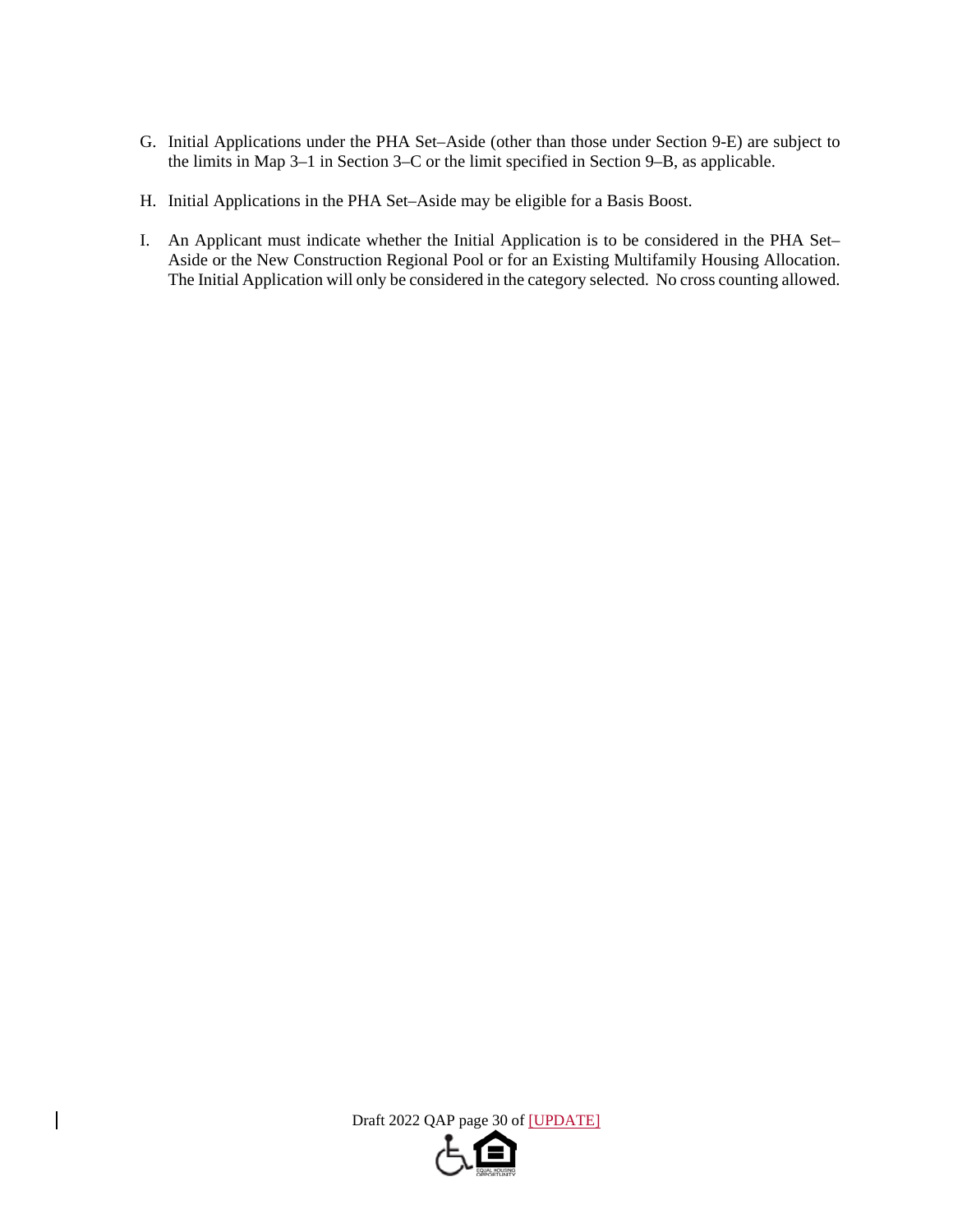G. Initial Applications under the PHA Set–Aside (other than those under Section 9-E) are subject to the limits in Map 3–1 in Section 3–C or the limit specified in Section 9–B, as applicable.

H. Initial Applications in the PHA Set–Aside may be eligible for a Basis Boost.

I. An Applicant must indicate whether the Initial Application is to be considered in the PHA Set–Aside or the New Construction Regional Pool or for an Existing Multifamily Housing Allocation. The Initial Application will only be considered in the category selected. No cross counting allowed.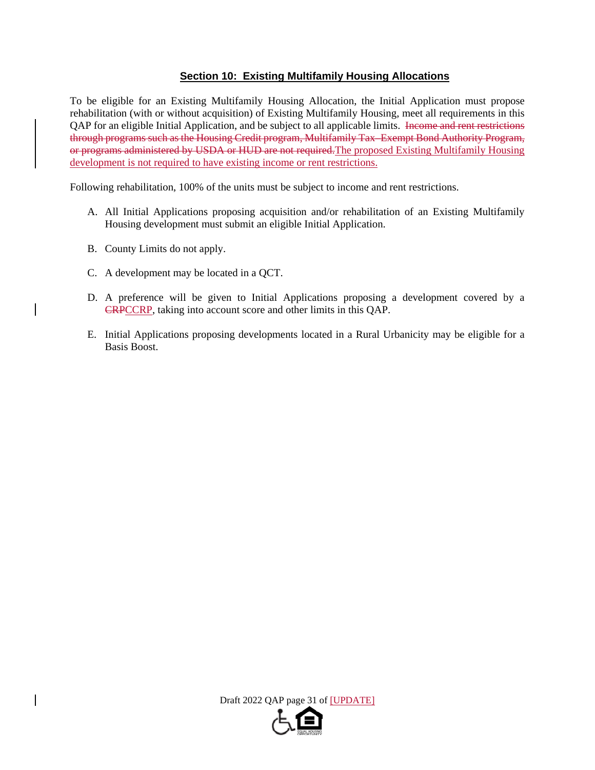## Section 10: Existing Multifamily Housing Allocations

To be eligible for an Existing Multifamily Housing Allocation, the Initial Application must propose rehabilitation (with or without acquisition) of Existing Multifamily Housing, meet all requirements in this QAP for an eligible Initial Application, and be subject to all applicable limits. ~~Income and rent restrictions through programs such as the Housing Credit program, Multifamily Tax-Exempt Bond Authority Program, or programs administered by USDA or HUD are not required.~~The proposed Existing Multifamily Housing development is not required to have existing income or rent restrictions.

Following rehabilitation, 100% of the units must be subject to income and rent restrictions.

A. All Initial Applications proposing acquisition and/or rehabilitation of an Existing Multifamily Housing development must submit an eligible Initial Application.

B. County Limits do not apply.

C. A development may be located in a QCT.

D. A preference will be given to Initial Applications proposing a development covered by a ~~CRP~~CCRP, taking into account score and other limits in this QAP.

E. Initial Applications proposing developments located in a Rural Urbanicity may be eligible for a Basis Boost.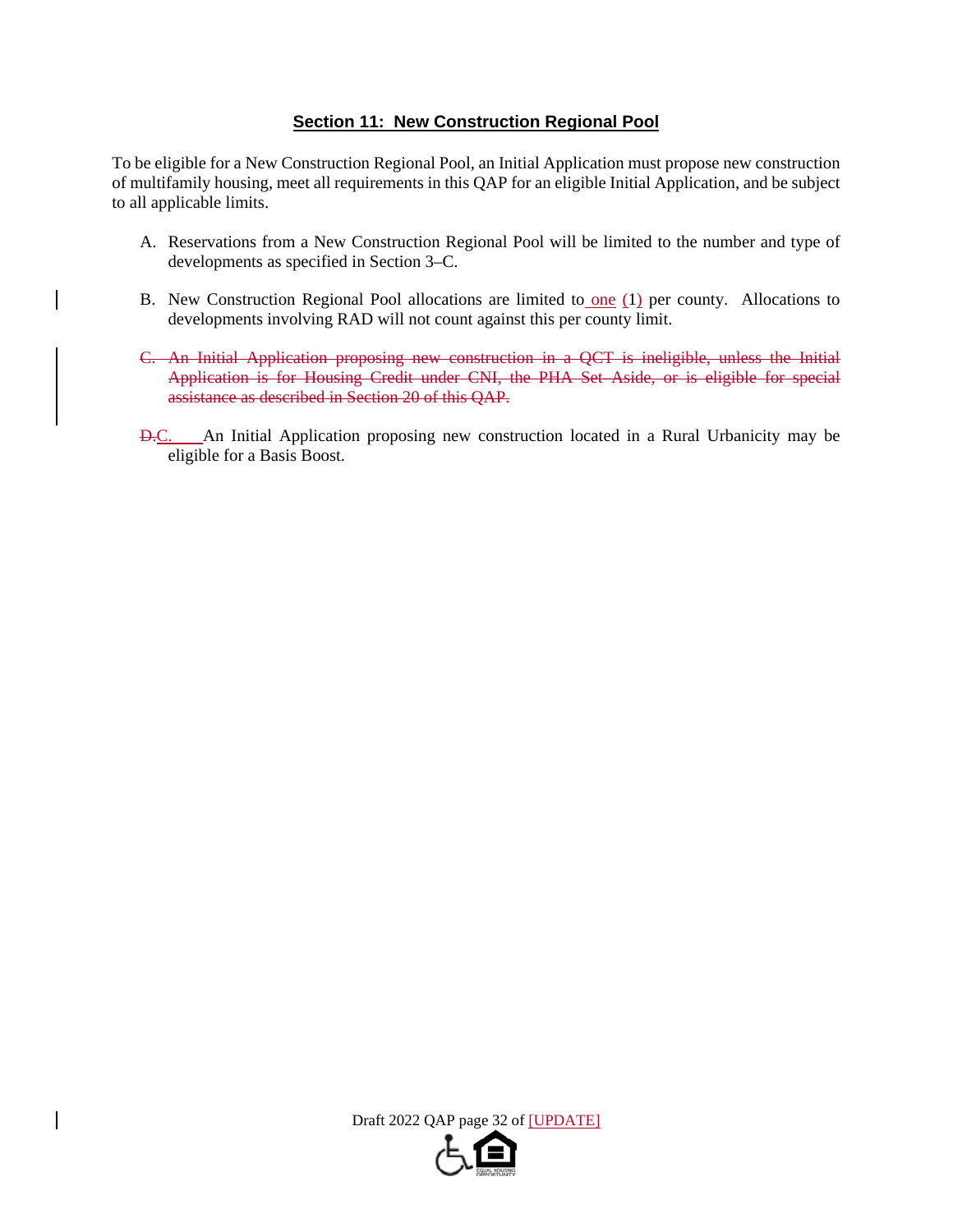## Section 11: New Construction Regional Pool

To be eligible for a New Construction Regional Pool, an Initial Application must propose new construction of multifamily housing, meet all requirements in this QAP for an eligible Initial Application, and be subject to all applicable limits.

A. Reservations from a New Construction Regional Pool will be limited to the number and type of developments as specified in Section 3–C.

B. New Construction Regional Pool allocations are limited to one (1) per county. Allocations to developments involving RAD will not count against this per county limit.

~~C. An Initial Application proposing new construction in a QCT is ineligible, unless the Initial Application is for Housing Credit under CNI, the PHA Set-Aside, or is eligible for special assistance as described in Section 20 of this QAP.~~

~~D.~~C. An Initial Application proposing new construction located in a Rural Urbanicity may be eligible for a Basis Boost.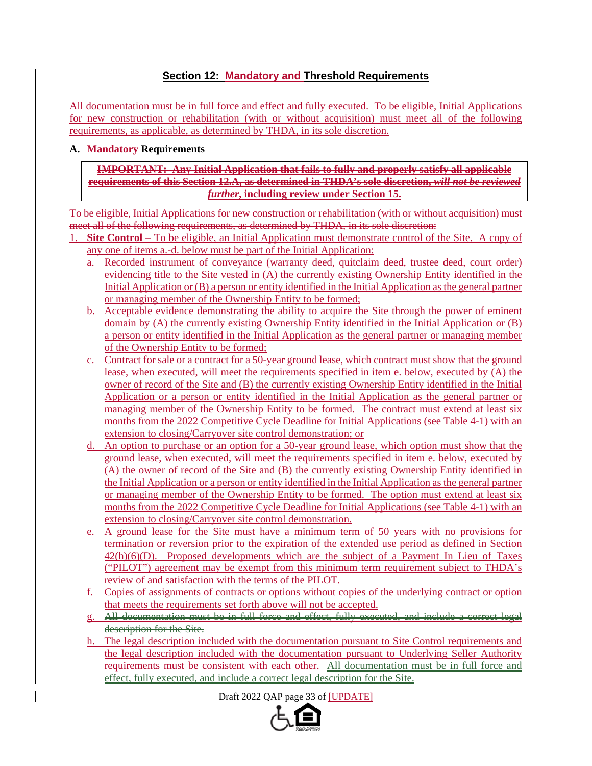## Section 12: Mandatory and Threshold Requirements

All documentation must be in full force and effect and fully executed. To be eligible, Initial Applications for new construction or rehabilitation (with or without acquisition) must meet all of the following requirements, as applicable, as determined by THDA, in its sole discretion.

### A. Mandatory Requirements

> ~~**IMPORTANT: Any Initial Application that fails to fully and properly satisfy all applicable requirements of this Section 12.A, as determined in THDA's sole discretion, *will not be reviewed further*, including review under Section 15.**~~

~~To be eligible, Initial Applications for new construction or rehabilitation (with or without acquisition) must meet all of the following requirements, as determined by THDA, in its sole discretion:~~

1. **Site Control** – To be eligible, an Initial Application must demonstrate control of the Site. A copy of any one of items a.-d. below must be part of the Initial Application:
   a. Recorded instrument of conveyance (warranty deed, quitclaim deed, trustee deed, court order) evidencing title to the Site vested in (A) the currently existing Ownership Entity identified in the Initial Application or (B) a person or entity identified in the Initial Application as the general partner or managing member of the Ownership Entity to be formed;
   b. Acceptable evidence demonstrating the ability to acquire the Site through the power of eminent domain by (A) the currently existing Ownership Entity identified in the Initial Application or (B) a person or entity identified in the Initial Application as the general partner or managing member of the Ownership Entity to be formed;
   c. Contract for sale or a contract for a 50-year ground lease, which contract must show that the ground lease, when executed, will meet the requirements specified in item e. below, executed by (A) the owner of record of the Site and (B) the currently existing Ownership Entity identified in the Initial Application or a person or entity identified in the Initial Application as the general partner or managing member of the Ownership Entity to be formed. The contract must extend at least six months from the 2022 Competitive Cycle Deadline for Initial Applications (see Table 4-1) with an extension to closing/Carryover site control demonstration; or
   d. An option to purchase or an option for a 50-year ground lease, which option must show that the ground lease, when executed, will meet the requirements specified in item e. below, executed by (A) the owner of record of the Site and (B) the currently existing Ownership Entity identified in the Initial Application or a person or entity identified in the Initial Application as the general partner or managing member of the Ownership Entity to be formed. The option must extend at least six months from the 2022 Competitive Cycle Deadline for Initial Applications (see Table 4-1) with an extension to closing/Carryover site control demonstration.
   e. A ground lease for the Site must have a minimum term of 50 years with no provisions for termination or reversion prior to the expiration of the extended use period as defined in Section 42(h)(6)(D). Proposed developments which are the subject of a Payment In Lieu of Taxes ("PILOT") agreement may be exempt from this minimum term requirement subject to THDA's review of and satisfaction with the terms of the PILOT.
   f. Copies of assignments of contracts or options without copies of the underlying contract or option that meets the requirements set forth above will not be accepted.
   g. ~~All documentation must be in full force and effect, fully executed, and include a correct legal description for the Site.~~
   h. The legal description included with the documentation pursuant to Site Control requirements and the legal description included with the documentation pursuant to Underlying Seller Authority requirements must be consistent with each other. All documentation must be in full force and effect, fully executed, and include a correct legal description for the Site.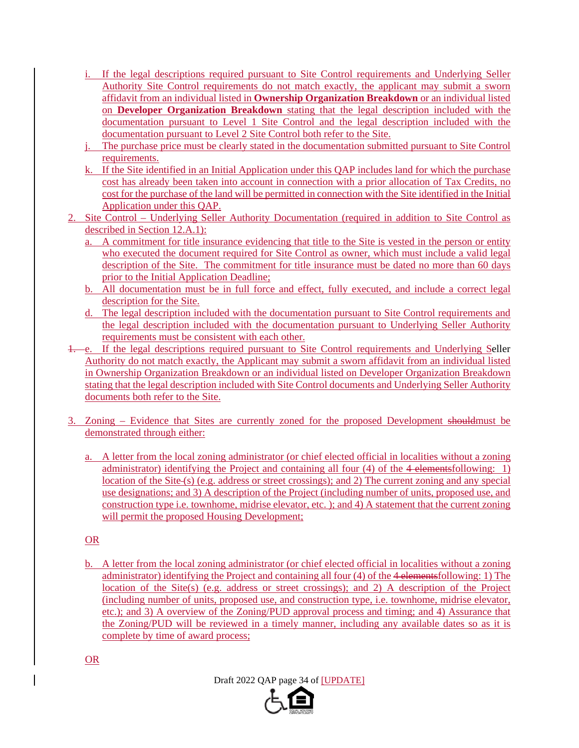i. If the legal descriptions required pursuant to Site Control requirements and Underlying Seller Authority Site Control requirements do not match exactly, the applicant may submit a sworn affidavit from an individual listed in **Ownership Organization Breakdown** or an individual listed on **Developer Organization Breakdown** stating that the legal description included with the documentation pursuant to Level 1 Site Control and the legal description included with the documentation pursuant to Level 2 Site Control both refer to the Site.

j. The purchase price must be clearly stated in the documentation submitted pursuant to Site Control requirements.

k. If the Site identified in an Initial Application under this QAP includes land for which the purchase cost has already been taken into account in connection with a prior allocation of Tax Credits, no cost for the purchase of the land will be permitted in connection with the Site identified in the Initial Application under this QAP.

2. Site Control – Underlying Seller Authority Documentation (required in addition to Site Control as described in Section 12.A.1):

   a. A commitment for title insurance evidencing that title to the Site is vested in the person or entity who executed the document required for Site Control as owner, which must include a valid legal description of the Site. The commitment for title insurance must be dated no more than 60 days prior to the Initial Application Deadline;

   b. All documentation must be in full force and effect, fully executed, and include a correct legal description for the Site.

   d. The legal description included with the documentation pursuant to Site Control requirements and the legal description included with the documentation pursuant to Underlying Seller Authority requirements must be consistent with each other.

   ~~1.~~ e. If the legal descriptions required pursuant to Site Control requirements and Underlying Seller Authority do not match exactly, the Applicant may submit a sworn affidavit from an individual listed in Ownership Organization Breakdown or an individual listed on Developer Organization Breakdown stating that the legal description included with Site Control documents and Underlying Seller Authority documents both refer to the Site.

3. Zoning – Evidence that Sites are currently zoned for the proposed Development ~~should~~must be demonstrated through either:

   a. A letter from the local zoning administrator (or chief elected official in localities without a zoning administrator) identifying the Project and containing all four (4) of the ~~4 elements~~following: 1) location of the Site~~-~~(s) (e.g. address or street crossings); and 2) The current zoning and any special use designations; and 3) A description of the Project (including number of units, proposed use, and construction type i.e. townhome, midrise elevator, etc. ); and 4) A statement that the current zoning will permit the proposed Housing Development;

   OR

   b. A letter from the local zoning administrator (or chief elected official in localities without a zoning administrator) identifying the Project and containing all four (4) of the ~~4 elements~~following: 1) The location of the Site(s) (e.g. address or street crossings); and 2) A description of the Project (including number of units, proposed use, and construction type, i.e. townhome, midrise elevator, etc.); and 3) A overview of the Zoning/PUD approval process and timing; and 4) Assurance that the Zoning/PUD will be reviewed in a timely manner, including any available dates so as it is complete by time of award process;

   OR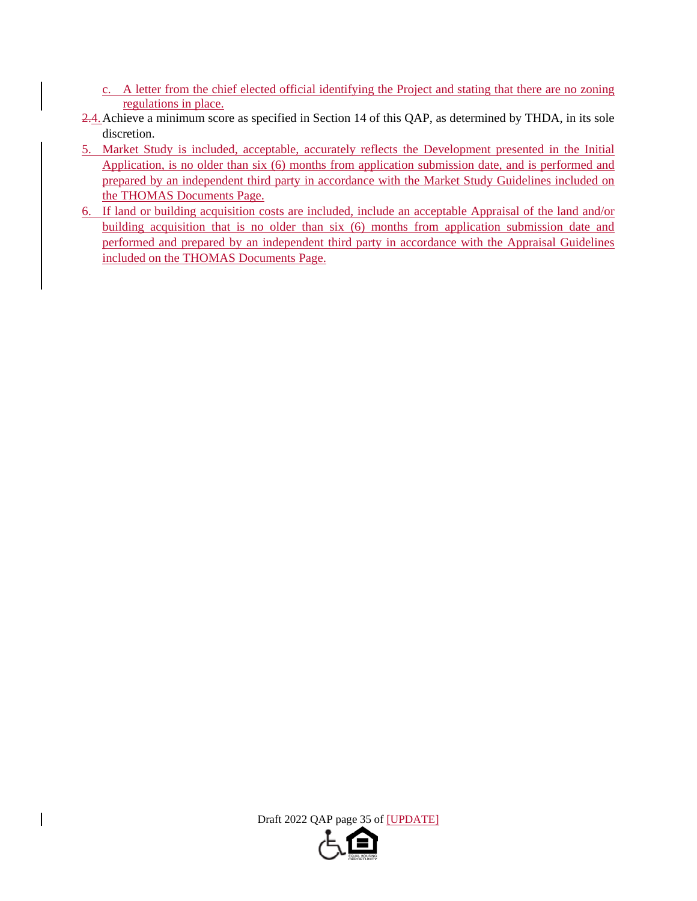c. A letter from the chief elected official identifying the Project and stating that there are no zoning regulations in place.

~~2.~~4. Achieve a minimum score as specified in Section 14 of this QAP, as determined by THDA, in its sole discretion.

5. Market Study is included, acceptable, accurately reflects the Development presented in the Initial Application, is no older than six (6) months from application submission date, and is performed and prepared by an independent third party in accordance with the Market Study Guidelines included on the THOMAS Documents Page.

6. If land or building acquisition costs are included, include an acceptable Appraisal of the land and/or building acquisition that is no older than six (6) months from application submission date and performed and prepared by an independent third party in accordance with the Appraisal Guidelines included on the THOMAS Documents Page.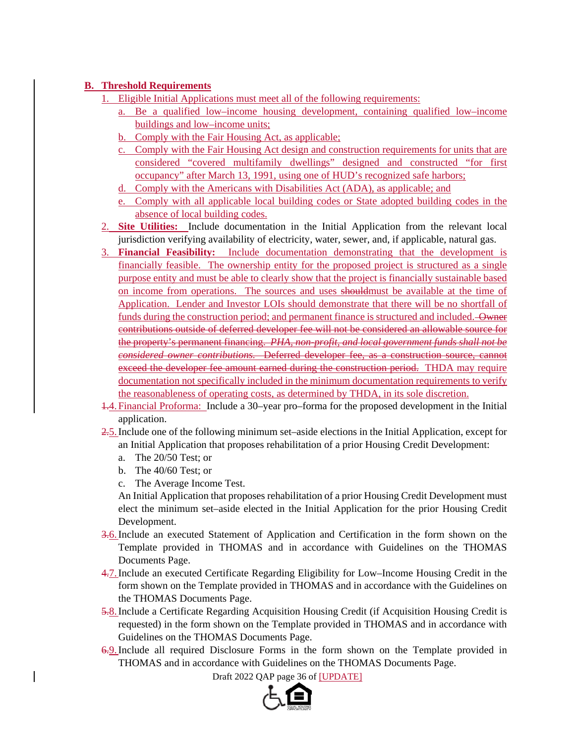## B. Threshold Requirements

1. Eligible Initial Applications must meet all of the following requirements:
   a. Be a qualified low–income housing development, containing qualified low–income buildings and low–income units;
   b. Comply with the Fair Housing Act, as applicable;
   c. Comply with the Fair Housing Act design and construction requirements for units that are considered "covered multifamily dwellings" designed and constructed "for first occupancy" after March 13, 1991, using one of HUD's recognized safe harbors;
   d. Comply with the Americans with Disabilities Act (ADA), as applicable; and
   e. Comply with all applicable local building codes or State adopted building codes in the absence of local building codes.
2. **Site Utilities:** Include documentation in the Initial Application from the relevant local jurisdiction verifying availability of electricity, water, sewer, and, if applicable, natural gas.
3. **Financial Feasibility:** Include documentation demonstrating that the development is financially feasible. The ownership entity for the proposed project is structured as a single purpose entity and must be able to clearly show that the project is financially sustainable based on income from operations. The sources and uses ~~should~~must be available at the time of Application. Lender and Investor LOIs should demonstrate that there will be no shortfall of funds during the construction period; and permanent finance is structured and included. ~~Owner contributions outside of deferred developer fee will not be considered an allowable source for the property's permanent financing. *PHA, non-profit, and local government funds shall not be considered owner contributions.* Deferred developer fee, as a construction source, cannot exceed the developer fee amount earned during the construction period.~~ THDA may require documentation not specifically included in the minimum documentation requirements to verify the reasonableness of operating costs, as determined by THDA, in its sole discretion.
4. ~~1.~~4. Financial Proforma: Include a 30–year pro–forma for the proposed development in the Initial application.
5. ~~2.~~5. Include one of the following minimum set–aside elections in the Initial Application, except for an Initial Application that proposes rehabilitation of a prior Housing Credit Development:
   a. The 20/50 Test; or
   b. The 40/60 Test; or
   c. The Average Income Test.

   An Initial Application that proposes rehabilitation of a prior Housing Credit Development must elect the minimum set–aside elected in the Initial Application for the prior Housing Credit Development.
6. ~~3.~~6. Include an executed Statement of Application and Certification in the form shown on the Template provided in THOMAS and in accordance with Guidelines on the THOMAS Documents Page.
7. ~~4.~~7. Include an executed Certificate Regarding Eligibility for Low–Income Housing Credit in the form shown on the Template provided in THOMAS and in accordance with the Guidelines on the THOMAS Documents Page.
8. ~~5.~~8. Include a Certificate Regarding Acquisition Housing Credit (if Acquisition Housing Credit is requested) in the form shown on the Template provided in THOMAS and in accordance with Guidelines on the THOMAS Documents Page.
9. ~~6.~~9. Include all required Disclosure Forms in the form shown on the Template provided in THOMAS and in accordance with Guidelines on the THOMAS Documents Page.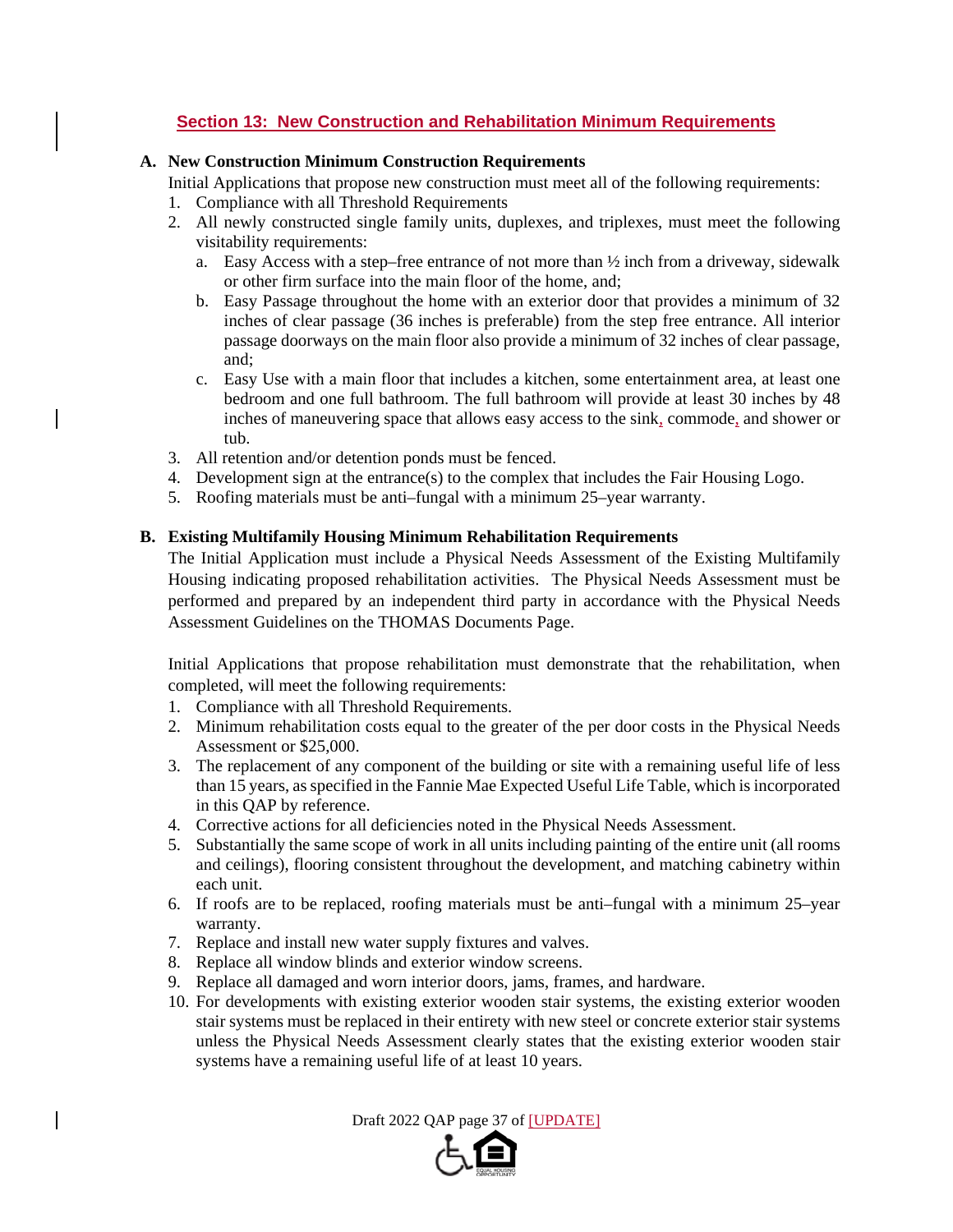## Section 13: New Construction and Rehabilitation Minimum Requirements

**A. New Construction Minimum Construction Requirements**

Initial Applications that propose new construction must meet all of the following requirements:

1. Compliance with all Threshold Requirements
2. All newly constructed single family units, duplexes, and triplexes, must meet the following visitability requirements:
   a. Easy Access with a step–free entrance of not more than ½ inch from a driveway, sidewalk or other firm surface into the main floor of the home, and;
   b. Easy Passage throughout the home with an exterior door that provides a minimum of 32 inches of clear passage (36 inches is preferable) from the step free entrance. All interior passage doorways on the main floor also provide a minimum of 32 inches of clear passage, and;
   c. Easy Use with a main floor that includes a kitchen, some entertainment area, at least one bedroom and one full bathroom. The full bathroom will provide at least 30 inches by 48 inches of maneuvering space that allows easy access to the sink, commode, and shower or tub.
3. All retention and/or detention ponds must be fenced.
4. Development sign at the entrance(s) to the complex that includes the Fair Housing Logo.
5. Roofing materials must be anti–fungal with a minimum 25–year warranty.

**B. Existing Multifamily Housing Minimum Rehabilitation Requirements**

The Initial Application must include a Physical Needs Assessment of the Existing Multifamily Housing indicating proposed rehabilitation activities. The Physical Needs Assessment must be performed and prepared by an independent third party in accordance with the Physical Needs Assessment Guidelines on the THOMAS Documents Page.

Initial Applications that propose rehabilitation must demonstrate that the rehabilitation, when completed, will meet the following requirements:

1. Compliance with all Threshold Requirements.
2. Minimum rehabilitation costs equal to the greater of the per door costs in the Physical Needs Assessment or $25,000.
3. The replacement of any component of the building or site with a remaining useful life of less than 15 years, as specified in the Fannie Mae Expected Useful Life Table, which is incorporated in this QAP by reference.
4. Corrective actions for all deficiencies noted in the Physical Needs Assessment.
5. Substantially the same scope of work in all units including painting of the entire unit (all rooms and ceilings), flooring consistent throughout the development, and matching cabinetry within each unit.
6. If roofs are to be replaced, roofing materials must be anti–fungal with a minimum 25–year warranty.
7. Replace and install new water supply fixtures and valves.
8. Replace all window blinds and exterior window screens.
9. Replace all damaged and worn interior doors, jams, frames, and hardware.
10. For developments with existing exterior wooden stair systems, the existing exterior wooden stair systems must be replaced in their entirety with new steel or concrete exterior stair systems unless the Physical Needs Assessment clearly states that the existing exterior wooden stair systems have a remaining useful life of at least 10 years.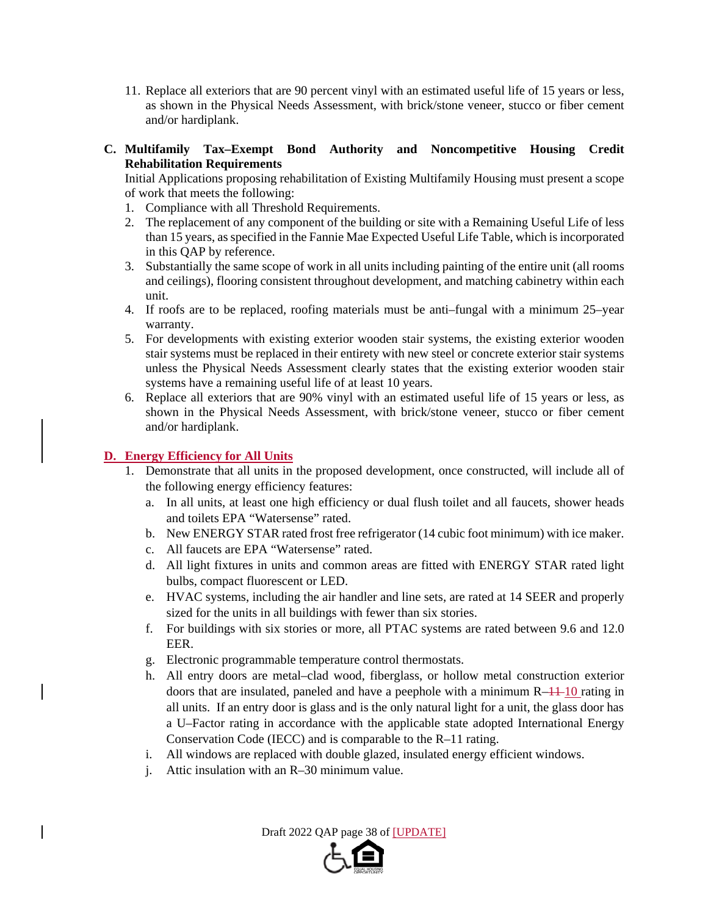11. Replace all exteriors that are 90 percent vinyl with an estimated useful life of 15 years or less, as shown in the Physical Needs Assessment, with brick/stone veneer, stucco or fiber cement and/or hardiplank.

**C. Multifamily Tax–Exempt Bond Authority and Noncompetitive Housing Credit Rehabilitation Requirements**

Initial Applications proposing rehabilitation of Existing Multifamily Housing must present a scope of work that meets the following:

1. Compliance with all Threshold Requirements.
2. The replacement of any component of the building or site with a Remaining Useful Life of less than 15 years, as specified in the Fannie Mae Expected Useful Life Table, which is incorporated in this QAP by reference.
3. Substantially the same scope of work in all units including painting of the entire unit (all rooms and ceilings), flooring consistent throughout development, and matching cabinetry within each unit.
4. If roofs are to be replaced, roofing materials must be anti–fungal with a minimum 25–year warranty.
5. For developments with existing exterior wooden stair systems, the existing exterior wooden stair systems must be replaced in their entirety with new steel or concrete exterior stair systems unless the Physical Needs Assessment clearly states that the existing exterior wooden stair systems have a remaining useful life of at least 10 years.
6. Replace all exteriors that are 90% vinyl with an estimated useful life of 15 years or less, as shown in the Physical Needs Assessment, with brick/stone veneer, stucco or fiber cement and/or hardiplank.

**D. Energy Efficiency for All Units**

1. Demonstrate that all units in the proposed development, once constructed, will include all of the following energy efficiency features:
   a. In all units, at least one high efficiency or dual flush toilet and all faucets, shower heads and toilets EPA "Watersense" rated.
   b. New ENERGY STAR rated frost free refrigerator (14 cubic foot minimum) with ice maker.
   c. All faucets are EPA "Watersense" rated.
   d. All light fixtures in units and common areas are fitted with ENERGY STAR rated light bulbs, compact fluorescent or LED.
   e. HVAC systems, including the air handler and line sets, are rated at 14 SEER and properly sized for the units in all buildings with fewer than six stories.
   f. For buildings with six stories or more, all PTAC systems are rated between 9.6 and 12.0 EER.
   g. Electronic programmable temperature control thermostats.
   h. All entry doors are metal–clad wood, fiberglass, or hollow metal construction exterior doors that are insulated, paneled and have a peephole with a minimum R–~~11~~ 10 rating in all units. If an entry door is glass and is the only natural light for a unit, the glass door has a U–Factor rating in accordance with the applicable state adopted International Energy Conservation Code (IECC) and is comparable to the R–11 rating.
   i. All windows are replaced with double glazed, insulated energy efficient windows.
   j. Attic insulation with an R–30 minimum value.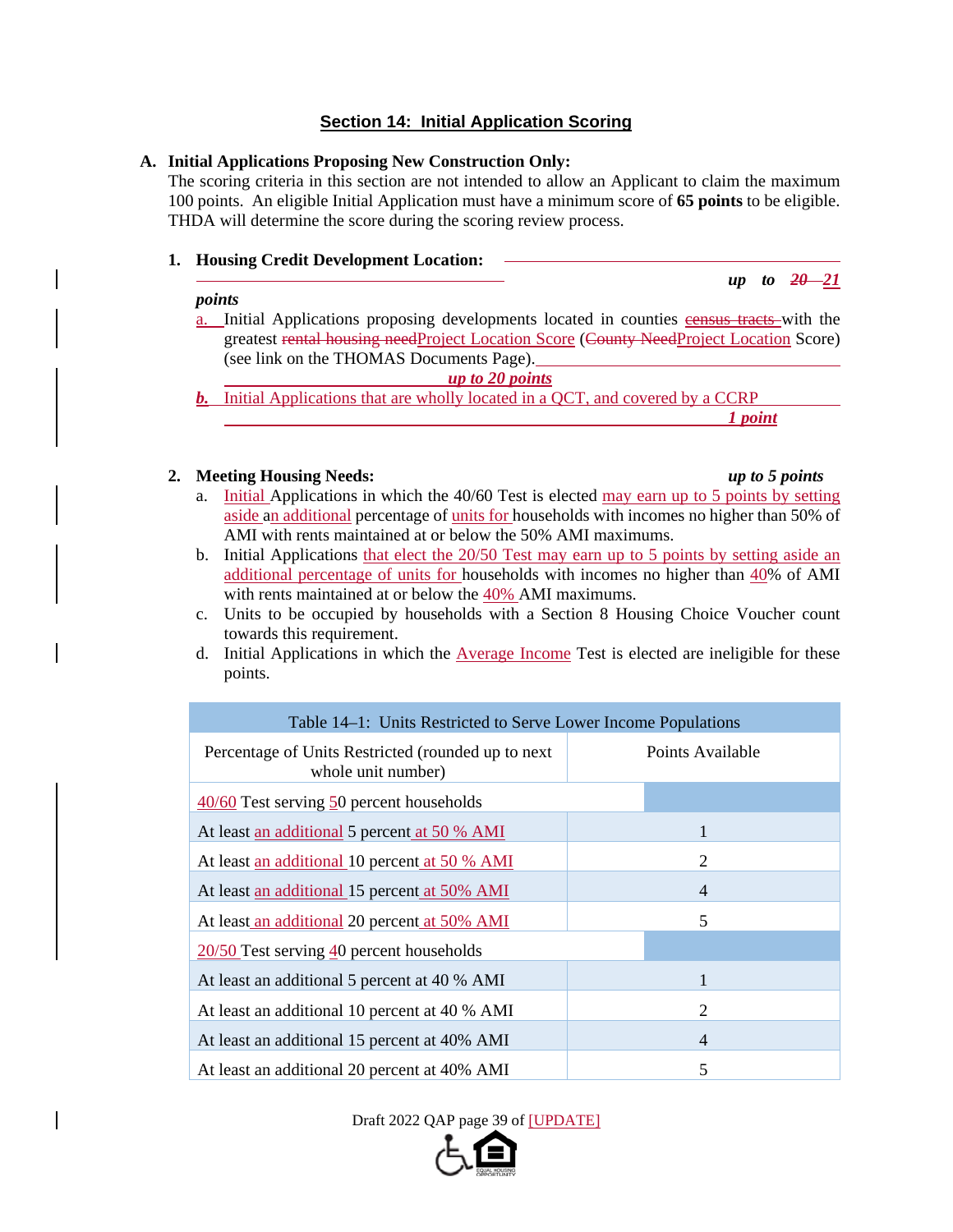## Section 14: Initial Application Scoring

**A. Initial Applications Proposing New Construction Only:**

The scoring criteria in this section are not intended to allow an Applicant to claim the maximum 100 points. An eligible Initial Application must have a minimum score of **65 points** to be eligible. THDA will determine the score during the scoring review process.

**1. Housing Credit Development Location:** ***up to ~~20~~ 21 points***

a. Initial Applications proposing developments located in counties ~~census tracts~~ with the greatest ~~rental housing need~~Project Location Score (~~County Need~~Project Location Score) (see link on the THOMAS Documents Page). ***up to 20 points***

***b.*** Initial Applications that are wholly located in a QCT, and covered by a CCRP ***1 point***

**2. Meeting Housing Needs:** ***up to 5 points***

a. Initial Applications in which the 40/60 Test is elected may earn up to 5 points by setting aside an additional percentage of units for households with incomes no higher than 50% of AMI with rents maintained at or below the 50% AMI maximums.

b. Initial Applications that elect the 20/50 Test may earn up to 5 points by setting aside an additional percentage of units for households with incomes no higher than 40% of AMI with rents maintained at or below the 40% AMI maximums.

c. Units to be occupied by households with a Section 8 Housing Choice Voucher count towards this requirement.

d. Initial Applications in which the Average Income Test is elected are ineligible for these points.

| Table 14–1: Units Restricted to Serve Lower Income Populations | |
|---|---|
| Percentage of Units Restricted (rounded up to next whole unit number) | Points Available |
| 40/60 Test serving 50 percent households | |
| At least an additional 5 percent at 50 % AMI | 1 |
| At least an additional 10 percent at 50 % AMI | 2 |
| At least an additional 15 percent at 50% AMI | 4 |
| At least an additional 20 percent at 50% AMI | 5 |
| 20/50 Test serving 40 percent households | |
| At least an additional 5 percent at 40 % AMI | 1 |
| At least an additional 10 percent at 40 % AMI | 2 |
| At least an additional 15 percent at 40% AMI | 4 |
| At least an additional 20 percent at 40% AMI | 5 |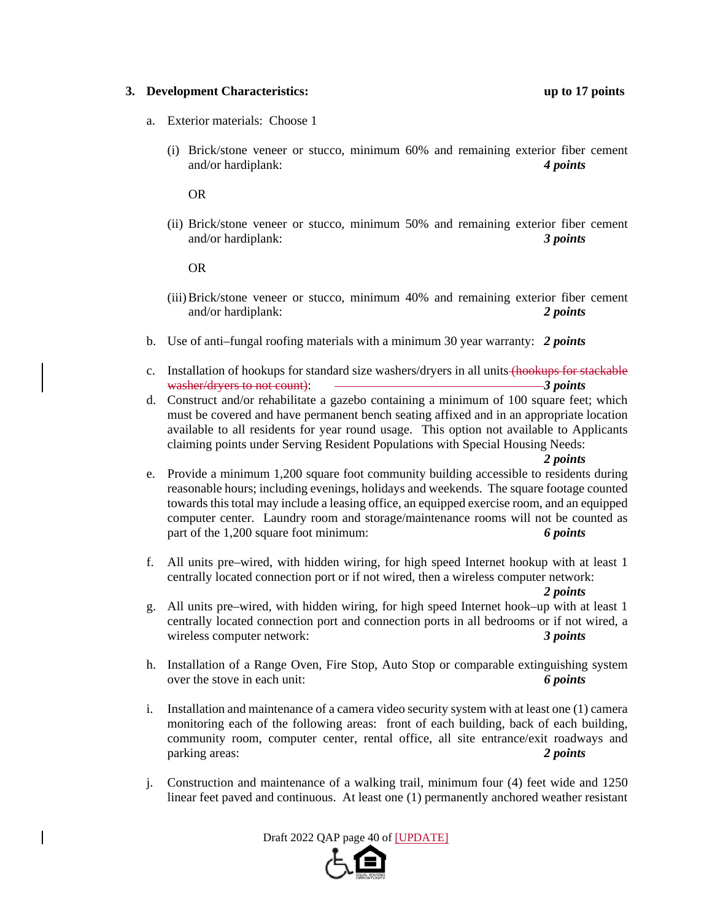**3. Development Characteristics:** **up to 17 points**

a. Exterior materials: Choose 1

(i) Brick/stone veneer or stucco, minimum 60% and remaining exterior fiber cement and/or hardiplank: ***4 points***

OR

(ii) Brick/stone veneer or stucco, minimum 50% and remaining exterior fiber cement and/or hardiplank: ***3 points***

OR

(iii) Brick/stone veneer or stucco, minimum 40% and remaining exterior fiber cement and/or hardiplank: ***2 points***

b. Use of anti–fungal roofing materials with a minimum 30 year warranty: ***2 points***

c. Installation of hookups for standard size washers/dryers in all units ~~(hookups for stackable washer/dryers to not count)~~: ***3 points***

d. Construct and/or rehabilitate a gazebo containing a minimum of 100 square feet; which must be covered and have permanent bench seating affixed and in an appropriate location available to all residents for year round usage. This option not available to Applicants claiming points under Serving Resident Populations with Special Housing Needs: ***2 points***

e. Provide a minimum 1,200 square foot community building accessible to residents during reasonable hours; including evenings, holidays and weekends. The square footage counted towards this total may include a leasing office, an equipped exercise room, and an equipped computer center. Laundry room and storage/maintenance rooms will not be counted as part of the 1,200 square foot minimum: ***6 points***

f. All units pre–wired, with hidden wiring, for high speed Internet hookup with at least 1 centrally located connection port or if not wired, then a wireless computer network: ***2 points***

g. All units pre–wired, with hidden wiring, for high speed Internet hook–up with at least 1 centrally located connection port and connection ports in all bedrooms or if not wired, a wireless computer network: ***3 points***

h. Installation of a Range Oven, Fire Stop, Auto Stop or comparable extinguishing system over the stove in each unit: ***6 points***

i. Installation and maintenance of a camera video security system with at least one (1) camera monitoring each of the following areas: front of each building, back of each building, community room, computer center, rental office, all site entrance/exit roadways and parking areas: ***2 points***

j. Construction and maintenance of a walking trail, minimum four (4) feet wide and 1250 linear feet paved and continuous. At least one (1) permanently anchored weather resistant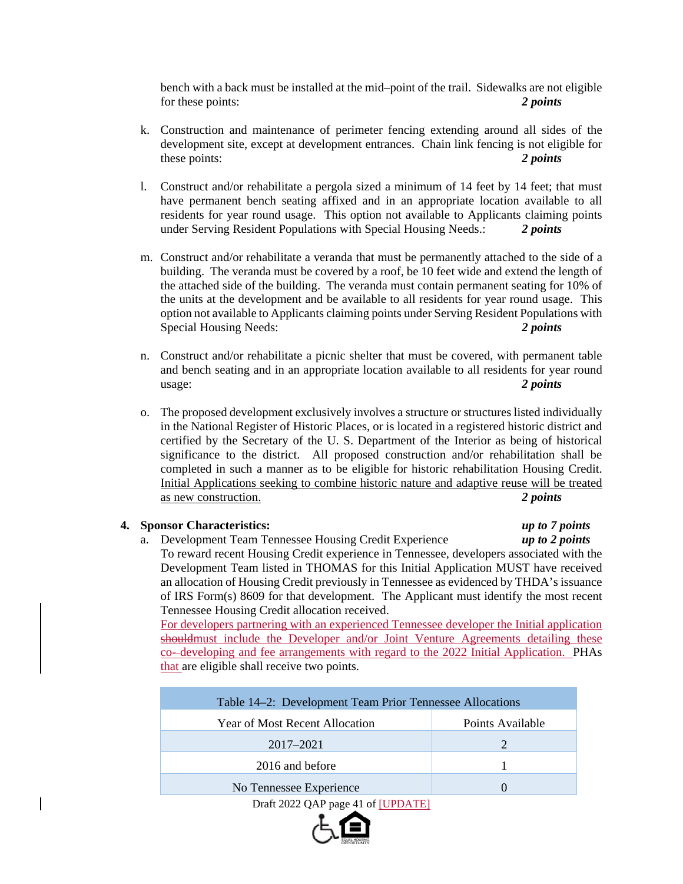bench with a back must be installed at the mid–point of the trail. Sidewalks are not eligible for these points: ***2 points***

k. Construction and maintenance of perimeter fencing extending around all sides of the development site, except at development entrances. Chain link fencing is not eligible for these points: ***2 points***

l. Construct and/or rehabilitate a pergola sized a minimum of 14 feet by 14 feet; that must have permanent bench seating affixed and in an appropriate location available to all residents for year round usage. This option not available to Applicants claiming points under Serving Resident Populations with Special Housing Needs.: ***2 points***

m. Construct and/or rehabilitate a veranda that must be permanently attached to the side of a building. The veranda must be covered by a roof, be 10 feet wide and extend the length of the attached side of the building. The veranda must contain permanent seating for 10% of the units at the development and be available to all residents for year round usage. This option not available to Applicants claiming points under Serving Resident Populations with Special Housing Needs: ***2 points***

n. Construct and/or rehabilitate a picnic shelter that must be covered, with permanent table and bench seating and in an appropriate location available to all residents for year round usage: ***2 points***

o. The proposed development exclusively involves a structure or structures listed individually in the National Register of Historic Places, or is located in a registered historic district and certified by the Secretary of the U. S. Department of the Interior as being of historical significance to the district. All proposed construction and/or rehabilitation shall be completed in such a manner as to be eligible for historic rehabilitation Housing Credit. Initial Applications seeking to combine historic nature and adaptive reuse will be treated as new construction. ***2 points***

**4. Sponsor Characteristics:** ***up to 7 points***

a. Development Team Tennessee Housing Credit Experience ***up to 2 points***

To reward recent Housing Credit experience in Tennessee, developers associated with the Development Team listed in THOMAS for this Initial Application MUST have received an allocation of Housing Credit previously in Tennessee as evidenced by THDA's issuance of IRS Form(s) 8609 for that development. The Applicant must identify the most recent Tennessee Housing Credit allocation received.

For developers partnering with an experienced Tennessee developer the Initial application ~~should~~must include the Developer and/or Joint Venture Agreements detailing these co-developing and fee arrangements with regard to the 2022 Initial Application. PHAs that are eligible shall receive two points.

| Table 14–2: Development Team Prior Tennessee Allocations | |
|---|---|
| Year of Most Recent Allocation | Points Available |
| 2017–2021 | 2 |
| 2016 and before | 1 |
| No Tennessee Experience | 0 |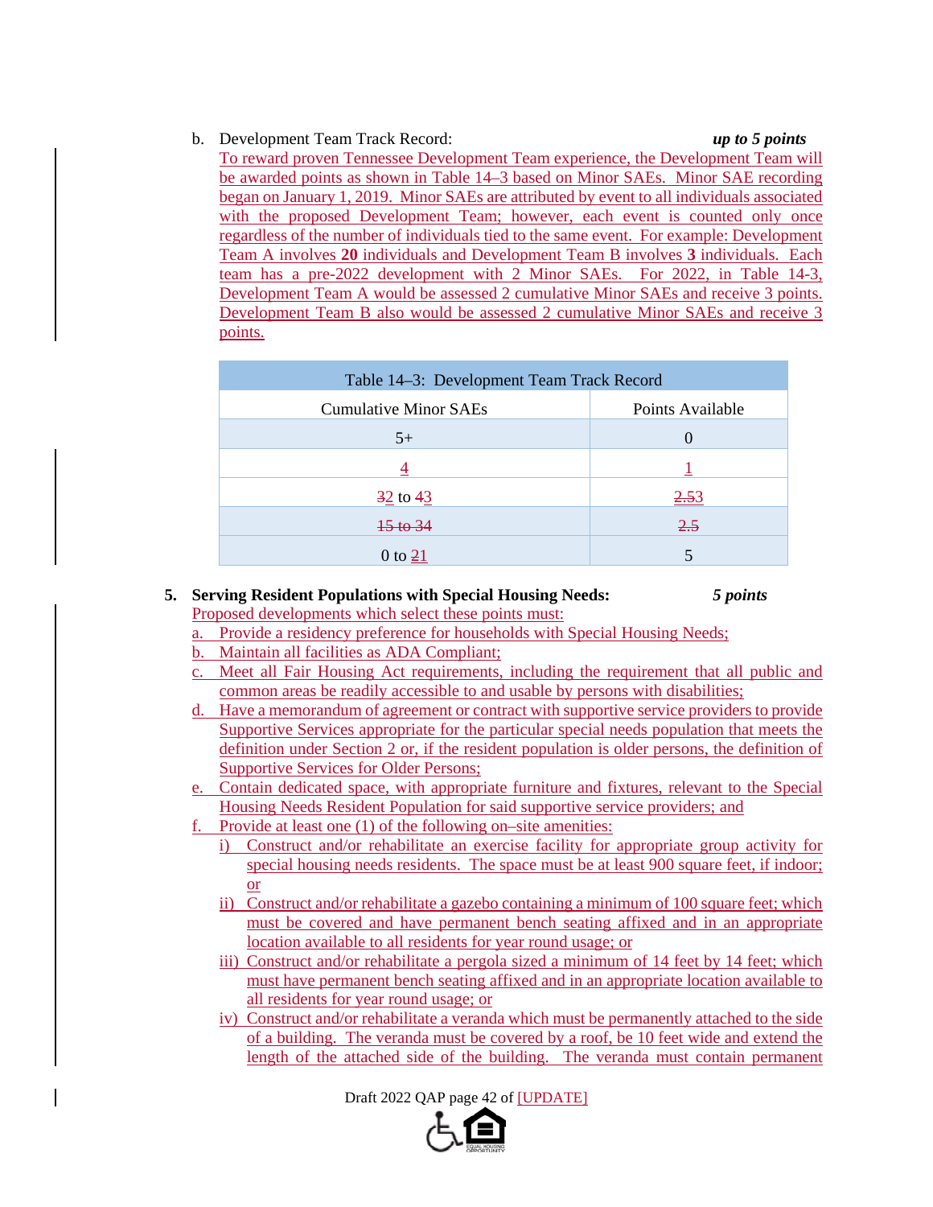b. Development Team Track Record: ***up to 5 points***

To reward proven Tennessee Development Team experience, the Development Team will be awarded points as shown in Table 14–3 based on Minor SAEs. Minor SAE recording began on January 1, 2019. Minor SAEs are attributed by event to all individuals associated with the proposed Development Team; however, each event is counted only once regardless of the number of individuals tied to the same event. For example: Development Team A involves **20** individuals and Development Team B involves **3** individuals. Each team has a pre-2022 development with 2 Minor SAEs. For 2022, in Table 14-3, Development Team A would be assessed 2 cumulative Minor SAEs and receive 3 points. Development Team B also would be assessed 2 cumulative Minor SAEs and receive 3 points.

| Table 14–3: Development Team Track Record | |
|---|---|
| Cumulative Minor SAEs | Points Available |
| 5+ | 0 |
| 4 | 1 |
| ~~3~~2 to ~~4~~3 | ~~2.5~~3 |
| ~~1.5 to 3.4~~ | ~~2.5~~ |
| 0 to ~~2~~1 | 5 |

**5. Serving Resident Populations with Special Housing Needs:** ***5 points***

Proposed developments which select these points must:

a. Provide a residency preference for households with Special Housing Needs;
b. Maintain all facilities as ADA Compliant;
c. Meet all Fair Housing Act requirements, including the requirement that all public and common areas be readily accessible to and usable by persons with disabilities;
d. Have a memorandum of agreement or contract with supportive service providers to provide Supportive Services appropriate for the particular special needs population that meets the definition under Section 2 or, if the resident population is older persons, the definition of Supportive Services for Older Persons;
e. Contain dedicated space, with appropriate furniture and fixtures, relevant to the Special Housing Needs Resident Population for said supportive service providers; and
f. Provide at least one (1) of the following on–site amenities:
   i) Construct and/or rehabilitate an exercise facility for appropriate group activity for special housing needs residents. The space must be at least 900 square feet, if indoor; or
   ii) Construct and/or rehabilitate a gazebo containing a minimum of 100 square feet; which must be covered and have permanent bench seating affixed and in an appropriate location available to all residents for year round usage; or
   iii) Construct and/or rehabilitate a pergola sized a minimum of 14 feet by 14 feet; which must have permanent bench seating affixed and in an appropriate location available to all residents for year round usage; or
   iv) Construct and/or rehabilitate a veranda which must be permanently attached to the side of a building. The veranda must be covered by a roof, be 10 feet wide and extend the length of the attached side of the building. The veranda must contain permanent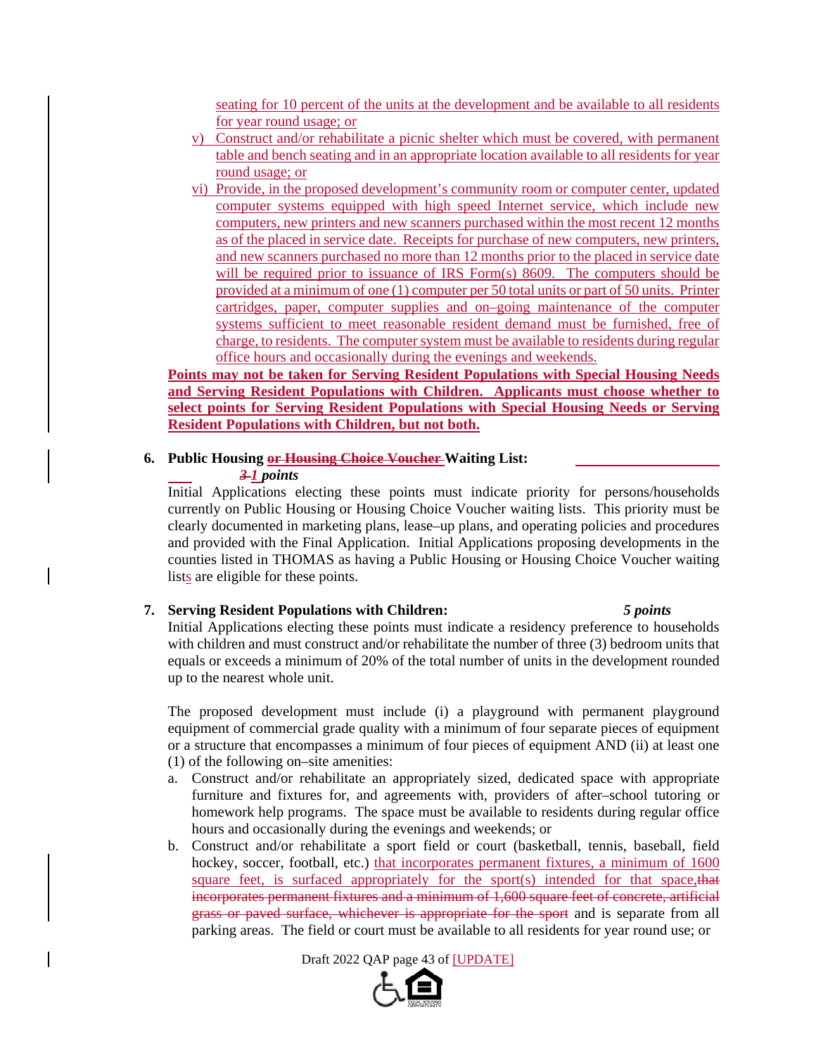seating for 10 percent of the units at the development and be available to all residents for year round usage; or

v) Construct and/or rehabilitate a picnic shelter which must be covered, with permanent table and bench seating and in an appropriate location available to all residents for year round usage; or

vi) Provide, in the proposed development's community room or computer center, updated computer systems equipped with high speed Internet service, which include new computers, new printers and new scanners purchased within the most recent 12 months as of the placed in service date. Receipts for purchase of new computers, new printers, and new scanners purchased no more than 12 months prior to the placed in service date will be required prior to issuance of IRS Form(s) 8609. The computers should be provided at a minimum of one (1) computer per 50 total units or part of 50 units. Printer cartridges, paper, computer supplies and on–going maintenance of the computer systems sufficient to meet reasonable resident demand must be furnished, free of charge, to residents. The computer system must be available to residents during regular office hours and occasionally during the evenings and weekends.

**Points may not be taken for Serving Resident Populations with Special Housing Needs and Serving Resident Populations with Children. Applicants must choose whether to select points for Serving Resident Populations with Special Housing Needs or Serving Resident Populations with Children, but not both.**

**6. Public Housing ~~or Housing Choice Voucher~~ Waiting List:** ______

*~~3~~ 1* **points**

Initial Applications electing these points must indicate priority for persons/households currently on Public Housing or Housing Choice Voucher waiting lists. This priority must be clearly documented in marketing plans, lease–up plans, and operating policies and procedures and provided with the Final Application. Initial Applications proposing developments in the counties listed in THOMAS as having a Public Housing or Housing Choice Voucher waiting lists are eligible for these points.

**7. Serving Resident Populations with Children:** ***5 points***

Initial Applications electing these points must indicate a residency preference to households with children and must construct and/or rehabilitate the number of three (3) bedroom units that equals or exceeds a minimum of 20% of the total number of units in the development rounded up to the nearest whole unit.

The proposed development must include (i) a playground with permanent playground equipment of commercial grade quality with a minimum of four separate pieces of equipment or a structure that encompasses a minimum of four pieces of equipment AND (ii) at least one (1) of the following on–site amenities:

a. Construct and/or rehabilitate an appropriately sized, dedicated space with appropriate furniture and fixtures for, and agreements with, providers of after–school tutoring or homework help programs. The space must be available to residents during regular office hours and occasionally during the evenings and weekends; or

b. Construct and/or rehabilitate a sport field or court (basketball, tennis, baseball, field hockey, soccer, football, etc.) that incorporates permanent fixtures, a minimum of 1600 square feet, is surfaced appropriately for the sport(s) intended for that space,~~that incorporates permanent fixtures and a minimum of 1,600 square feet of concrete, artificial grass or paved surface, whichever is appropriate for the sport~~ and is separate from all parking areas. The field or court must be available to all residents for year round use; or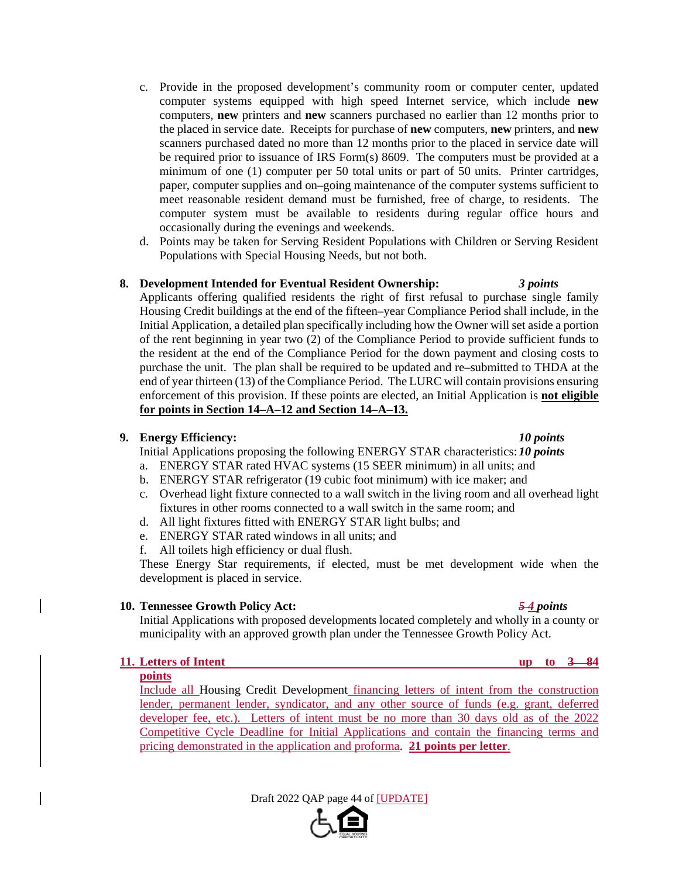c. Provide in the proposed development's community room or computer center, updated computer systems equipped with high speed Internet service, which include **new** computers, **new** printers and **new** scanners purchased no earlier than 12 months prior to the placed in service date. Receipts for purchase of **new** computers, **new** printers, and **new** scanners purchased dated no more than 12 months prior to the placed in service date will be required prior to issuance of IRS Form(s) 8609. The computers must be provided at a minimum of one (1) computer per 50 total units or part of 50 units. Printer cartridges, paper, computer supplies and on–going maintenance of the computer systems sufficient to meet reasonable resident demand must be furnished, free of charge, to residents. The computer system must be available to residents during regular office hours and occasionally during the evenings and weekends.

d. Points may be taken for Serving Resident Populations with Children or Serving Resident Populations with Special Housing Needs, but not both.

**8. Development Intended for Eventual Resident Ownership:** ***3 points***

Applicants offering qualified residents the right of first refusal to purchase single family Housing Credit buildings at the end of the fifteen–year Compliance Period shall include, in the Initial Application, a detailed plan specifically including how the Owner will set aside a portion of the rent beginning in year two (2) of the Compliance Period to provide sufficient funds to the resident at the end of the Compliance Period for the down payment and closing costs to purchase the unit. The plan shall be required to be updated and re–submitted to THDA at the end of year thirteen (13) of the Compliance Period. The LURC will contain provisions ensuring enforcement of this provision. If these points are elected, an Initial Application is **not eligible for points in Section 14–A–12 and Section 14–A–13.**

**9. Energy Efficiency:** ***10 points***

Initial Applications proposing the following ENERGY STAR characteristics: ***10 points***

a. ENERGY STAR rated HVAC systems (15 SEER minimum) in all units; and
b. ENERGY STAR refrigerator (19 cubic foot minimum) with ice maker; and
c. Overhead light fixture connected to a wall switch in the living room and all overhead light fixtures in other rooms connected to a wall switch in the same room; and
d. All light fixtures fitted with ENERGY STAR light bulbs; and
e. ENERGY STAR rated windows in all units; and
f. All toilets high efficiency or dual flush.

These Energy Star requirements, if elected, must be met development wide when the development is placed in service.

**10. Tennessee Growth Policy Act:** ***~~5~~ 4 points***

Initial Applications with proposed developments located completely and wholly in a county or municipality with an approved growth plan under the Tennessee Growth Policy Act.

**11. Letters of Intent** **up to ~~3~~ 84 points**

Include all Housing Credit Development financing letters of intent from the construction lender, permanent lender, syndicator, and any other source of funds (e.g. grant, deferred developer fee, etc.). Letters of intent must be no more than 30 days old as of the 2022 Competitive Cycle Deadline for Initial Applications and contain the financing terms and pricing demonstrated in the application and proforma. **~~2~~1 points per letter**.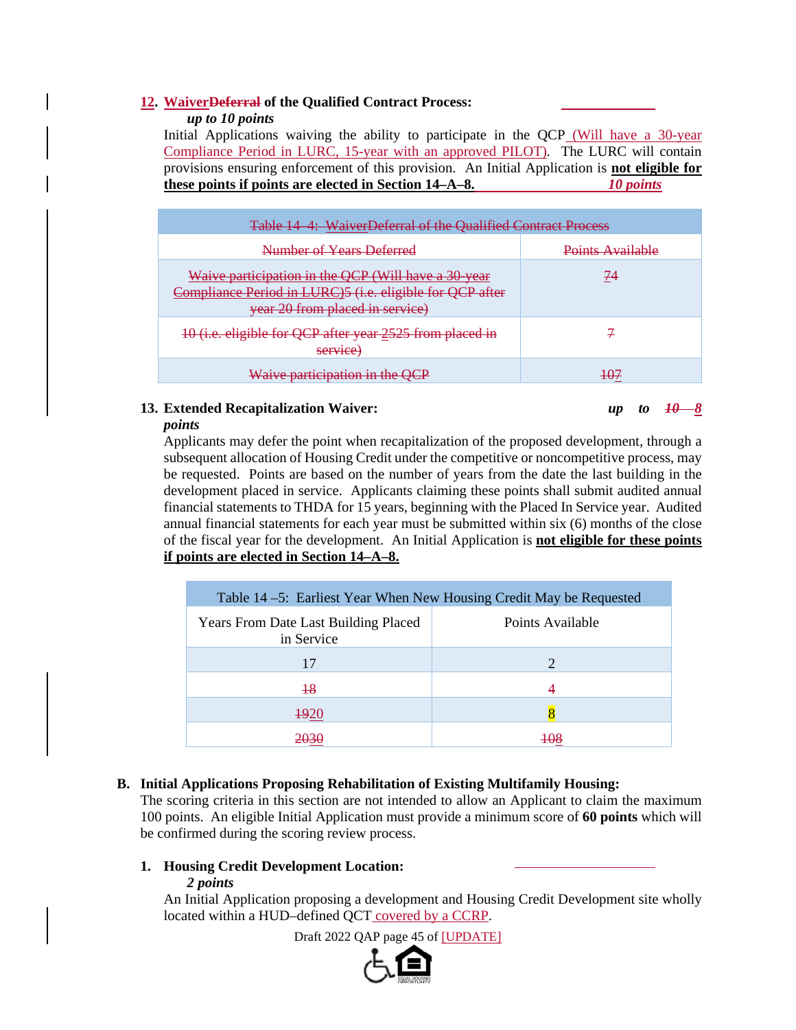**12. WaiverDeferral of the Qualified Contract Process:**
*up to 10 points*

Initial Applications waiving the ability to participate in the QCP (Will have a 30-year Compliance Period in LURC, 15-year with an approved PILOT). The LURC will contain provisions ensuring enforcement of this provision. An Initial Application is **not eligible for these points if points are elected in Section 14–A–8.** *10 points*

| Table 14–4: WaiverDeferral of the Qualified Contract Process | |
|---|---|
| Number of Years Deferred | Points Available |
| Waive participation in the QCP (Will have a 30-year Compliance Period in LURC)5 (i.e. eligible for QCP after year 20 from placed in service) | 74 |
| 10 (i.e. eligible for QCP after year 2525 from placed in service) | 7 |
| Waive participation in the QCP | 107 |

**13. Extended Recapitalization Waiver:** *up to 10 8 points*

Applicants may defer the point when recapitalization of the proposed development, through a subsequent allocation of Housing Credit under the competitive or noncompetitive process, may be requested. Points are based on the number of years from the date the last building in the development placed in service. Applicants claiming these points shall submit audited annual financial statements to THDA for 15 years, beginning with the Placed In Service year. Audited annual financial statements for each year must be submitted within six (6) months of the close of the fiscal year for the development. An Initial Application is **not eligible for these points if points are elected in Section 14–A–8.**

| Table 14 –5: Earliest Year When New Housing Credit May be Requested | |
|---|---|
| Years From Date Last Building Placed in Service | Points Available |
| 17 | 2 |
| 18 | 4 |
| 1920 | 8 |
| 2030 | 108 |

**B. Initial Applications Proposing Rehabilitation of Existing Multifamily Housing:**

The scoring criteria in this section are not intended to allow an Applicant to claim the maximum 100 points. An eligible Initial Application must provide a minimum score of **60 points** which will be confirmed during the scoring review process.

**1. Housing Credit Development Location:**
*2 points*

An Initial Application proposing a development and Housing Credit Development site wholly located within a HUD–defined QCT covered by a CCRP.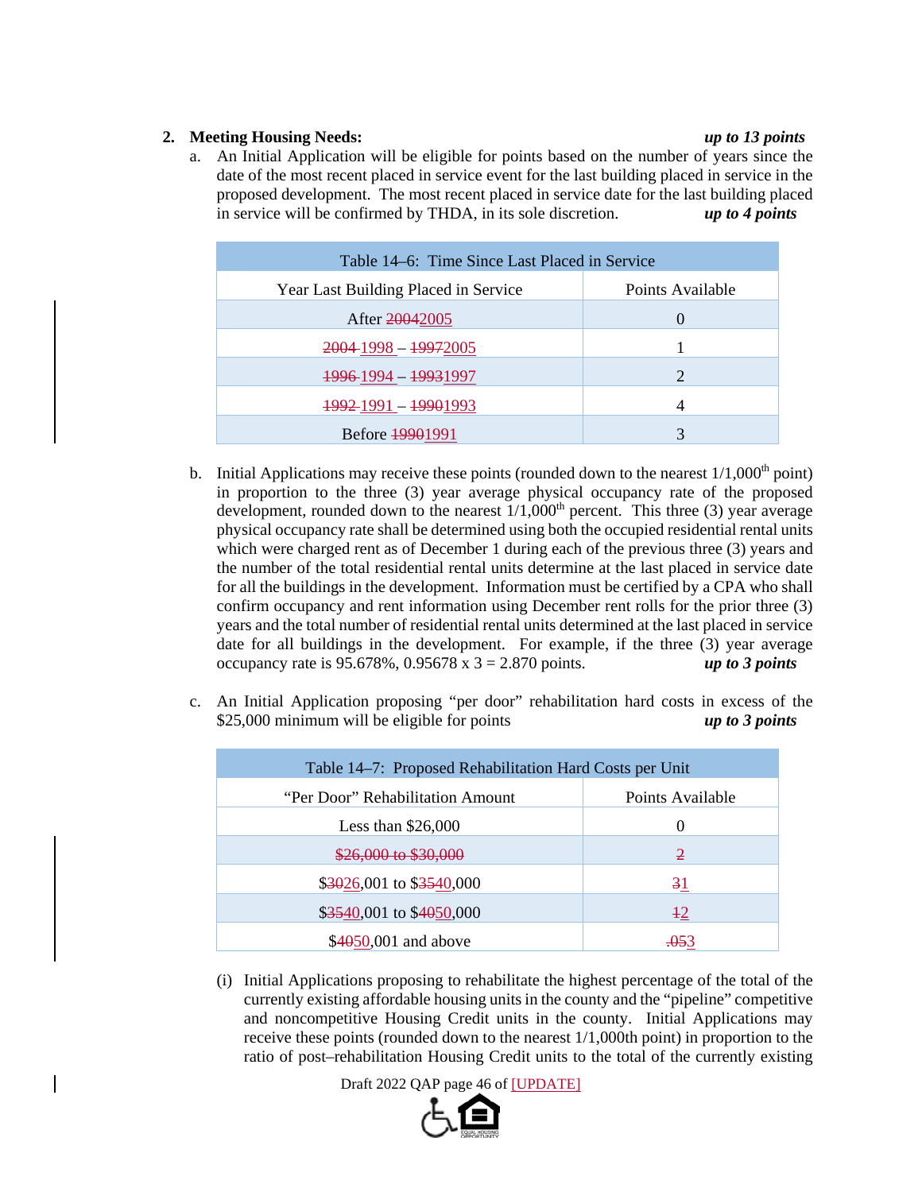2. **Meeting Housing Needs:** ***up to 13 points***

   a. An Initial Application will be eligible for points based on the number of years since the date of the most recent placed in service event for the last building placed in service in the proposed development. The most recent placed in service date for the last building placed in service will be confirmed by THDA, in its sole discretion. ***up to 4 points***

| Table 14–6: Time Since Last Placed in Service | |
|---|---|
| Year Last Building Placed in Service | Points Available |
| After ~~2004~~2005 | 0 |
| ~~2004~~ 1998 – ~~1997~~2005 | 1 |
| ~~1996~~ 1994 – ~~1993~~1997 | 2 |
| ~~1992~~ 1991 – ~~1990~~1993 | 4 |
| Before ~~1990~~1991 | 3 |

   b. Initial Applications may receive these points (rounded down to the nearest 1/1,000th point) in proportion to the three (3) year average physical occupancy rate of the proposed development, rounded down to the nearest 1/1,000th percent. This three (3) year average physical occupancy rate shall be determined using both the occupied residential rental units which were charged rent as of December 1 during each of the previous three (3) years and the number of the total residential rental units determine at the last placed in service date for all the buildings in the development. Information must be certified by a CPA who shall confirm occupancy and rent information using December rent rolls for the prior three (3) years and the total number of residential rental units determined at the last placed in service date for all buildings in the development. For example, if the three (3) year average occupancy rate is 95.678%, 0.95678 x 3 = 2.870 points. ***up to 3 points***

   c. An Initial Application proposing "per door" rehabilitation hard costs in excess of the $25,000 minimum will be eligible for points ***up to 3 points***

| Table 14–7: Proposed Rehabilitation Hard Costs per Unit | |
|---|---|
| "Per Door" Rehabilitation Amount | Points Available |
| Less than $26,000 | 0 |
| ~~$26,000 to $30,000~~ | ~~2~~ |
| $~~30~~26,001 to $~~35~~40,000 | ~~3~~1 |
| $~~35~~40,001 to $~~40~~50,000 | ~~1~~2 |
| $~~40~~50,001 and above | ~~.05~~3 |

      (i) Initial Applications proposing to rehabilitate the highest percentage of the total of the currently existing affordable housing units in the county and the "pipeline" competitive and noncompetitive Housing Credit units in the county. Initial Applications may receive these points (rounded down to the nearest 1/1,000th point) in proportion to the ratio of post–rehabilitation Housing Credit units to the total of the currently existing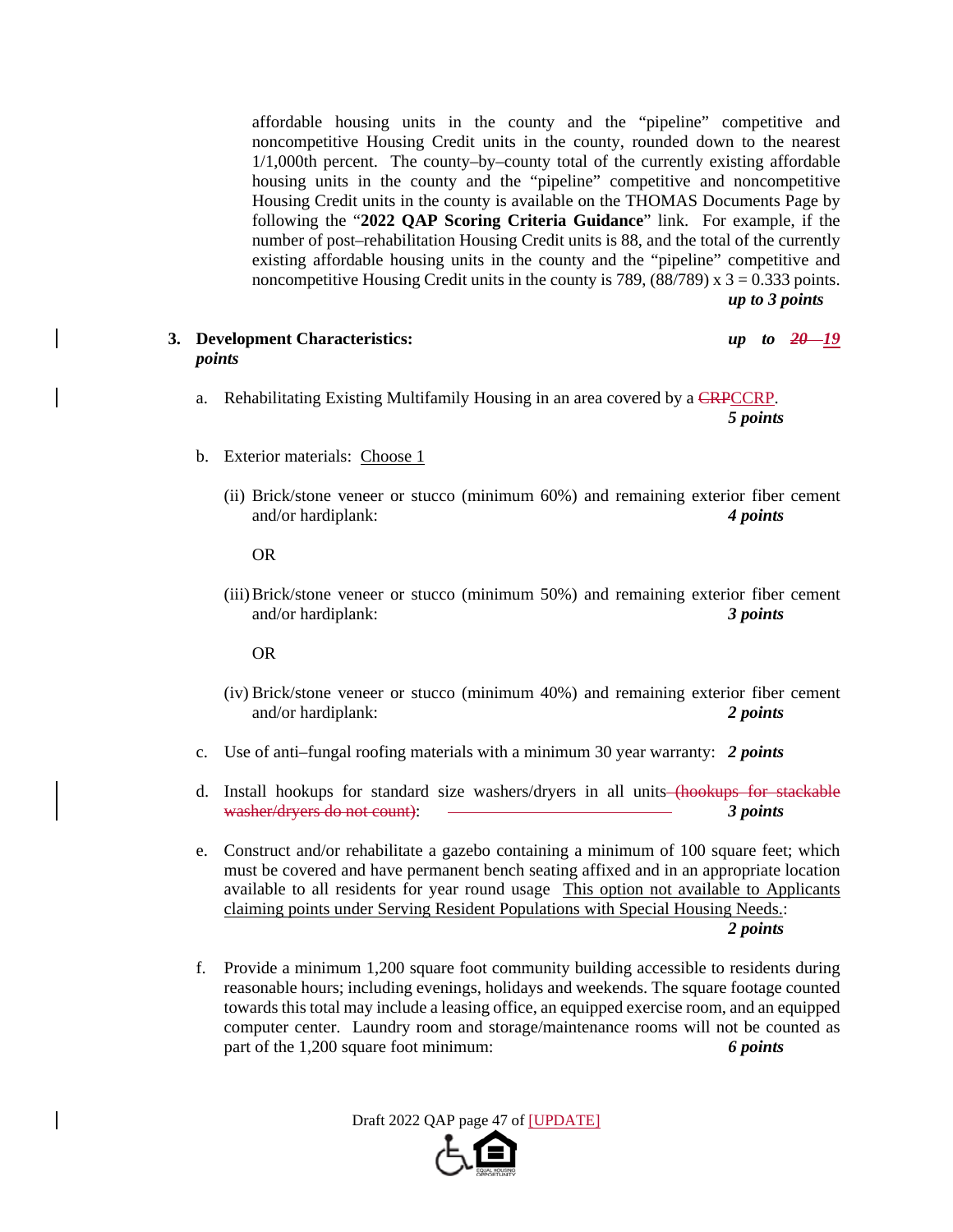affordable housing units in the county and the "pipeline" competitive and noncompetitive Housing Credit units in the county, rounded down to the nearest 1/1,000th percent. The county–by–county total of the currently existing affordable housing units in the county and the "pipeline" competitive and noncompetitive Housing Credit units in the county is available on the THOMAS Documents Page by following the "**2022 QAP Scoring Criteria Guidance**" link. For example, if the number of post–rehabilitation Housing Credit units is 88, and the total of the currently existing affordable housing units in the county and the "pipeline" competitive and noncompetitive Housing Credit units in the county is 789, (88/789) x 3 = 0.333 points.
***up to 3 points***

**3. Development Characteristics:** ***up to ~~20~~ 19 points***

a. Rehabilitating Existing Multifamily Housing in an area covered by a ~~CRP~~CCRP.
***5 points***

b. Exterior materials: Choose 1

(ii) Brick/stone veneer or stucco (minimum 60%) and remaining exterior fiber cement and/or hardiplank: ***4 points***

OR

(iii) Brick/stone veneer or stucco (minimum 50%) and remaining exterior fiber cement and/or hardiplank: ***3 points***

OR

(iv) Brick/stone veneer or stucco (minimum 40%) and remaining exterior fiber cement and/or hardiplank: ***2 points***

c. Use of anti–fungal roofing materials with a minimum 30 year warranty: ***2 points***

d. Install hookups for standard size washers/dryers in all units ~~(hookups for stackable washer/dryers do not count)~~: ***3 points***

e. Construct and/or rehabilitate a gazebo containing a minimum of 100 square feet; which must be covered and have permanent bench seating affixed and in an appropriate location available to all residents for year round usage This option not available to Applicants claiming points under Serving Resident Populations with Special Housing Needs.:
***2 points***

f. Provide a minimum 1,200 square foot community building accessible to residents during reasonable hours; including evenings, holidays and weekends. The square footage counted towards this total may include a leasing office, an equipped exercise room, and an equipped computer center. Laundry room and storage/maintenance rooms will not be counted as part of the 1,200 square foot minimum: ***6 points***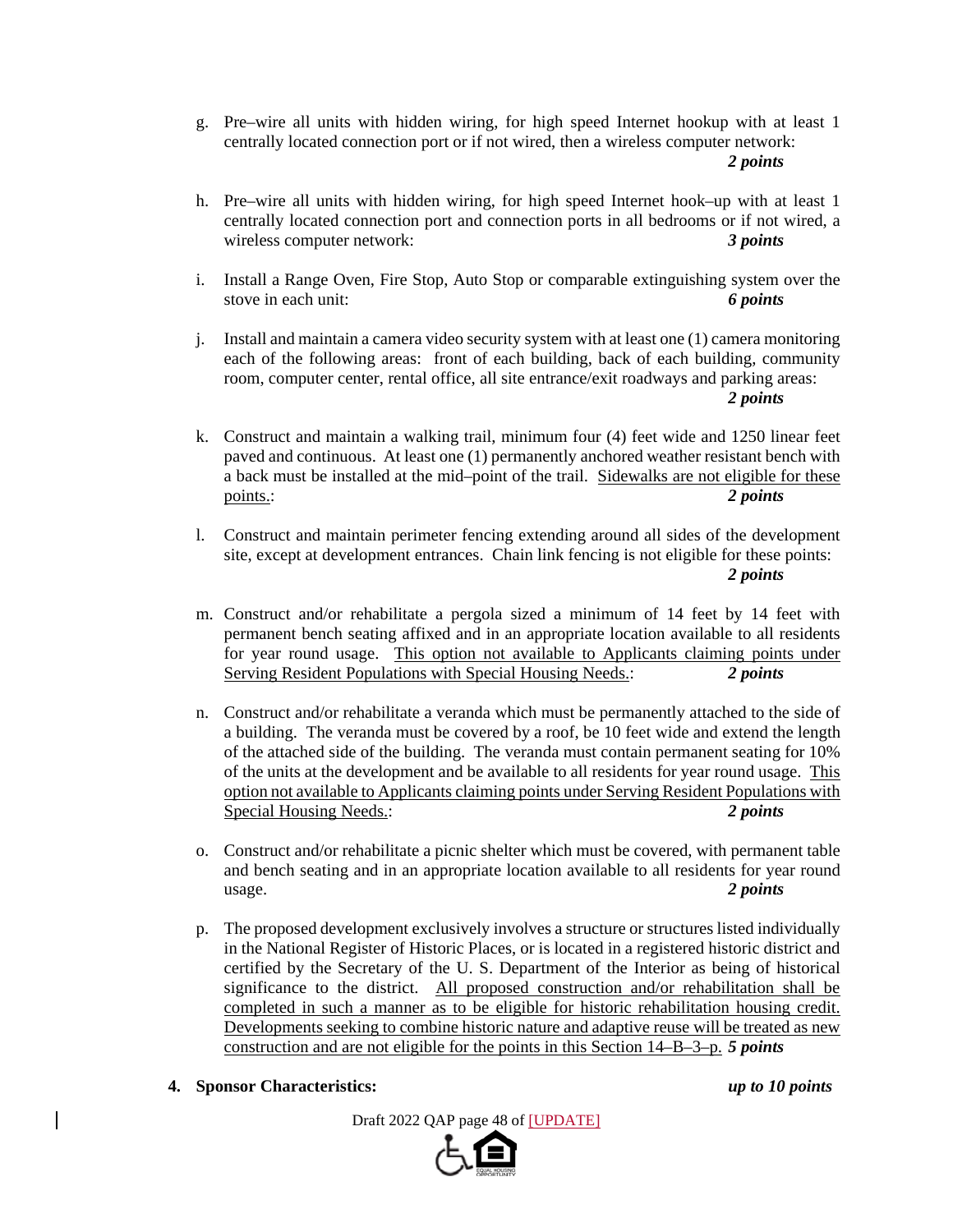g. Pre–wire all units with hidden wiring, for high speed Internet hookup with at least 1 centrally located connection port or if not wired, then a wireless computer network: ***2 points***

h. Pre–wire all units with hidden wiring, for high speed Internet hook–up with at least 1 centrally located connection port and connection ports in all bedrooms or if not wired, a wireless computer network: ***3 points***

i. Install a Range Oven, Fire Stop, Auto Stop or comparable extinguishing system over the stove in each unit: ***6 points***

j. Install and maintain a camera video security system with at least one (1) camera monitoring each of the following areas: front of each building, back of each building, community room, computer center, rental office, all site entrance/exit roadways and parking areas: ***2 points***

k. Construct and maintain a walking trail, minimum four (4) feet wide and 1250 linear feet paved and continuous. At least one (1) permanently anchored weather resistant bench with a back must be installed at the mid–point of the trail. <u>Sidewalks are not eligible for these points.</u>: ***2 points***

l. Construct and maintain perimeter fencing extending around all sides of the development site, except at development entrances. Chain link fencing is not eligible for these points: ***2 points***

m. Construct and/or rehabilitate a pergola sized a minimum of 14 feet by 14 feet with permanent bench seating affixed and in an appropriate location available to all residents for year round usage. <u>This option not available to Applicants claiming points under Serving Resident Populations with Special Housing Needs.</u>: ***2 points***

n. Construct and/or rehabilitate a veranda which must be permanently attached to the side of a building. The veranda must be covered by a roof, be 10 feet wide and extend the length of the attached side of the building. The veranda must contain permanent seating for 10% of the units at the development and be available to all residents for year round usage. <u>This option not available to Applicants claiming points under Serving Resident Populations with Special Housing Needs.</u>: ***2 points***

o. Construct and/or rehabilitate a picnic shelter which must be covered, with permanent table and bench seating and in an appropriate location available to all residents for year round usage. ***2 points***

p. The proposed development exclusively involves a structure or structures listed individually in the National Register of Historic Places, or is located in a registered historic district and certified by the Secretary of the U. S. Department of the Interior as being of historical significance to the district. <u>All proposed construction and/or rehabilitation shall be completed in such a manner as to be eligible for historic rehabilitation housing credit. Developments seeking to combine historic nature and adaptive reuse will be treated as new construction and are not eligible for the points in this Section 14–B–3–p.</u> ***5 points***

**4. Sponsor Characteristics:** ***up to 10 points***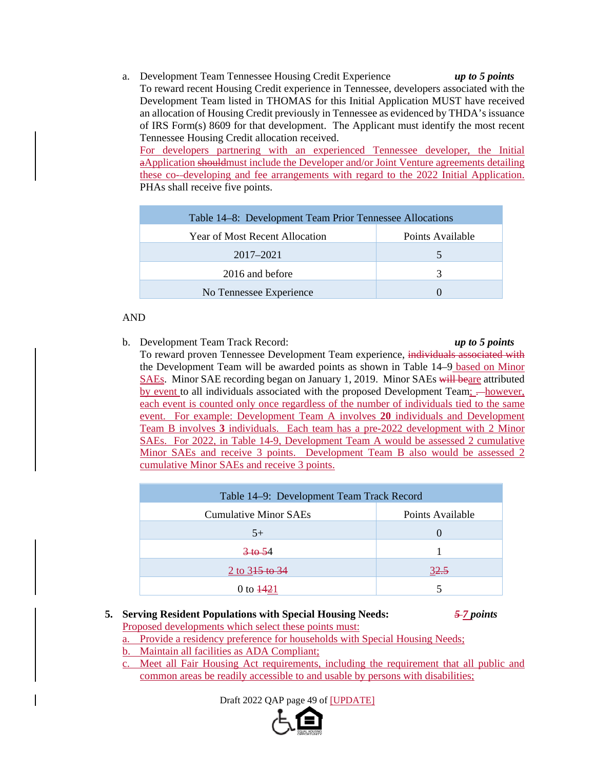a. Development Team Tennessee Housing Credit Experience *up to 5 points*
To reward recent Housing Credit experience in Tennessee, developers associated with the Development Team listed in THOMAS for this Initial Application MUST have received an allocation of Housing Credit previously in Tennessee as evidenced by THDA's issuance of IRS Form(s) 8609 for that development. The Applicant must identify the most recent Tennessee Housing Credit allocation received.
For developers partnering with an experienced Tennessee developer, the Initial aApplication shouldmust include the Developer and/or Joint Venture agreements detailing these co-‐developing and fee arrangements with regard to the 2022 Initial Application.
PHAs shall receive five points.

| Table 14–8: Development Team Prior Tennessee Allocations | |
|---|---|
| Year of Most Recent Allocation | Points Available |
| 2017–2021 | 5 |
| 2016 and before | 3 |
| No Tennessee Experience | 0 |

AND

b. Development Team Track Record: *up to 5 points*
To reward proven Tennessee Development Team experience, individuals associated with the Development Team will be awarded points as shown in Table 14–9 based on Minor SAEs. Minor SAE recording began on January 1, 2019. Minor SAEs will beare attributed by event to all individuals associated with the proposed Development Team; . however, each event is counted only once regardless of the number of individuals tied to the same event. For example: Development Team A involves **20** individuals and Development Team B involves **3** individuals. Each team has a pre-2022 development with 2 Minor SAEs. For 2022, in Table 14-9, Development Team A would be assessed 2 cumulative Minor SAEs and receive 3 points. Development Team B also would be assessed 2 cumulative Minor SAEs and receive 3 points.

| Table 14–9: Development Team Track Record | |
|---|---|
| Cumulative Minor SAEs | Points Available |
| 5+ | 0 |
| 3 to 54 | 1 |
| 2 to 315 to 34 | 32.5 |
| 0 to 1421 | 5 |

**5. Serving Resident Populations with Special Housing Needs:** ***5 7 points***
Proposed developments which select these points must:
a. Provide a residency preference for households with Special Housing Needs;
b. Maintain all facilities as ADA Compliant;
c. Meet all Fair Housing Act requirements, including the requirement that all public and common areas be readily accessible to and usable by persons with disabilities;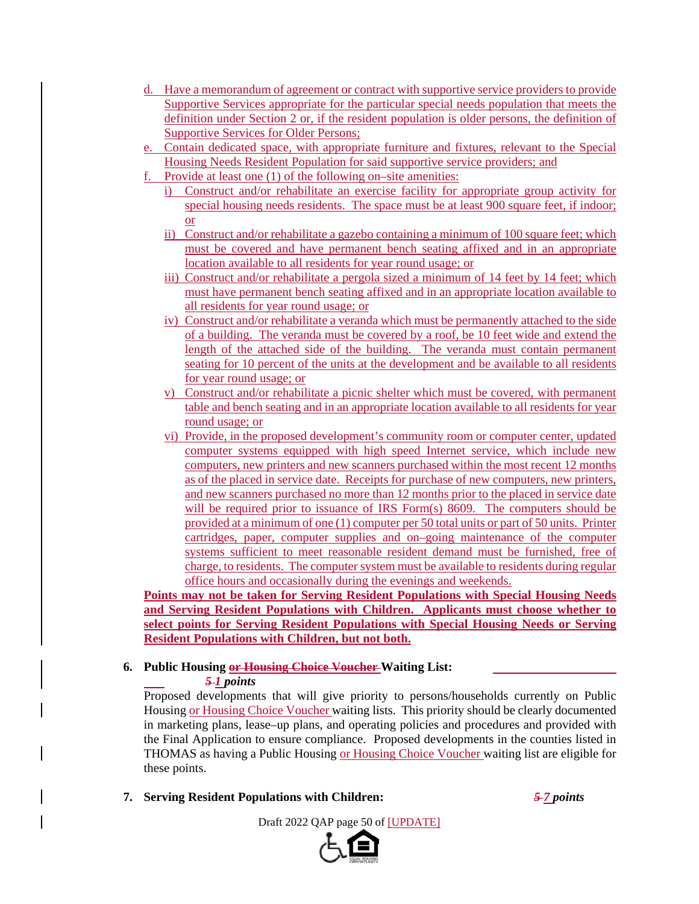d. Have a memorandum of agreement or contract with supportive service providers to provide Supportive Services appropriate for the particular special needs population that meets the definition under Section 2 or, if the resident population is older persons, the definition of Supportive Services for Older Persons;

e. Contain dedicated space, with appropriate furniture and fixtures, relevant to the Special Housing Needs Resident Population for said supportive service providers; and

f. Provide at least one (1) of the following on–site amenities:

   i) Construct and/or rehabilitate an exercise facility for appropriate group activity for special housing needs residents. The space must be at least 900 square feet, if indoor; or

   ii) Construct and/or rehabilitate a gazebo containing a minimum of 100 square feet; which must be covered and have permanent bench seating affixed and in an appropriate location available to all residents for year round usage; or

   iii) Construct and/or rehabilitate a pergola sized a minimum of 14 feet by 14 feet; which must have permanent bench seating affixed and in an appropriate location available to all residents for year round usage; or

   iv) Construct and/or rehabilitate a veranda which must be permanently attached to the side of a building. The veranda must be covered by a roof, be 10 feet wide and extend the length of the attached side of the building. The veranda must contain permanent seating for 10 percent of the units at the development and be available to all residents for year round usage; or

   v) Construct and/or rehabilitate a picnic shelter which must be covered, with permanent table and bench seating and in an appropriate location available to all residents for year round usage; or

   vi) Provide, in the proposed development's community room or computer center, updated computer systems equipped with high speed Internet service, which include new computers, new printers and new scanners purchased within the most recent 12 months as of the placed in service date. Receipts for purchase of new computers, new printers, and new scanners purchased no more than 12 months prior to the placed in service date will be required prior to issuance of IRS Form(s) 8609. The computers should be provided at a minimum of one (1) computer per 50 total units or part of 50 units. Printer cartridges, paper, computer supplies and on–going maintenance of the computer systems sufficient to meet reasonable resident demand must be furnished, free of charge, to residents. The computer system must be available to residents during regular office hours and occasionally during the evenings and weekends.

**Points may not be taken for Serving Resident Populations with Special Housing Needs and Serving Resident Populations with Children. Applicants must choose whether to select points for Serving Resident Populations with Special Housing Needs or Serving Resident Populations with Children, but not both.**

**6. Public Housing ~~or Housing Choice Voucher~~ Waiting List:** ______

___ ***~~5~~ 1 points***

Proposed developments that will give priority to persons/households currently on Public Housing or Housing Choice Voucher waiting lists. This priority should be clearly documented in marketing plans, lease–up plans, and operating policies and procedures and provided with the Final Application to ensure compliance. Proposed developments in the counties listed in THOMAS as having a Public Housing or Housing Choice Voucher waiting list are eligible for these points.

**7. Serving Resident Populations with Children:** ***~~5~~ 7 points***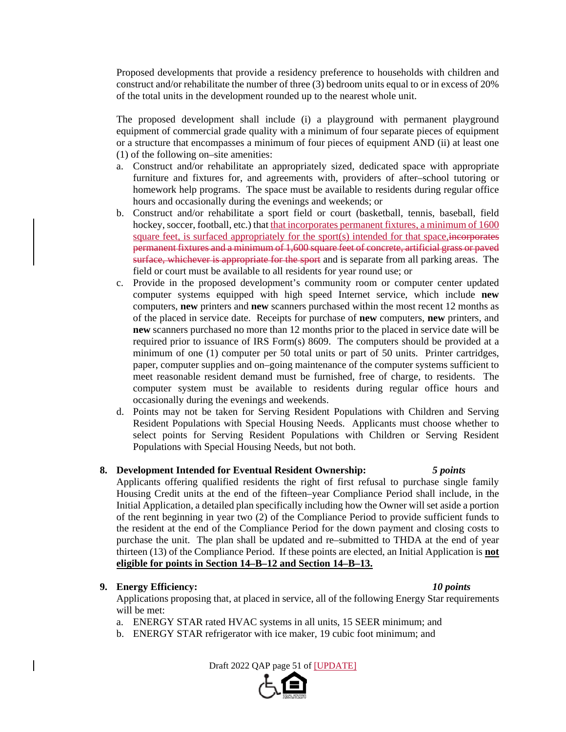Proposed developments that provide a residency preference to households with children and construct and/or rehabilitate the number of three (3) bedroom units equal to or in excess of 20% of the total units in the development rounded up to the nearest whole unit.

The proposed development shall include (i) a playground with permanent playground equipment of commercial grade quality with a minimum of four separate pieces of equipment or a structure that encompasses a minimum of four pieces of equipment AND (ii) at least one (1) of the following on–site amenities:

a. Construct and/or rehabilitate an appropriately sized, dedicated space with appropriate furniture and fixtures for, and agreements with, providers of after–school tutoring or homework help programs. The space must be available to residents during regular office hours and occasionally during the evenings and weekends; or
b. Construct and/or rehabilitate a sport field or court (basketball, tennis, baseball, field hockey, soccer, football, etc.) that that incorporates permanent fixtures, a minimum of 1600 square feet, is surfaced appropriately for the sport(s) intended for that space,~~incorporates permanent fixtures and a minimum of 1,600 square feet of concrete, artificial grass or paved surface, whichever is appropriate for the sport~~ and is separate from all parking areas. The field or court must be available to all residents for year round use; or
c. Provide in the proposed development's community room or computer center updated computer systems equipped with high speed Internet service, which include **new** computers, **new** printers and **new** scanners purchased within the most recent 12 months as of the placed in service date. Receipts for purchase of **new** computers, **new** printers, and **new** scanners purchased no more than 12 months prior to the placed in service date will be required prior to issuance of IRS Form(s) 8609. The computers should be provided at a minimum of one (1) computer per 50 total units or part of 50 units. Printer cartridges, paper, computer supplies and on–going maintenance of the computer systems sufficient to meet reasonable resident demand must be furnished, free of charge, to residents. The computer system must be available to residents during regular office hours and occasionally during the evenings and weekends.
d. Points may not be taken for Serving Resident Populations with Children and Serving Resident Populations with Special Housing Needs. Applicants must choose whether to select points for Serving Resident Populations with Children or Serving Resident Populations with Special Housing Needs, but not both.

**8. Development Intended for Eventual Resident Ownership:** ***5 points***

Applicants offering qualified residents the right of first refusal to purchase single family Housing Credit units at the end of the fifteen–year Compliance Period shall include, in the Initial Application, a detailed plan specifically including how the Owner will set aside a portion of the rent beginning in year two (2) of the Compliance Period to provide sufficient funds to the resident at the end of the Compliance Period for the down payment and closing costs to purchase the unit. The plan shall be updated and re–submitted to THDA at the end of year thirteen (13) of the Compliance Period. If these points are elected, an Initial Application is **not eligible for points in Section 14–B–12 and Section 14–B–13.**

**9. Energy Efficiency:** ***10 points***

Applications proposing that, at placed in service, all of the following Energy Star requirements will be met:

a. ENERGY STAR rated HVAC systems in all units, 15 SEER minimum; and
b. ENERGY STAR refrigerator with ice maker, 19 cubic foot minimum; and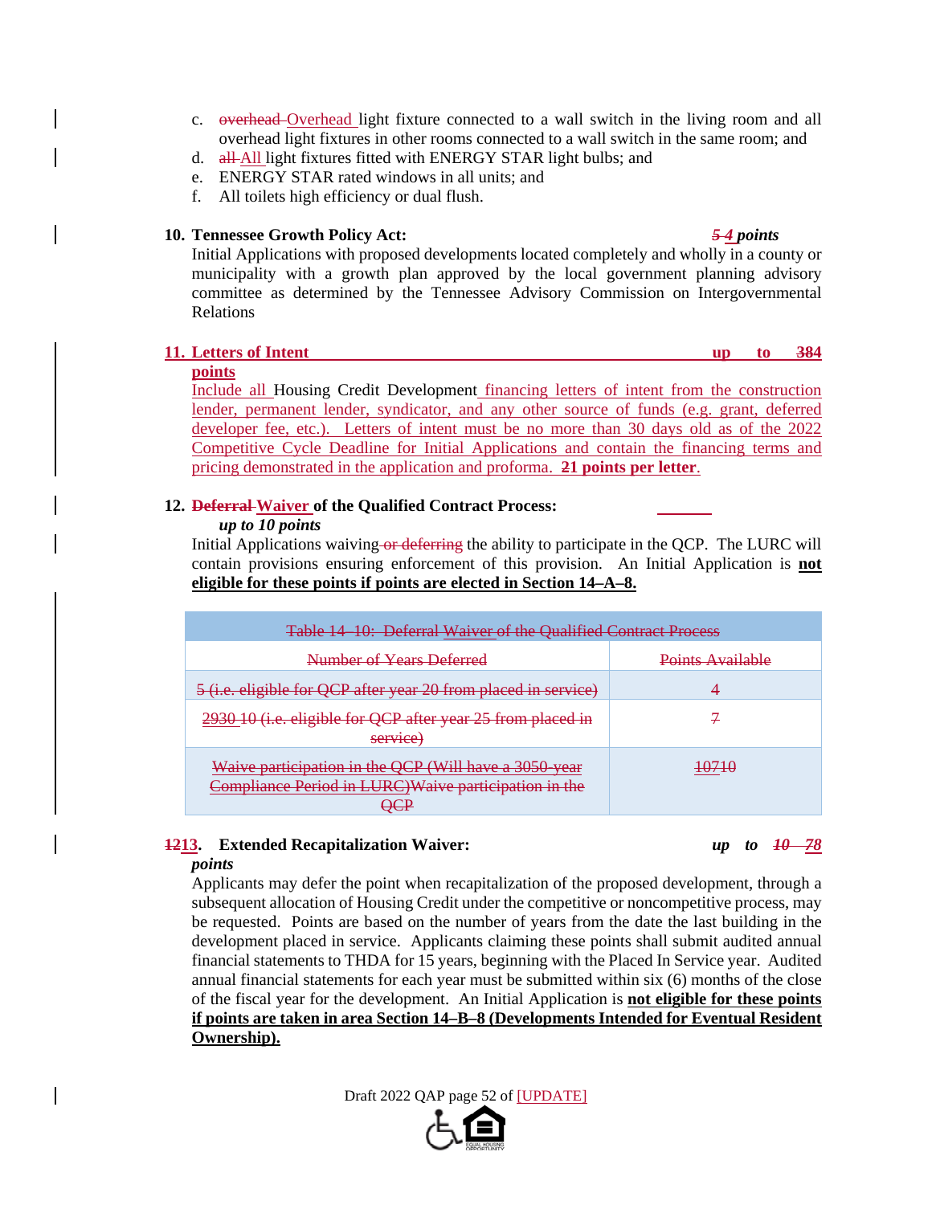c. ~~overhead~~ Overhead light fixture connected to a wall switch in the living room and all overhead light fixtures in other rooms connected to a wall switch in the same room; and
d. ~~all~~ All light fixtures fitted with ENERGY STAR light bulbs; and
e. ENERGY STAR rated windows in all units; and
f. All toilets high efficiency or dual flush.

**10. Tennessee Growth Policy Act:** ***~~5~~ 4 points***

Initial Applications with proposed developments located completely and wholly in a county or municipality with a growth plan approved by the local government planning advisory committee as determined by the Tennessee Advisory Commission on Intergovernmental Relations

**11. Letters of Intent** **up to ~~3~~84 points**

Include all Housing Credit Development financing letters of intent from the construction lender, permanent lender, syndicator, and any other source of funds (e.g. grant, deferred developer fee, etc.). Letters of intent must be no more than 30 days old as of the 2022 Competitive Cycle Deadline for Initial Applications and contain the financing terms and pricing demonstrated in the application and proforma. **~~2~~1 points per letter**.

**12. ~~Deferral~~ Waiver of the Qualified Contract Process:**

***up to 10 points***

Initial Applications waiving ~~or deferring~~ the ability to participate in the QCP. The LURC will contain provisions ensuring enforcement of this provision. An Initial Application is **not eligible for these points if points are elected in Section 14–A–8.**

| ~~Table 14–10: Deferral Waiver of the Qualified Contract Process~~ | |
|---|---|
| ~~Number of Years Deferred~~ | ~~Points Available~~ |
| ~~5 (i.e. eligible for QCP after year 20 from placed in service)~~ | ~~4~~ |
| ~~2930 10 (i.e. eligible for QCP after year 25 from placed in service)~~ | ~~7~~ |
| ~~Waive participation in the QCP (Will have a 3050-year Compliance Period in LURC)Waive participation in the QCP~~ | ~~10710~~ |

**~~12~~13. Extended Recapitalization Waiver:** ***up to ~~10~~ 78 points***

Applicants may defer the point when recapitalization of the proposed development, through a subsequent allocation of Housing Credit under the competitive or noncompetitive process, may be requested. Points are based on the number of years from the date the last building in the development placed in service. Applicants claiming these points shall submit audited annual financial statements to THDA for 15 years, beginning with the Placed In Service year. Audited annual financial statements for each year must be submitted within six (6) months of the close of the fiscal year for the development. An Initial Application is **not eligible for these points if points are taken in area Section 14–B–8 (Developments Intended for Eventual Resident Ownership).**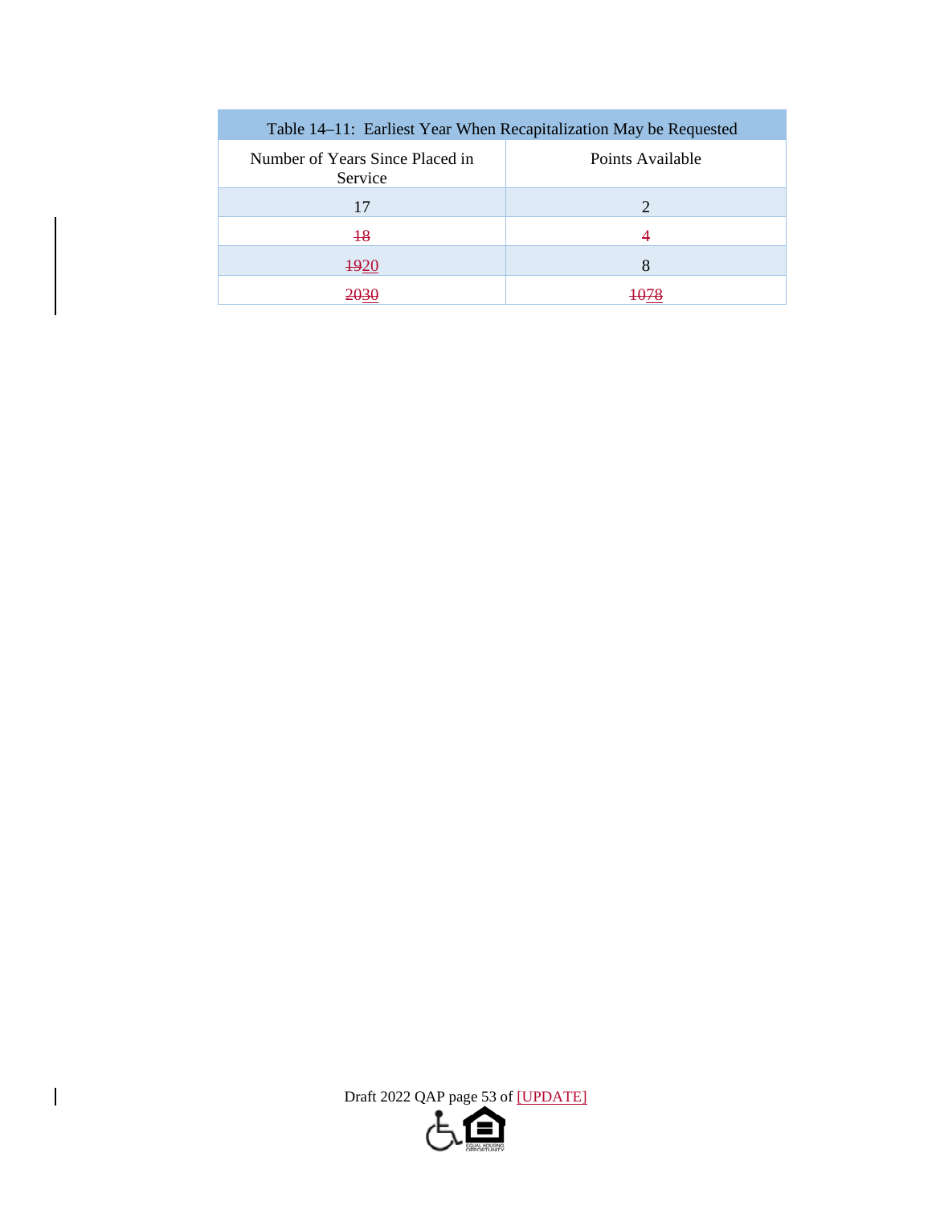| Table 14–11: Earliest Year When Recapitalization May be Requested | |
|---|---|
| Number of Years Since Placed in Service | Points Available |
| 17 | 2 |
| ~~18~~ | ~~4~~ |
| ~~19~~20 | 8 |
| ~~20~~30 | ~~10~~78 |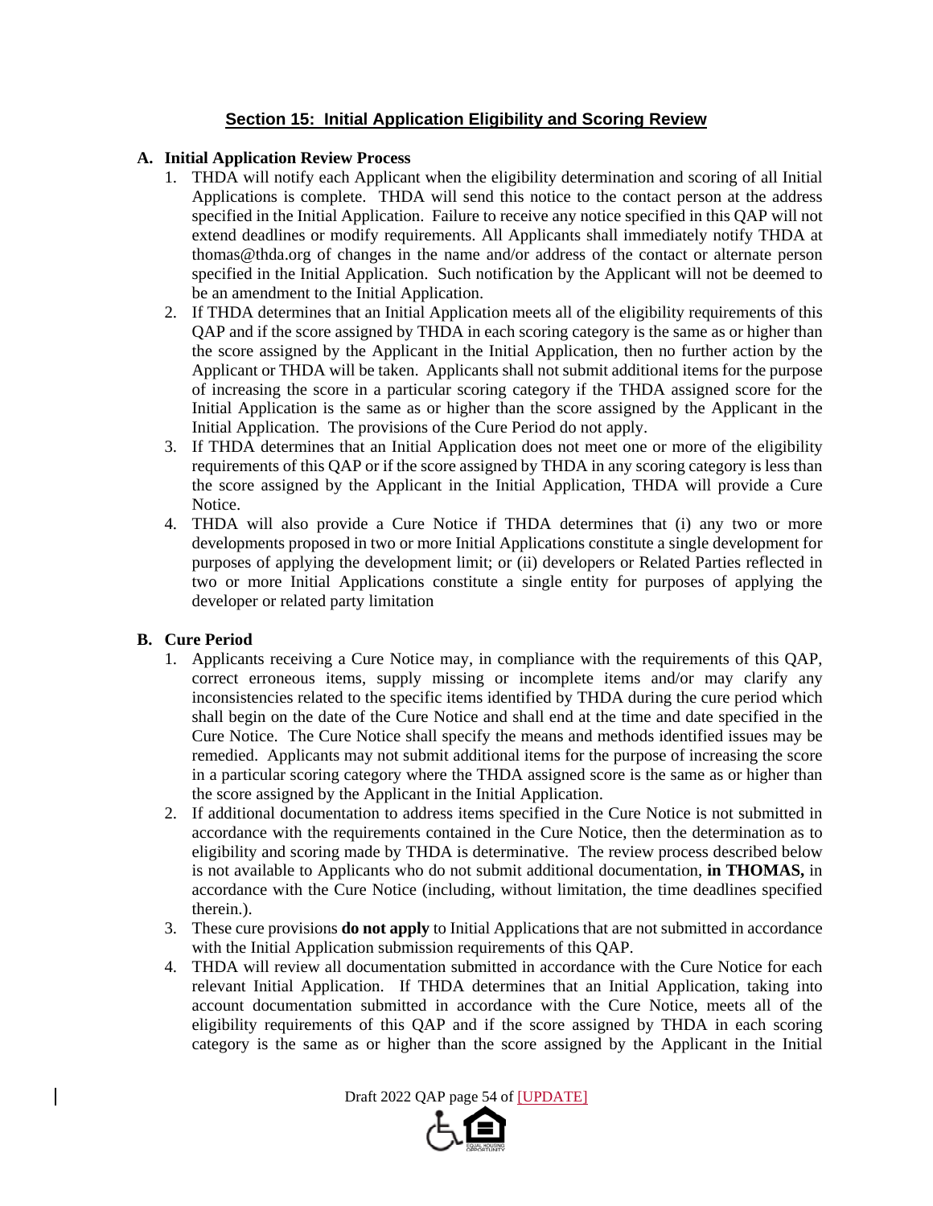## Section 15: Initial Application Eligibility and Scoring Review

**A. Initial Application Review Process**

1. THDA will notify each Applicant when the eligibility determination and scoring of all Initial Applications is complete. THDA will send this notice to the contact person at the address specified in the Initial Application. Failure to receive any notice specified in this QAP will not extend deadlines or modify requirements. All Applicants shall immediately notify THDA at thomas@thda.org of changes in the name and/or address of the contact or alternate person specified in the Initial Application. Such notification by the Applicant will not be deemed to be an amendment to the Initial Application.
2. If THDA determines that an Initial Application meets all of the eligibility requirements of this QAP and if the score assigned by THDA in each scoring category is the same as or higher than the score assigned by the Applicant in the Initial Application, then no further action by the Applicant or THDA will be taken. Applicants shall not submit additional items for the purpose of increasing the score in a particular scoring category if the THDA assigned score for the Initial Application is the same as or higher than the score assigned by the Applicant in the Initial Application. The provisions of the Cure Period do not apply.
3. If THDA determines that an Initial Application does not meet one or more of the eligibility requirements of this QAP or if the score assigned by THDA in any scoring category is less than the score assigned by the Applicant in the Initial Application, THDA will provide a Cure Notice.
4. THDA will also provide a Cure Notice if THDA determines that (i) any two or more developments proposed in two or more Initial Applications constitute a single development for purposes of applying the development limit; or (ii) developers or Related Parties reflected in two or more Initial Applications constitute a single entity for purposes of applying the developer or related party limitation

**B. Cure Period**

1. Applicants receiving a Cure Notice may, in compliance with the requirements of this QAP, correct erroneous items, supply missing or incomplete items and/or may clarify any inconsistencies related to the specific items identified by THDA during the cure period which shall begin on the date of the Cure Notice and shall end at the time and date specified in the Cure Notice. The Cure Notice shall specify the means and methods identified issues may be remedied. Applicants may not submit additional items for the purpose of increasing the score in a particular scoring category where the THDA assigned score is the same as or higher than the score assigned by the Applicant in the Initial Application.
2. If additional documentation to address items specified in the Cure Notice is not submitted in accordance with the requirements contained in the Cure Notice, then the determination as to eligibility and scoring made by THDA is determinative. The review process described below is not available to Applicants who do not submit additional documentation, **in THOMAS,** in accordance with the Cure Notice (including, without limitation, the time deadlines specified therein.).
3. These cure provisions **do not apply** to Initial Applications that are not submitted in accordance with the Initial Application submission requirements of this QAP.
4. THDA will review all documentation submitted in accordance with the Cure Notice for each relevant Initial Application. If THDA determines that an Initial Application, taking into account documentation submitted in accordance with the Cure Notice, meets all of the eligibility requirements of this QAP and if the score assigned by THDA in each scoring category is the same as or higher than the score assigned by the Applicant in the Initial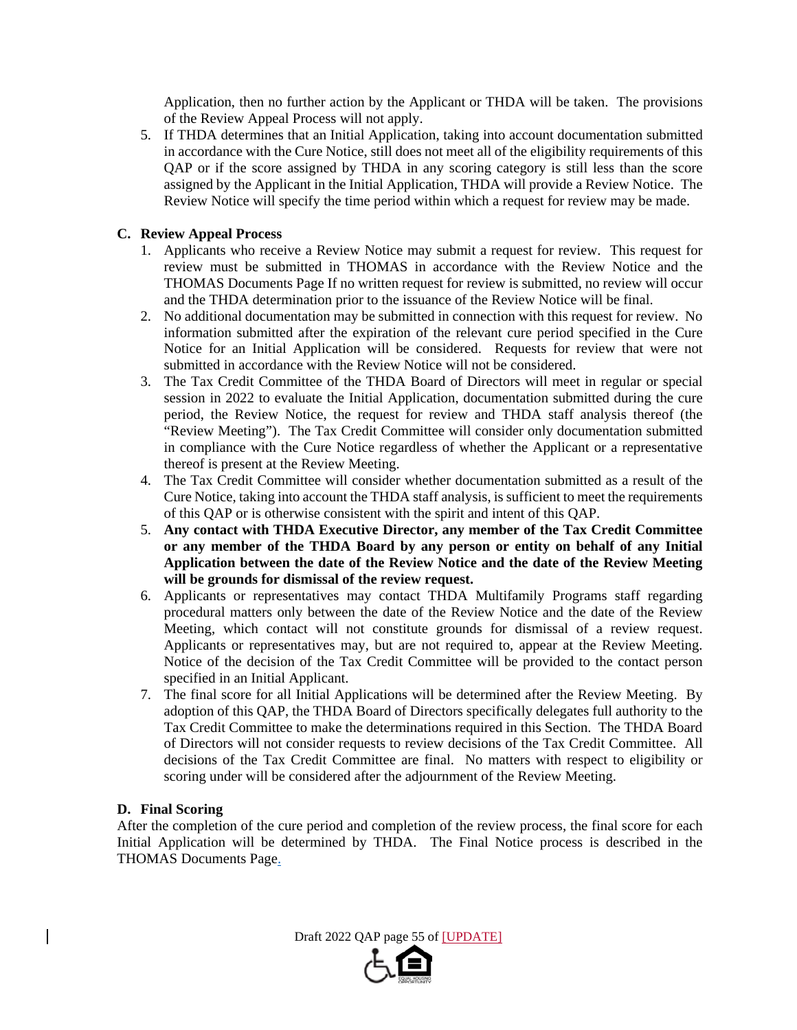Application, then no further action by the Applicant or THDA will be taken. The provisions of the Review Appeal Process will not apply.

5. If THDA determines that an Initial Application, taking into account documentation submitted in accordance with the Cure Notice, still does not meet all of the eligibility requirements of this QAP or if the score assigned by THDA in any scoring category is still less than the score assigned by the Applicant in the Initial Application, THDA will provide a Review Notice. The Review Notice will specify the time period within which a request for review may be made.

### C. Review Appeal Process

1. Applicants who receive a Review Notice may submit a request for review. This request for review must be submitted in THOMAS in accordance with the Review Notice and the THOMAS Documents Page If no written request for review is submitted, no review will occur and the THDA determination prior to the issuance of the Review Notice will be final.
2. No additional documentation may be submitted in connection with this request for review. No information submitted after the expiration of the relevant cure period specified in the Cure Notice for an Initial Application will be considered. Requests for review that were not submitted in accordance with the Review Notice will not be considered.
3. The Tax Credit Committee of the THDA Board of Directors will meet in regular or special session in 2022 to evaluate the Initial Application, documentation submitted during the cure period, the Review Notice, the request for review and THDA staff analysis thereof (the "Review Meeting"). The Tax Credit Committee will consider only documentation submitted in compliance with the Cure Notice regardless of whether the Applicant or a representative thereof is present at the Review Meeting.
4. The Tax Credit Committee will consider whether documentation submitted as a result of the Cure Notice, taking into account the THDA staff analysis, is sufficient to meet the requirements of this QAP or is otherwise consistent with the spirit and intent of this QAP.
5. **Any contact with THDA Executive Director, any member of the Tax Credit Committee or any member of the THDA Board by any person or entity on behalf of any Initial Application between the date of the Review Notice and the date of the Review Meeting will be grounds for dismissal of the review request.**
6. Applicants or representatives may contact THDA Multifamily Programs staff regarding procedural matters only between the date of the Review Notice and the date of the Review Meeting, which contact will not constitute grounds for dismissal of a review request. Applicants or representatives may, but are not required to, appear at the Review Meeting. Notice of the decision of the Tax Credit Committee will be provided to the contact person specified in an Initial Applicant.
7. The final score for all Initial Applications will be determined after the Review Meeting. By adoption of this QAP, the THDA Board of Directors specifically delegates full authority to the Tax Credit Committee to make the determinations required in this Section. The THDA Board of Directors will not consider requests to review decisions of the Tax Credit Committee. All decisions of the Tax Credit Committee are final. No matters with respect to eligibility or scoring under will be considered after the adjournment of the Review Meeting.

### D. Final Scoring

After the completion of the cure period and completion of the review process, the final score for each Initial Application will be determined by THDA. The Final Notice process is described in the THOMAS Documents Page.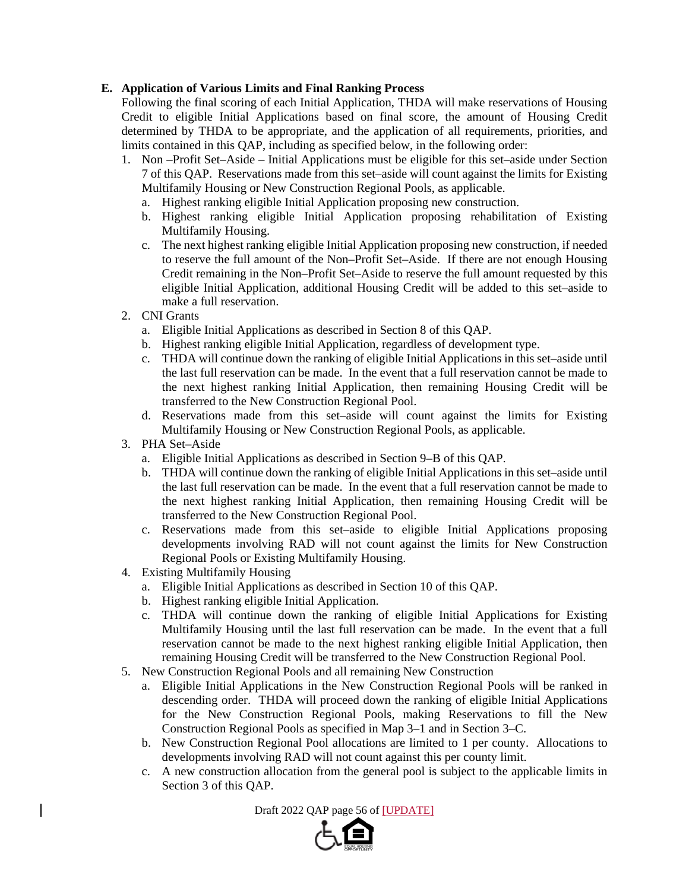**E. Application of Various Limits and Final Ranking Process**

Following the final scoring of each Initial Application, THDA will make reservations of Housing Credit to eligible Initial Applications based on final score, the amount of Housing Credit determined by THDA to be appropriate, and the application of all requirements, priorities, and limits contained in this QAP, including as specified below, in the following order:

1. Non –Profit Set–Aside – Initial Applications must be eligible for this set–aside under Section 7 of this QAP. Reservations made from this set–aside will count against the limits for Existing Multifamily Housing or New Construction Regional Pools, as applicable.
   a. Highest ranking eligible Initial Application proposing new construction.
   b. Highest ranking eligible Initial Application proposing rehabilitation of Existing Multifamily Housing.
   c. The next highest ranking eligible Initial Application proposing new construction, if needed to reserve the full amount of the Non–Profit Set–Aside. If there are not enough Housing Credit remaining in the Non–Profit Set–Aside to reserve the full amount requested by this eligible Initial Application, additional Housing Credit will be added to this set–aside to make a full reservation.
2. CNI Grants
   a. Eligible Initial Applications as described in Section 8 of this QAP.
   b. Highest ranking eligible Initial Application, regardless of development type.
   c. THDA will continue down the ranking of eligible Initial Applications in this set–aside until the last full reservation can be made. In the event that a full reservation cannot be made to the next highest ranking Initial Application, then remaining Housing Credit will be transferred to the New Construction Regional Pool.
   d. Reservations made from this set–aside will count against the limits for Existing Multifamily Housing or New Construction Regional Pools, as applicable.
3. PHA Set–Aside
   a. Eligible Initial Applications as described in Section 9–B of this QAP.
   b. THDA will continue down the ranking of eligible Initial Applications in this set–aside until the last full reservation can be made. In the event that a full reservation cannot be made to the next highest ranking Initial Application, then remaining Housing Credit will be transferred to the New Construction Regional Pool.
   c. Reservations made from this set–aside to eligible Initial Applications proposing developments involving RAD will not count against the limits for New Construction Regional Pools or Existing Multifamily Housing.
4. Existing Multifamily Housing
   a. Eligible Initial Applications as described in Section 10 of this QAP.
   b. Highest ranking eligible Initial Application.
   c. THDA will continue down the ranking of eligible Initial Applications for Existing Multifamily Housing until the last full reservation can be made. In the event that a full reservation cannot be made to the next highest ranking eligible Initial Application, then remaining Housing Credit will be transferred to the New Construction Regional Pool.
5. New Construction Regional Pools and all remaining New Construction
   a. Eligible Initial Applications in the New Construction Regional Pools will be ranked in descending order. THDA will proceed down the ranking of eligible Initial Applications for the New Construction Regional Pools, making Reservations to fill the New Construction Regional Pools as specified in Map 3–1 and in Section 3–C.
   b. New Construction Regional Pool allocations are limited to 1 per county. Allocations to developments involving RAD will not count against this per county limit.
   c. A new construction allocation from the general pool is subject to the applicable limits in Section 3 of this QAP.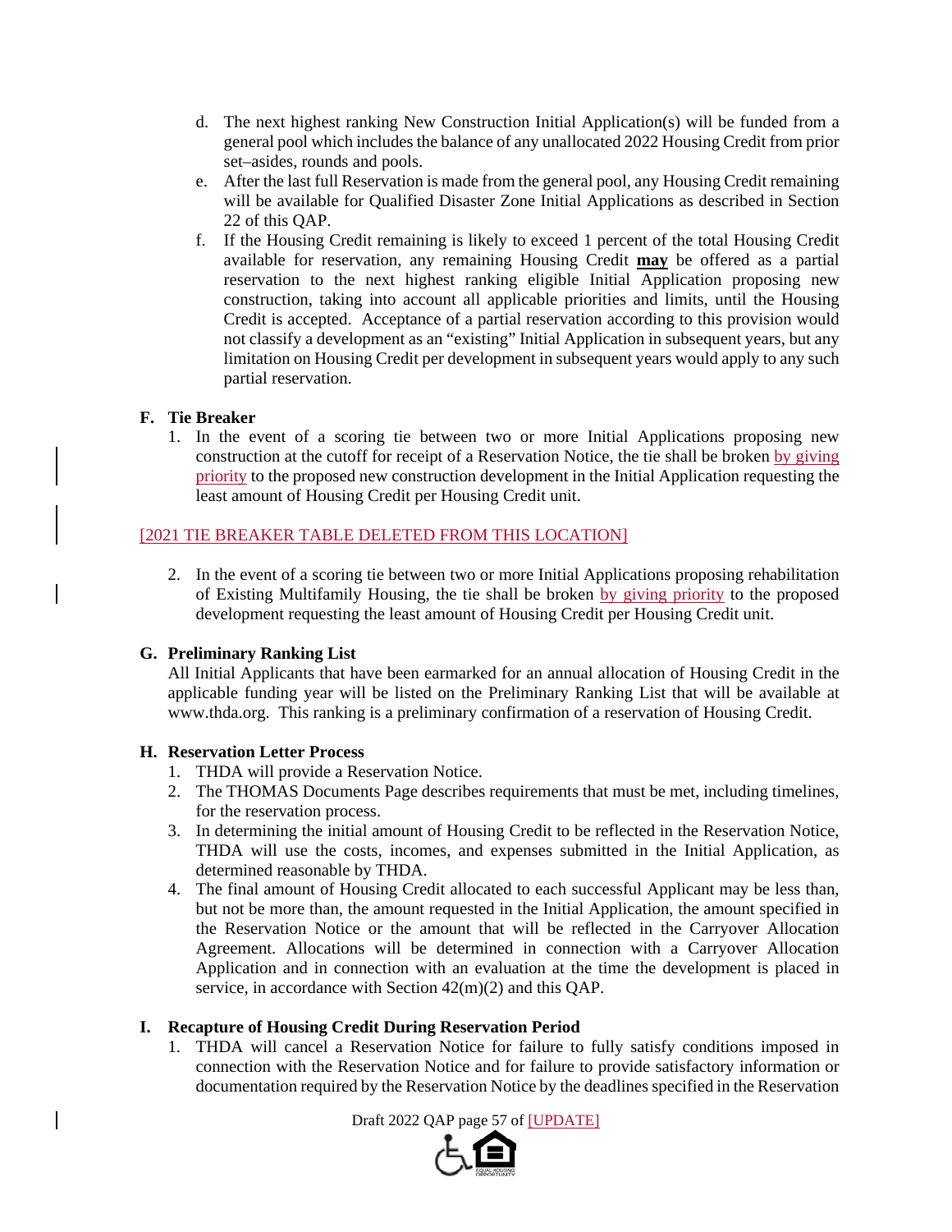d. The next highest ranking New Construction Initial Application(s) will be funded from a general pool which includes the balance of any unallocated 2022 Housing Credit from prior set–asides, rounds and pools.

e. After the last full Reservation is made from the general pool, any Housing Credit remaining will be available for Qualified Disaster Zone Initial Applications as described in Section 22 of this QAP.

f. If the Housing Credit remaining is likely to exceed 1 percent of the total Housing Credit available for reservation, any remaining Housing Credit **may** be offered as a partial reservation to the next highest ranking eligible Initial Application proposing new construction, taking into account all applicable priorities and limits, until the Housing Credit is accepted. Acceptance of a partial reservation according to this provision would not classify a development as an "existing" Initial Application in subsequent years, but any limitation on Housing Credit per development in subsequent years would apply to any such partial reservation.

**F. Tie Breaker**

1. In the event of a scoring tie between two or more Initial Applications proposing new construction at the cutoff for receipt of a Reservation Notice, the tie shall be broken by giving priority to the proposed new construction development in the Initial Application requesting the least amount of Housing Credit per Housing Credit unit.

[2021 TIE BREAKER TABLE DELETED FROM THIS LOCATION]

2. In the event of a scoring tie between two or more Initial Applications proposing rehabilitation of Existing Multifamily Housing, the tie shall be broken by giving priority to the proposed development requesting the least amount of Housing Credit per Housing Credit unit.

**G. Preliminary Ranking List**

All Initial Applicants that have been earmarked for an annual allocation of Housing Credit in the applicable funding year will be listed on the Preliminary Ranking List that will be available at www.thda.org. This ranking is a preliminary confirmation of a reservation of Housing Credit.

**H. Reservation Letter Process**

1. THDA will provide a Reservation Notice.
2. The THOMAS Documents Page describes requirements that must be met, including timelines, for the reservation process.
3. In determining the initial amount of Housing Credit to be reflected in the Reservation Notice, THDA will use the costs, incomes, and expenses submitted in the Initial Application, as determined reasonable by THDA.
4. The final amount of Housing Credit allocated to each successful Applicant may be less than, but not be more than, the amount requested in the Initial Application, the amount specified in the Reservation Notice or the amount that will be reflected in the Carryover Allocation Agreement. Allocations will be determined in connection with a Carryover Allocation Application and in connection with an evaluation at the time the development is placed in service, in accordance with Section 42(m)(2) and this QAP.

**I. Recapture of Housing Credit During Reservation Period**

1. THDA will cancel a Reservation Notice for failure to fully satisfy conditions imposed in connection with the Reservation Notice and for failure to provide satisfactory information or documentation required by the Reservation Notice by the deadlines specified in the Reservation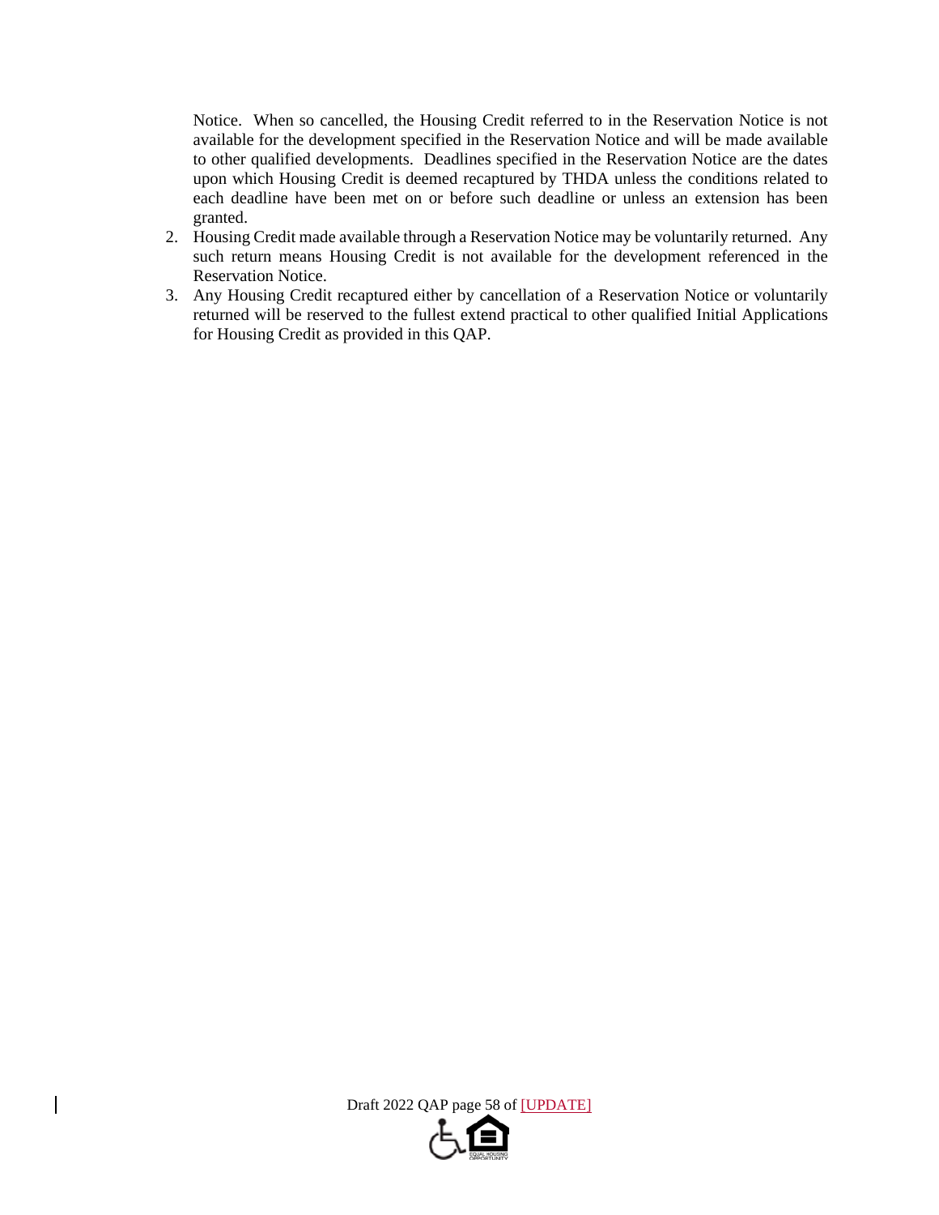Notice. When so cancelled, the Housing Credit referred to in the Reservation Notice is not available for the development specified in the Reservation Notice and will be made available to other qualified developments. Deadlines specified in the Reservation Notice are the dates upon which Housing Credit is deemed recaptured by THDA unless the conditions related to each deadline have been met on or before such deadline or unless an extension has been granted.

2. Housing Credit made available through a Reservation Notice may be voluntarily returned. Any such return means Housing Credit is not available for the development referenced in the Reservation Notice.
3. Any Housing Credit recaptured either by cancellation of a Reservation Notice or voluntarily returned will be reserved to the fullest extend practical to other qualified Initial Applications for Housing Credit as provided in this QAP.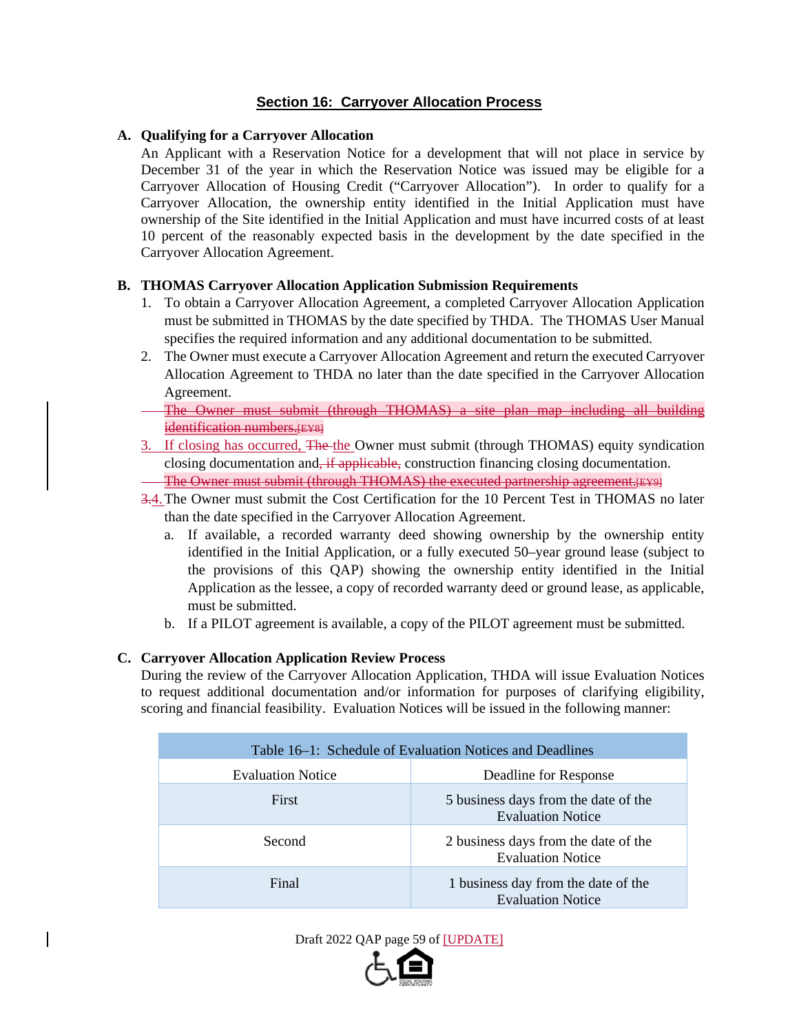## Section 16: Carryover Allocation Process

**A. Qualifying for a Carryover Allocation**

An Applicant with a Reservation Notice for a development that will not place in service by December 31 of the year in which the Reservation Notice was issued may be eligible for a Carryover Allocation of Housing Credit ("Carryover Allocation"). In order to qualify for a Carryover Allocation, the ownership entity identified in the Initial Application must have ownership of the Site identified in the Initial Application and must have incurred costs of at least 10 percent of the reasonably expected basis in the development by the date specified in the Carryover Allocation Agreement.

**B. THOMAS Carryover Allocation Application Submission Requirements**

1. To obtain a Carryover Allocation Agreement, a completed Carryover Allocation Application must be submitted in THOMAS by the date specified by THDA. The THOMAS User Manual specifies the required information and any additional documentation to be submitted.
2. The Owner must execute a Carryover Allocation Agreement and return the executed Carryover Allocation Agreement to THDA no later than the date specified in the Carryover Allocation Agreement.

~~The Owner must submit (through THOMAS) a site plan map including all building identification numbers.~~[EY8]

3. If closing has occurred, ~~The~~ the Owner must submit (through THOMAS) equity syndication closing documentation and~~, if applicable,~~ construction financing closing documentation.

~~The Owner must submit (through THOMAS) the executed partnership agreement.~~[EY9]

~~3.~~4. The Owner must submit the Cost Certification for the 10 Percent Test in THOMAS no later than the date specified in the Carryover Allocation Agreement.
   a. If available, a recorded warranty deed showing ownership by the ownership entity identified in the Initial Application, or a fully executed 50–year ground lease (subject to the provisions of this QAP) showing the ownership entity identified in the Initial Application as the lessee, a copy of recorded warranty deed or ground lease, as applicable, must be submitted.
   b. If a PILOT agreement is available, a copy of the PILOT agreement must be submitted.

**C. Carryover Allocation Application Review Process**

During the review of the Carryover Allocation Application, THDA will issue Evaluation Notices to request additional documentation and/or information for purposes of clarifying eligibility, scoring and financial feasibility. Evaluation Notices will be issued in the following manner:

Table 16–1: Schedule of Evaluation Notices and Deadlines

| Evaluation Notice | Deadline for Response |
|---|---|
| First | 5 business days from the date of the Evaluation Notice |
| Second | 2 business days from the date of the Evaluation Notice |
| Final | 1 business day from the date of the Evaluation Notice |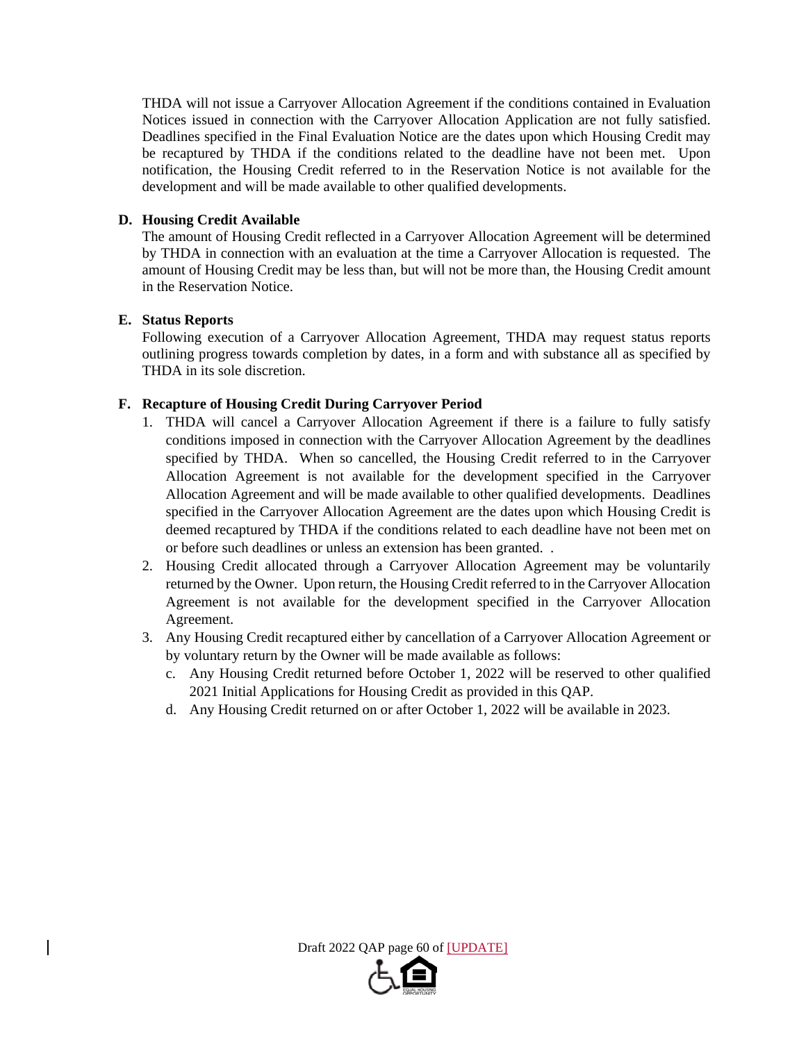THDA will not issue a Carryover Allocation Agreement if the conditions contained in Evaluation Notices issued in connection with the Carryover Allocation Application are not fully satisfied. Deadlines specified in the Final Evaluation Notice are the dates upon which Housing Credit may be recaptured by THDA if the conditions related to the deadline have not been met. Upon notification, the Housing Credit referred to in the Reservation Notice is not available for the development and will be made available to other qualified developments.

**D. Housing Credit Available**

The amount of Housing Credit reflected in a Carryover Allocation Agreement will be determined by THDA in connection with an evaluation at the time a Carryover Allocation is requested. The amount of Housing Credit may be less than, but will not be more than, the Housing Credit amount in the Reservation Notice.

**E. Status Reports**

Following execution of a Carryover Allocation Agreement, THDA may request status reports outlining progress towards completion by dates, in a form and with substance all as specified by THDA in its sole discretion.

**F. Recapture of Housing Credit During Carryover Period**

1. THDA will cancel a Carryover Allocation Agreement if there is a failure to fully satisfy conditions imposed in connection with the Carryover Allocation Agreement by the deadlines specified by THDA. When so cancelled, the Housing Credit referred to in the Carryover Allocation Agreement is not available for the development specified in the Carryover Allocation Agreement and will be made available to other qualified developments. Deadlines specified in the Carryover Allocation Agreement are the dates upon which Housing Credit is deemed recaptured by THDA if the conditions related to each deadline have not been met on or before such deadlines or unless an extension has been granted. .
2. Housing Credit allocated through a Carryover Allocation Agreement may be voluntarily returned by the Owner. Upon return, the Housing Credit referred to in the Carryover Allocation Agreement is not available for the development specified in the Carryover Allocation Agreement.
3. Any Housing Credit recaptured either by cancellation of a Carryover Allocation Agreement or by voluntary return by the Owner will be made available as follows:
   c. Any Housing Credit returned before October 1, 2022 will be reserved to other qualified 2021 Initial Applications for Housing Credit as provided in this QAP.
   d. Any Housing Credit returned on or after October 1, 2022 will be available in 2023.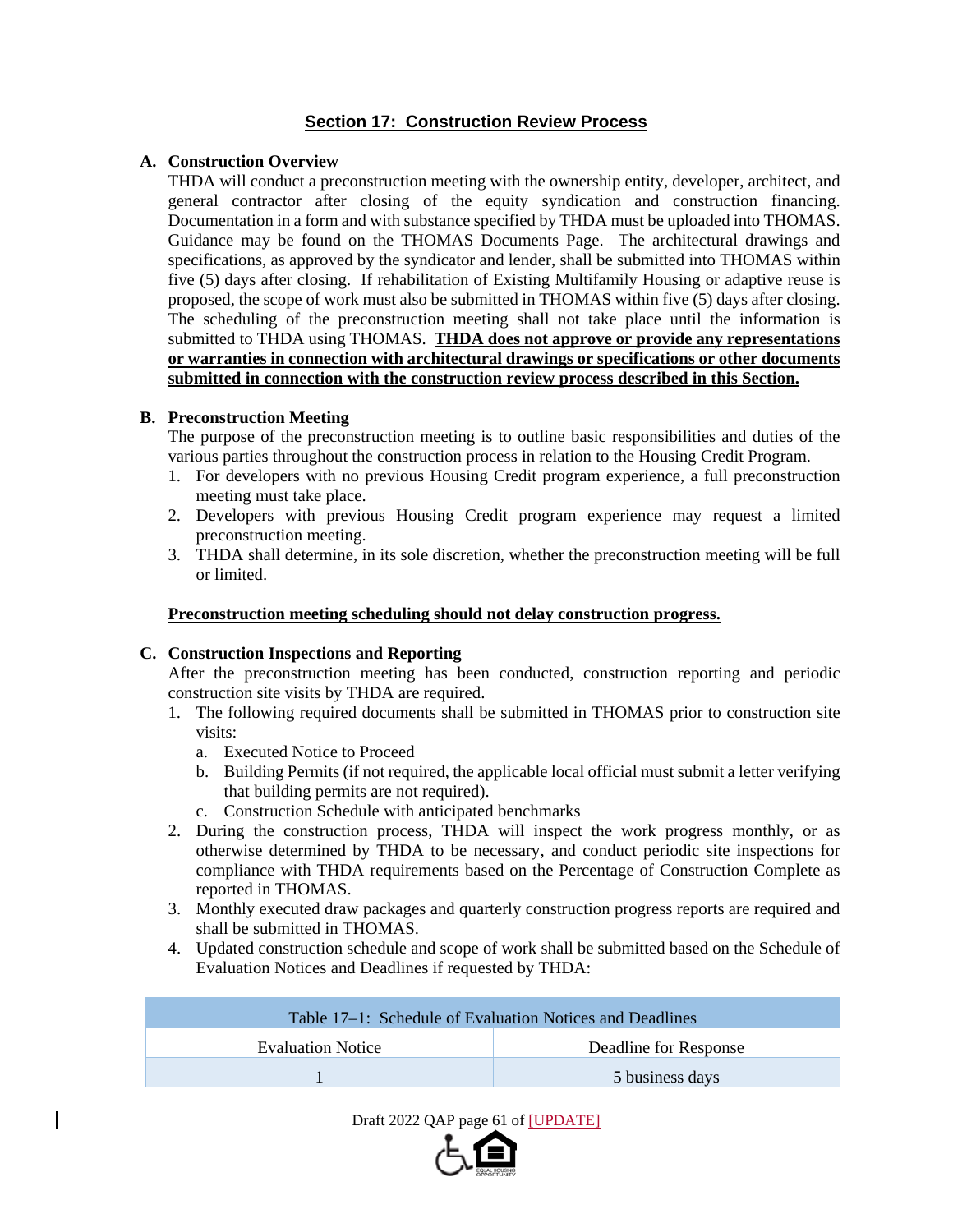## Section 17: Construction Review Process

**A. Construction Overview**

THDA will conduct a preconstruction meeting with the ownership entity, developer, architect, and general contractor after closing of the equity syndication and construction financing. Documentation in a form and with substance specified by THDA must be uploaded into THOMAS. Guidance may be found on the THOMAS Documents Page. The architectural drawings and specifications, as approved by the syndicator and lender, shall be submitted into THOMAS within five (5) days after closing. If rehabilitation of Existing Multifamily Housing or adaptive reuse is proposed, the scope of work must also be submitted in THOMAS within five (5) days after closing. The scheduling of the preconstruction meeting shall not take place until the information is submitted to THDA using THOMAS. **THDA does not approve or provide any representations or warranties in connection with architectural drawings or specifications or other documents submitted in connection with the construction review process described in this Section.**

**B. Preconstruction Meeting**

The purpose of the preconstruction meeting is to outline basic responsibilities and duties of the various parties throughout the construction process in relation to the Housing Credit Program.

1. For developers with no previous Housing Credit program experience, a full preconstruction meeting must take place.
2. Developers with previous Housing Credit program experience may request a limited preconstruction meeting.
3. THDA shall determine, in its sole discretion, whether the preconstruction meeting will be full or limited.

**Preconstruction meeting scheduling should not delay construction progress.**

**C. Construction Inspections and Reporting**

After the preconstruction meeting has been conducted, construction reporting and periodic construction site visits by THDA are required.

1. The following required documents shall be submitted in THOMAS prior to construction site visits:
   a. Executed Notice to Proceed
   b. Building Permits (if not required, the applicable local official must submit a letter verifying that building permits are not required).
   c. Construction Schedule with anticipated benchmarks
2. During the construction process, THDA will inspect the work progress monthly, or as otherwise determined by THDA to be necessary, and conduct periodic site inspections for compliance with THDA requirements based on the Percentage of Construction Complete as reported in THOMAS.
3. Monthly executed draw packages and quarterly construction progress reports are required and shall be submitted in THOMAS.
4. Updated construction schedule and scope of work shall be submitted based on the Schedule of Evaluation Notices and Deadlines if requested by THDA:

| Table 17–1: Schedule of Evaluation Notices and Deadlines | |
|---|---|
| Evaluation Notice | Deadline for Response |
| 1 | 5 business days |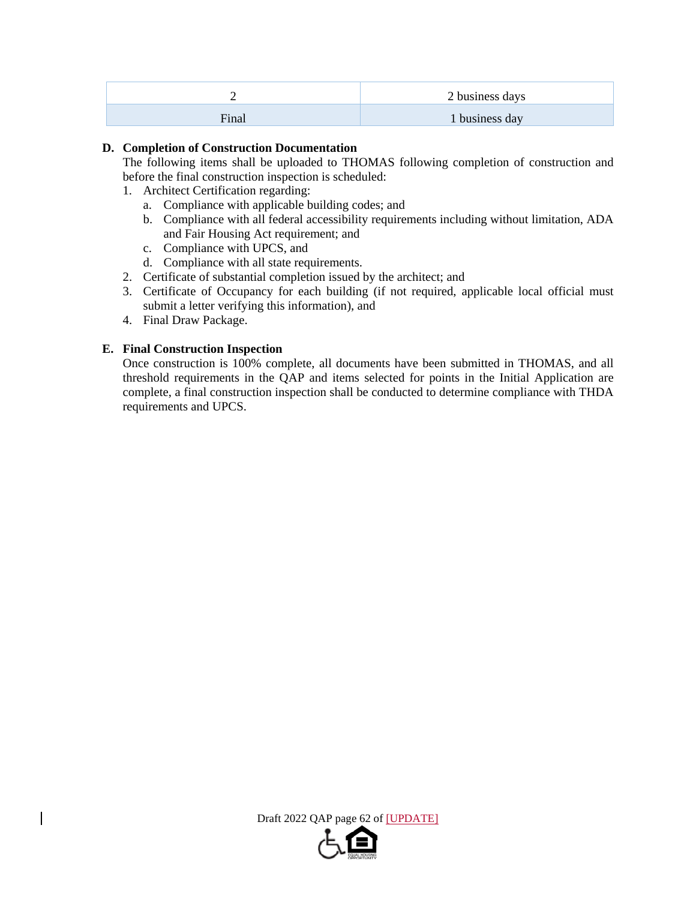| 2 | 2 business days |
|---|---|
| Final | 1 business day |

**D. Completion of Construction Documentation**

The following items shall be uploaded to THOMAS following completion of construction and before the final construction inspection is scheduled:

1. Architect Certification regarding:
   a. Compliance with applicable building codes; and
   b. Compliance with all federal accessibility requirements including without limitation, ADA and Fair Housing Act requirement; and
   c. Compliance with UPCS, and
   d. Compliance with all state requirements.
2. Certificate of substantial completion issued by the architect; and
3. Certificate of Occupancy for each building (if not required, applicable local official must submit a letter verifying this information), and
4. Final Draw Package.

**E. Final Construction Inspection**

Once construction is 100% complete, all documents have been submitted in THOMAS, and all threshold requirements in the QAP and items selected for points in the Initial Application are complete, a final construction inspection shall be conducted to determine compliance with THDA requirements and UPCS.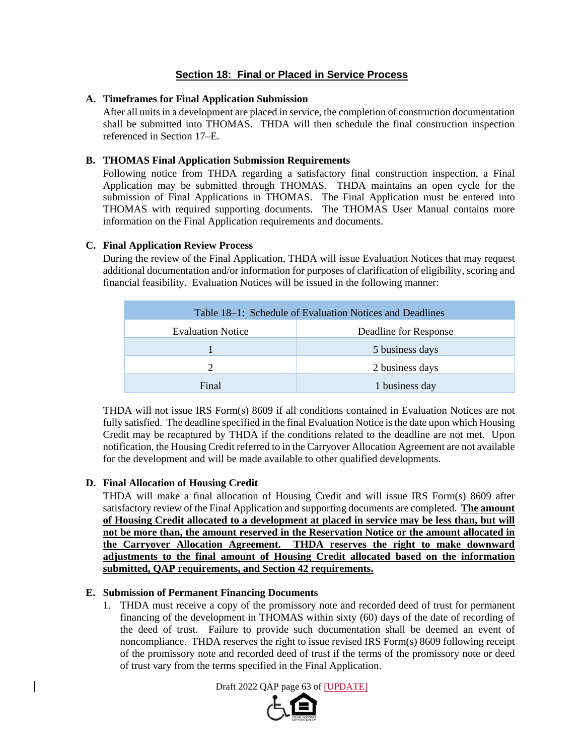## Section 18: Final or Placed in Service Process

**A. Timeframes for Final Application Submission**

After all units in a development are placed in service, the completion of construction documentation shall be submitted into THOMAS. THDA will then schedule the final construction inspection referenced in Section 17–E.

**B. THOMAS Final Application Submission Requirements**

Following notice from THDA regarding a satisfactory final construction inspection, a Final Application may be submitted through THOMAS. THDA maintains an open cycle for the submission of Final Applications in THOMAS. The Final Application must be entered into THOMAS with required supporting documents. The THOMAS User Manual contains more information on the Final Application requirements and documents.

**C. Final Application Review Process**

During the review of the Final Application, THDA will issue Evaluation Notices that may request additional documentation and/or information for purposes of clarification of eligibility, scoring and financial feasibility. Evaluation Notices will be issued in the following manner:

Table 18–1: Schedule of Evaluation Notices and Deadlines

| Evaluation Notice | Deadline for Response |
| --- | --- |
| 1 | 5 business days |
| 2 | 2 business days |
| Final | 1 business day |

THDA will not issue IRS Form(s) 8609 if all conditions contained in Evaluation Notices are not fully satisfied. The deadline specified in the final Evaluation Notice is the date upon which Housing Credit may be recaptured by THDA if the conditions related to the deadline are not met. Upon notification, the Housing Credit referred to in the Carryover Allocation Agreement are not available for the development and will be made available to other qualified developments.

**D. Final Allocation of Housing Credit**

THDA will make a final allocation of Housing Credit and will issue IRS Form(s) 8609 after satisfactory review of the Final Application and supporting documents are completed. **The amount of Housing Credit allocated to a development at placed in service may be less than, but will not be more than, the amount reserved in the Reservation Notice or the amount allocated in the Carryover Allocation Agreement. THDA reserves the right to make downward adjustments to the final amount of Housing Credit allocated based on the information submitted, QAP requirements, and Section 42 requirements.**

**E. Submission of Permanent Financing Documents**

1. THDA must receive a copy of the promissory note and recorded deed of trust for permanent financing of the development in THOMAS within sixty (60) days of the date of recording of the deed of trust. Failure to provide such documentation shall be deemed an event of noncompliance. THDA reserves the right to issue revised IRS Form(s) 8609 following receipt of the promissory note and recorded deed of trust if the terms of the promissory note or deed of trust vary from the terms specified in the Final Application.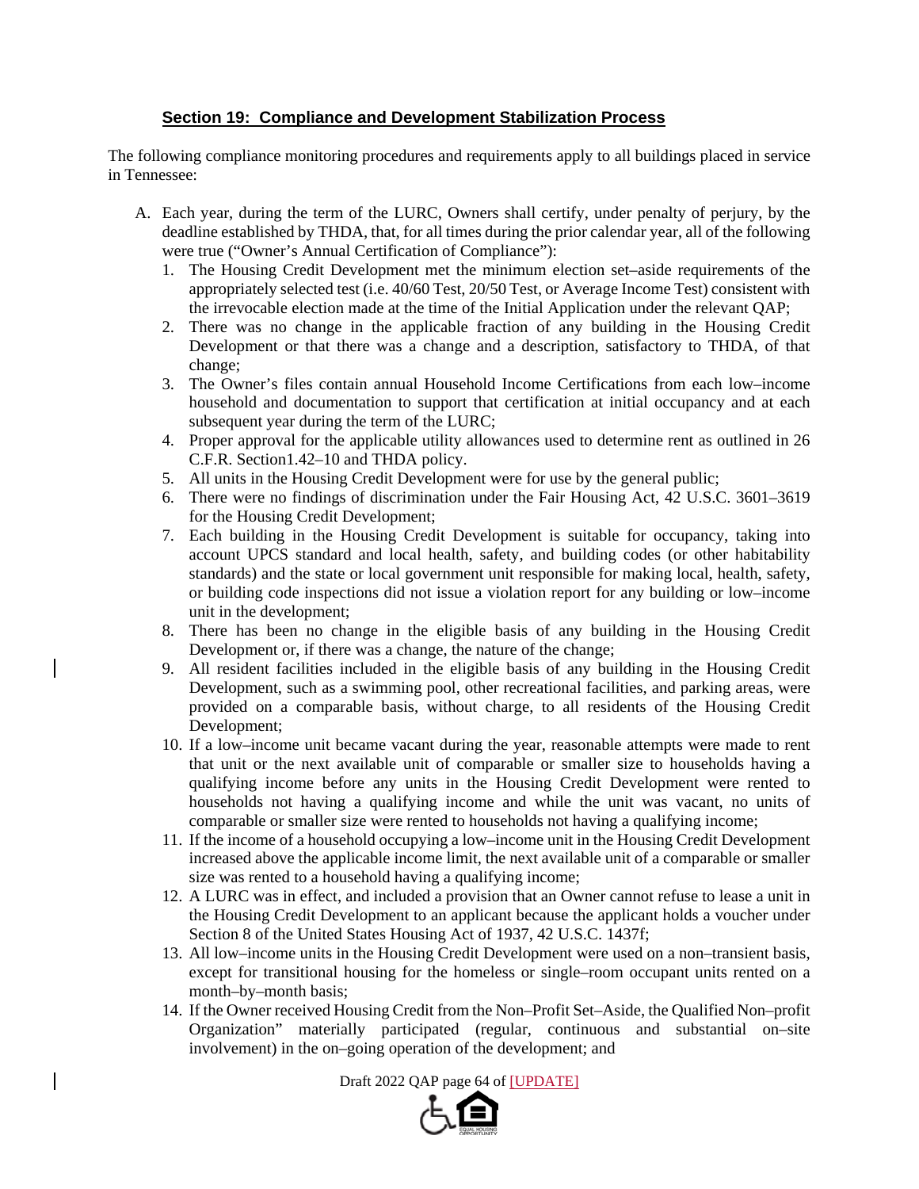## Section 19: Compliance and Development Stabilization Process

The following compliance monitoring procedures and requirements apply to all buildings placed in service in Tennessee:

A. Each year, during the term of the LURC, Owners shall certify, under penalty of perjury, by the deadline established by THDA, that, for all times during the prior calendar year, all of the following were true ("Owner's Annual Certification of Compliance"):
   1. The Housing Credit Development met the minimum election set–aside requirements of the appropriately selected test (i.e. 40/60 Test, 20/50 Test, or Average Income Test) consistent with the irrevocable election made at the time of the Initial Application under the relevant QAP;
   2. There was no change in the applicable fraction of any building in the Housing Credit Development or that there was a change and a description, satisfactory to THDA, of that change;
   3. The Owner's files contain annual Household Income Certifications from each low–income household and documentation to support that certification at initial occupancy and at each subsequent year during the term of the LURC;
   4. Proper approval for the applicable utility allowances used to determine rent as outlined in 26 C.F.R. Section1.42–10 and THDA policy.
   5. All units in the Housing Credit Development were for use by the general public;
   6. There were no findings of discrimination under the Fair Housing Act, 42 U.S.C. 3601–3619 for the Housing Credit Development;
   7. Each building in the Housing Credit Development is suitable for occupancy, taking into account UPCS standard and local health, safety, and building codes (or other habitability standards) and the state or local government unit responsible for making local, health, safety, or building code inspections did not issue a violation report for any building or low–income unit in the development;
   8. There has been no change in the eligible basis of any building in the Housing Credit Development or, if there was a change, the nature of the change;
   9. All resident facilities included in the eligible basis of any building in the Housing Credit Development, such as a swimming pool, other recreational facilities, and parking areas, were provided on a comparable basis, without charge, to all residents of the Housing Credit Development;
   10. If a low–income unit became vacant during the year, reasonable attempts were made to rent that unit or the next available unit of comparable or smaller size to households having a qualifying income before any units in the Housing Credit Development were rented to households not having a qualifying income and while the unit was vacant, no units of comparable or smaller size were rented to households not having a qualifying income;
   11. If the income of a household occupying a low–income unit in the Housing Credit Development increased above the applicable income limit, the next available unit of a comparable or smaller size was rented to a household having a qualifying income;
   12. A LURC was in effect, and included a provision that an Owner cannot refuse to lease a unit in the Housing Credit Development to an applicant because the applicant holds a voucher under Section 8 of the United States Housing Act of 1937, 42 U.S.C. 1437f;
   13. All low–income units in the Housing Credit Development were used on a non–transient basis, except for transitional housing for the homeless or single–room occupant units rented on a month–by–month basis;
   14. If the Owner received Housing Credit from the Non–Profit Set–Aside, the Qualified Non–profit Organization" materially participated (regular, continuous and substantial on–site involvement) in the on–going operation of the development; and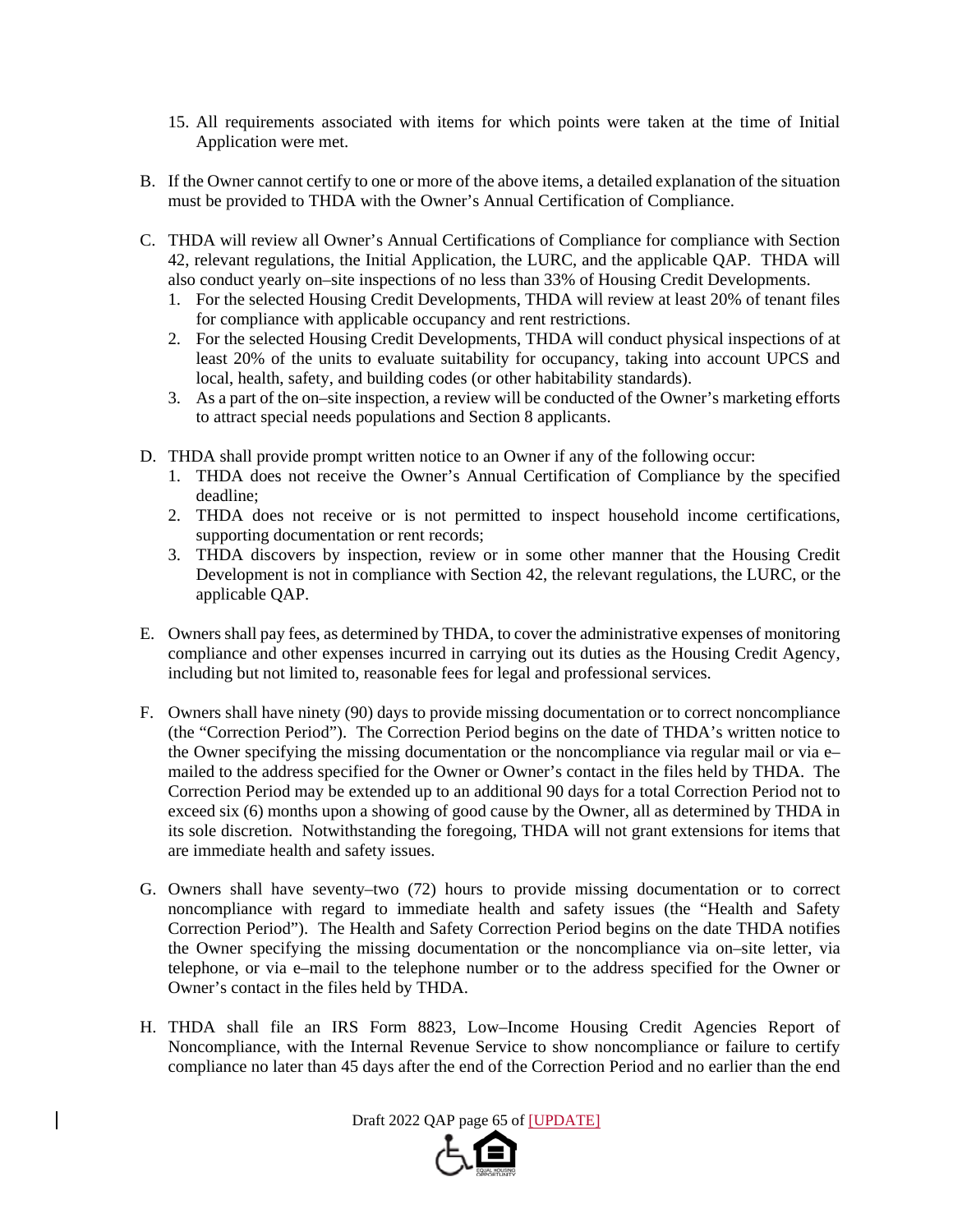15. All requirements associated with items for which points were taken at the time of Initial Application were met.

B. If the Owner cannot certify to one or more of the above items, a detailed explanation of the situation must be provided to THDA with the Owner's Annual Certification of Compliance.

C. THDA will review all Owner's Annual Certifications of Compliance for compliance with Section 42, relevant regulations, the Initial Application, the LURC, and the applicable QAP. THDA will also conduct yearly on–site inspections of no less than 33% of Housing Credit Developments.
   1. For the selected Housing Credit Developments, THDA will review at least 20% of tenant files for compliance with applicable occupancy and rent restrictions.
   2. For the selected Housing Credit Developments, THDA will conduct physical inspections of at least 20% of the units to evaluate suitability for occupancy, taking into account UPCS and local, health, safety, and building codes (or other habitability standards).
   3. As a part of the on–site inspection, a review will be conducted of the Owner's marketing efforts to attract special needs populations and Section 8 applicants.

D. THDA shall provide prompt written notice to an Owner if any of the following occur:
   1. THDA does not receive the Owner's Annual Certification of Compliance by the specified deadline;
   2. THDA does not receive or is not permitted to inspect household income certifications, supporting documentation or rent records;
   3. THDA discovers by inspection, review or in some other manner that the Housing Credit Development is not in compliance with Section 42, the relevant regulations, the LURC, or the applicable QAP.

E. Owners shall pay fees, as determined by THDA, to cover the administrative expenses of monitoring compliance and other expenses incurred in carrying out its duties as the Housing Credit Agency, including but not limited to, reasonable fees for legal and professional services.

F. Owners shall have ninety (90) days to provide missing documentation or to correct noncompliance (the "Correction Period"). The Correction Period begins on the date of THDA's written notice to the Owner specifying the missing documentation or the noncompliance via regular mail or via e–mailed to the address specified for the Owner or Owner's contact in the files held by THDA. The Correction Period may be extended up to an additional 90 days for a total Correction Period not to exceed six (6) months upon a showing of good cause by the Owner, all as determined by THDA in its sole discretion. Notwithstanding the foregoing, THDA will not grant extensions for items that are immediate health and safety issues.

G. Owners shall have seventy–two (72) hours to provide missing documentation or to correct noncompliance with regard to immediate health and safety issues (the "Health and Safety Correction Period"). The Health and Safety Correction Period begins on the date THDA notifies the Owner specifying the missing documentation or the noncompliance via on–site letter, via telephone, or via e–mail to the telephone number or to the address specified for the Owner or Owner's contact in the files held by THDA.

H. THDA shall file an IRS Form 8823, Low–Income Housing Credit Agencies Report of Noncompliance, with the Internal Revenue Service to show noncompliance or failure to certify compliance no later than 45 days after the end of the Correction Period and no earlier than the end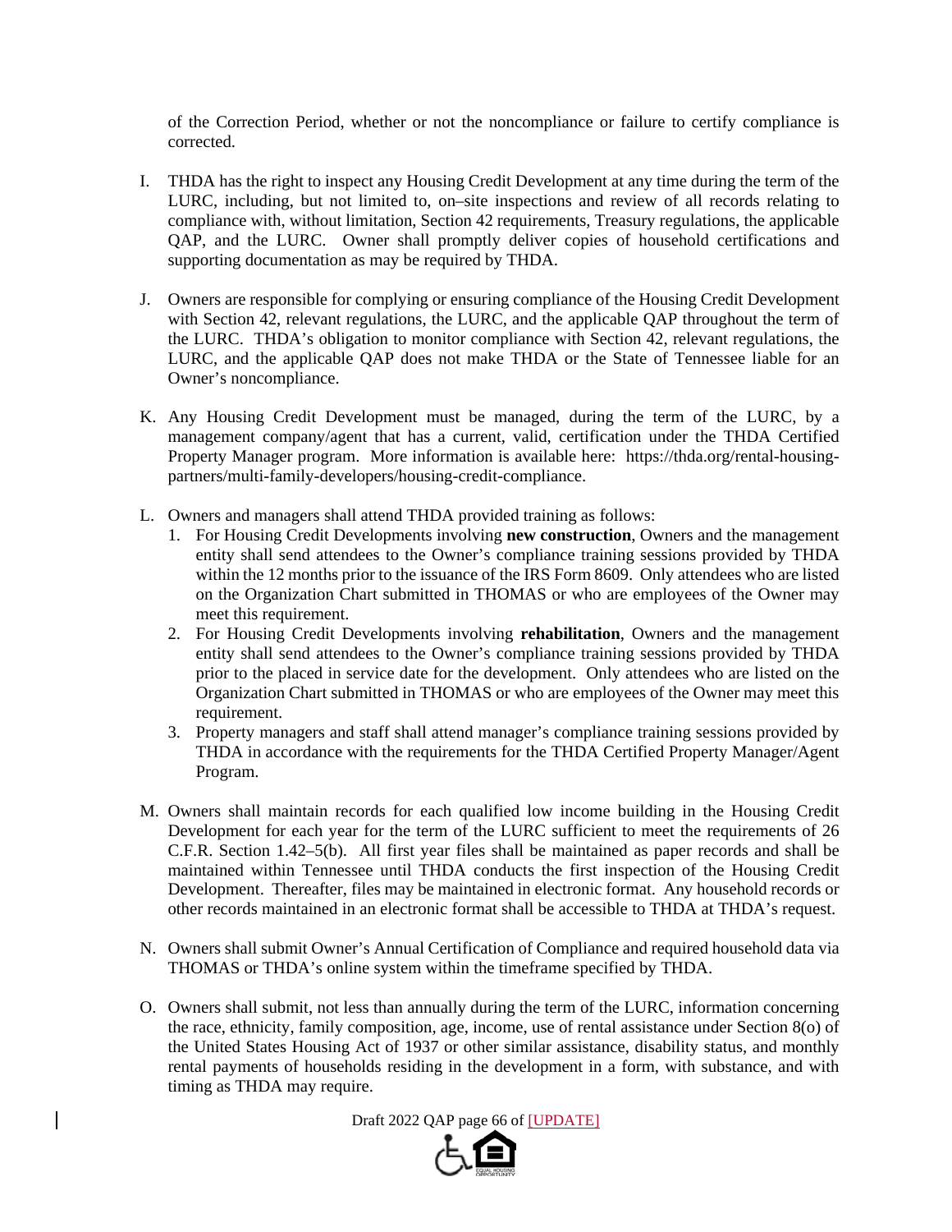of the Correction Period, whether or not the noncompliance or failure to certify compliance is corrected.

I. THDA has the right to inspect any Housing Credit Development at any time during the term of the LURC, including, but not limited to, on–site inspections and review of all records relating to compliance with, without limitation, Section 42 requirements, Treasury regulations, the applicable QAP, and the LURC. Owner shall promptly deliver copies of household certifications and supporting documentation as may be required by THDA.

J. Owners are responsible for complying or ensuring compliance of the Housing Credit Development with Section 42, relevant regulations, the LURC, and the applicable QAP throughout the term of the LURC. THDA's obligation to monitor compliance with Section 42, relevant regulations, the LURC, and the applicable QAP does not make THDA or the State of Tennessee liable for an Owner's noncompliance.

K. Any Housing Credit Development must be managed, during the term of the LURC, by a management company/agent that has a current, valid, certification under the THDA Certified Property Manager program. More information is available here: https://thda.org/rental-housing-partners/multi-family-developers/housing-credit-compliance.

L. Owners and managers shall attend THDA provided training as follows:
   1. For Housing Credit Developments involving **new construction**, Owners and the management entity shall send attendees to the Owner's compliance training sessions provided by THDA within the 12 months prior to the issuance of the IRS Form 8609. Only attendees who are listed on the Organization Chart submitted in THOMAS or who are employees of the Owner may meet this requirement.
   2. For Housing Credit Developments involving **rehabilitation**, Owners and the management entity shall send attendees to the Owner's compliance training sessions provided by THDA prior to the placed in service date for the development. Only attendees who are listed on the Organization Chart submitted in THOMAS or who are employees of the Owner may meet this requirement.
   3. Property managers and staff shall attend manager's compliance training sessions provided by THDA in accordance with the requirements for the THDA Certified Property Manager/Agent Program.

M. Owners shall maintain records for each qualified low income building in the Housing Credit Development for each year for the term of the LURC sufficient to meet the requirements of 26 C.F.R. Section 1.42–5(b). All first year files shall be maintained as paper records and shall be maintained within Tennessee until THDA conducts the first inspection of the Housing Credit Development. Thereafter, files may be maintained in electronic format. Any household records or other records maintained in an electronic format shall be accessible to THDA at THDA's request.

N. Owners shall submit Owner's Annual Certification of Compliance and required household data via THOMAS or THDA's online system within the timeframe specified by THDA.

O. Owners shall submit, not less than annually during the term of the LURC, information concerning the race, ethnicity, family composition, age, income, use of rental assistance under Section 8(o) of the United States Housing Act of 1937 or other similar assistance, disability status, and monthly rental payments of households residing in the development in a form, with substance, and with timing as THDA may require.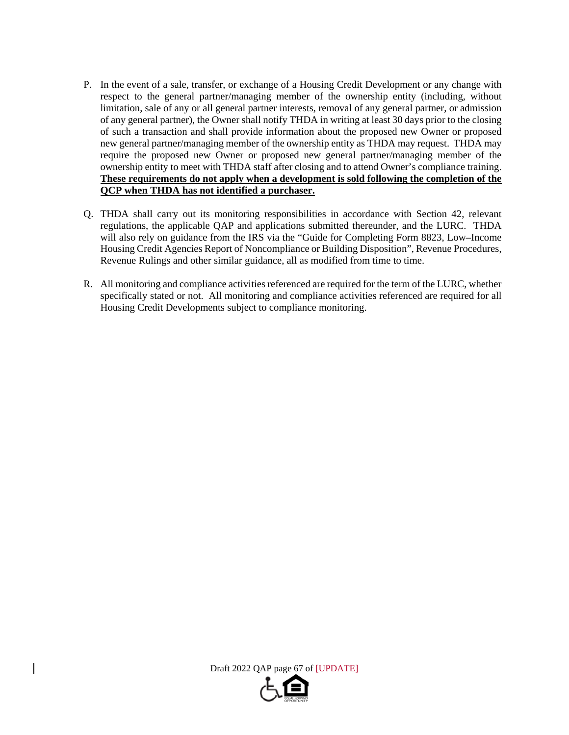P. In the event of a sale, transfer, or exchange of a Housing Credit Development or any change with respect to the general partner/managing member of the ownership entity (including, without limitation, sale of any or all general partner interests, removal of any general partner, or admission of any general partner), the Owner shall notify THDA in writing at least 30 days prior to the closing of such a transaction and shall provide information about the proposed new Owner or proposed new general partner/managing member of the ownership entity as THDA may request. THDA may require the proposed new Owner or proposed new general partner/managing member of the ownership entity to meet with THDA staff after closing and to attend Owner's compliance training. **These requirements do not apply when a development is sold following the completion of the QCP when THDA has not identified a purchaser.**

Q. THDA shall carry out its monitoring responsibilities in accordance with Section 42, relevant regulations, the applicable QAP and applications submitted thereunder, and the LURC. THDA will also rely on guidance from the IRS via the "Guide for Completing Form 8823, Low–Income Housing Credit Agencies Report of Noncompliance or Building Disposition", Revenue Procedures, Revenue Rulings and other similar guidance, all as modified from time to time.

R. All monitoring and compliance activities referenced are required for the term of the LURC, whether specifically stated or not. All monitoring and compliance activities referenced are required for all Housing Credit Developments subject to compliance monitoring.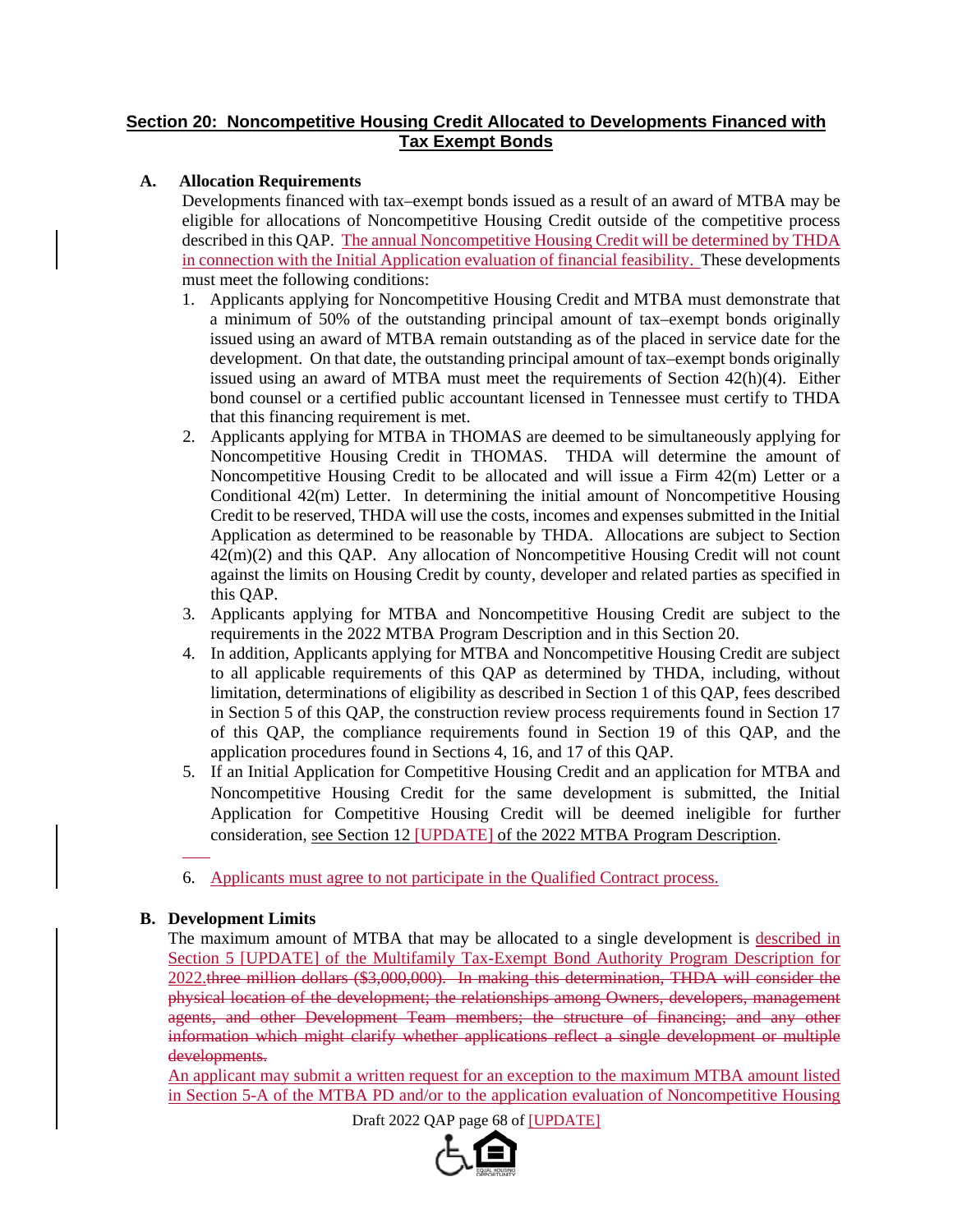## Section 20: Noncompetitive Housing Credit Allocated to Developments Financed with Tax Exempt Bonds

**A. Allocation Requirements**

Developments financed with tax–exempt bonds issued as a result of an award of MTBA may be eligible for allocations of Noncompetitive Housing Credit outside of the competitive process described in this QAP. The annual Noncompetitive Housing Credit will be determined by THDA in connection with the Initial Application evaluation of financial feasibility. These developments must meet the following conditions:

1. Applicants applying for Noncompetitive Housing Credit and MTBA must demonstrate that a minimum of 50% of the outstanding principal amount of tax–exempt bonds originally issued using an award of MTBA remain outstanding as of the placed in service date for the development. On that date, the outstanding principal amount of tax–exempt bonds originally issued using an award of MTBA must meet the requirements of Section 42(h)(4). Either bond counsel or a certified public accountant licensed in Tennessee must certify to THDA that this financing requirement is met.
2. Applicants applying for MTBA in THOMAS are deemed to be simultaneously applying for Noncompetitive Housing Credit in THOMAS. THDA will determine the amount of Noncompetitive Housing Credit to be allocated and will issue a Firm 42(m) Letter or a Conditional 42(m) Letter. In determining the initial amount of Noncompetitive Housing Credit to be reserved, THDA will use the costs, incomes and expenses submitted in the Initial Application as determined to be reasonable by THDA. Allocations are subject to Section 42(m)(2) and this QAP. Any allocation of Noncompetitive Housing Credit will not count against the limits on Housing Credit by county, developer and related parties as specified in this QAP.
3. Applicants applying for MTBA and Noncompetitive Housing Credit are subject to the requirements in the 2022 MTBA Program Description and in this Section 20.
4. In addition, Applicants applying for MTBA and Noncompetitive Housing Credit are subject to all applicable requirements of this QAP as determined by THDA, including, without limitation, determinations of eligibility as described in Section 1 of this QAP, fees described in Section 5 of this QAP, the construction review process requirements found in Section 17 of this QAP, the compliance requirements found in Section 19 of this QAP, and the application procedures found in Sections 4, 16, and 17 of this QAP.
5. If an Initial Application for Competitive Housing Credit and an application for MTBA and Noncompetitive Housing Credit for the same development is submitted, the Initial Application for Competitive Housing Credit will be deemed ineligible for further consideration, see Section 12 [UPDATE] of the 2022 MTBA Program Description.
6. Applicants must agree to not participate in the Qualified Contract process.

**B. Development Limits**

The maximum amount of MTBA that may be allocated to a single development is described in Section 5 [UPDATE] of the Multifamily Tax-Exempt Bond Authority Program Description for 2022.~~three million dollars ($3,000,000). In making this determination, THDA will consider the physical location of the development; the relationships among Owners, developers, management agents, and other Development Team members; the structure of financing; and any other information which might clarify whether applications reflect a single development or multiple developments.~~

An applicant may submit a written request for an exception to the maximum MTBA amount listed in Section 5-A of the MTBA PD and/or to the application evaluation of Noncompetitive Housing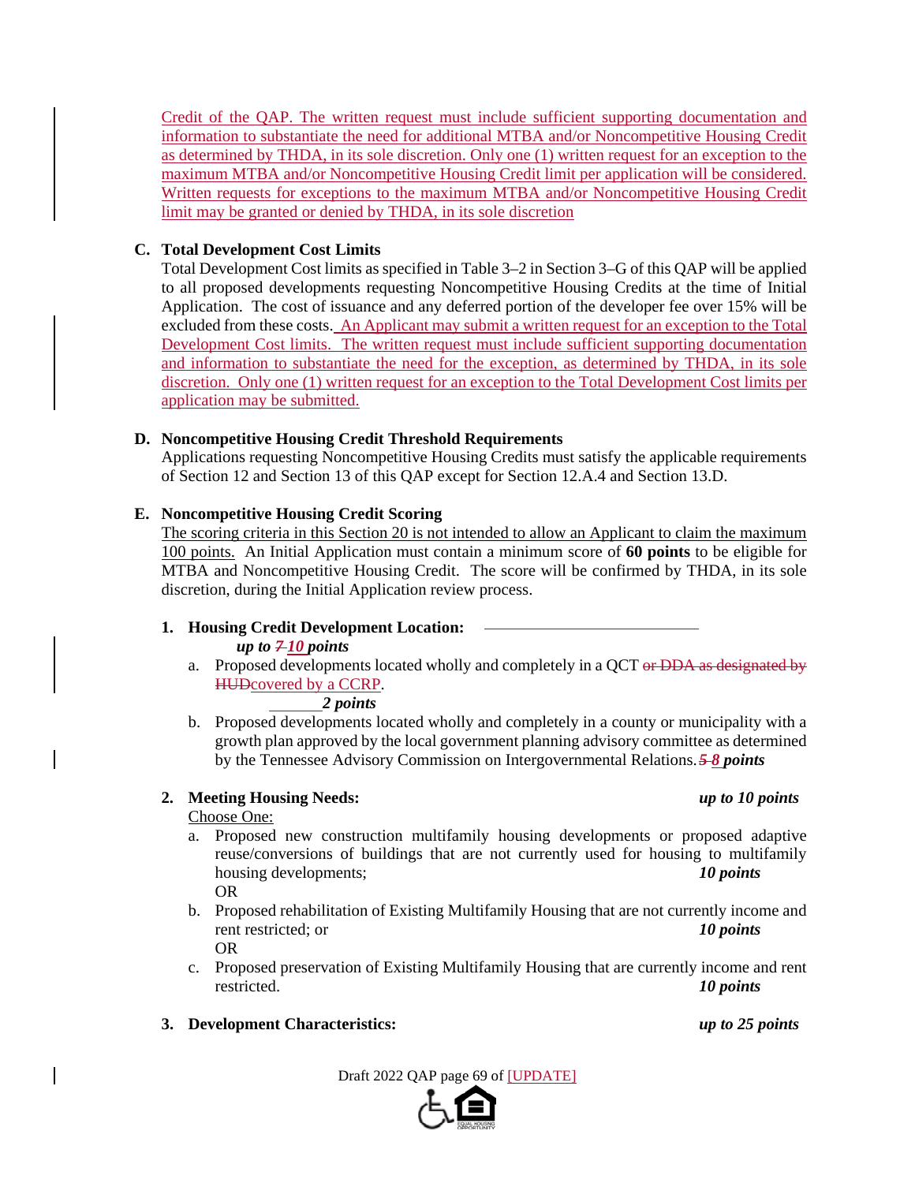Credit of the QAP. The written request must include sufficient supporting documentation and information to substantiate the need for additional MTBA and/or Noncompetitive Housing Credit as determined by THDA, in its sole discretion. Only one (1) written request for an exception to the maximum MTBA and/or Noncompetitive Housing Credit limit per application will be considered. Written requests for exceptions to the maximum MTBA and/or Noncompetitive Housing Credit limit may be granted or denied by THDA, in its sole discretion

**C. Total Development Cost Limits**

Total Development Cost limits as specified in Table 3–2 in Section 3–G of this QAP will be applied to all proposed developments requesting Noncompetitive Housing Credits at the time of Initial Application. The cost of issuance and any deferred portion of the developer fee over 15% will be excluded from these costs. An Applicant may submit a written request for an exception to the Total Development Cost limits. The written request must include sufficient supporting documentation and information to substantiate the need for the exception, as determined by THDA, in its sole discretion. Only one (1) written request for an exception to the Total Development Cost limits per application may be submitted.

**D. Noncompetitive Housing Credit Threshold Requirements**

Applications requesting Noncompetitive Housing Credits must satisfy the applicable requirements of Section 12 and Section 13 of this QAP except for Section 12.A.4 and Section 13.D.

**E. Noncompetitive Housing Credit Scoring**

The scoring criteria in this Section 20 is not intended to allow an Applicant to claim the maximum 100 points. An Initial Application must contain a minimum score of **60 points** to be eligible for MTBA and Noncompetitive Housing Credit. The score will be confirmed by THDA, in its sole discretion, during the Initial Application review process.

1. **Housing Credit Development Location:** ***up to ~~7~~ 10 points***
   a. Proposed developments located wholly and completely in a QCT ~~or DDA as designated by HUD~~covered by a CCRP. ***2 points***
   b. Proposed developments located wholly and completely in a county or municipality with a growth plan approved by the local government planning advisory committee as determined by the Tennessee Advisory Commission on Intergovernmental Relations. ***~~5~~ 8 points***

2. **Meeting Housing Needs:** ***up to 10 points***
   Choose One:
   a. Proposed new construction multifamily housing developments or proposed adaptive reuse/conversions of buildings that are not currently used for housing to multifamily housing developments; ***10 points***
   OR
   b. Proposed rehabilitation of Existing Multifamily Housing that are not currently income and rent restricted; or ***10 points***
   OR
   c. Proposed preservation of Existing Multifamily Housing that are currently income and rent restricted. ***10 points***

3. **Development Characteristics:** ***up to 25 points***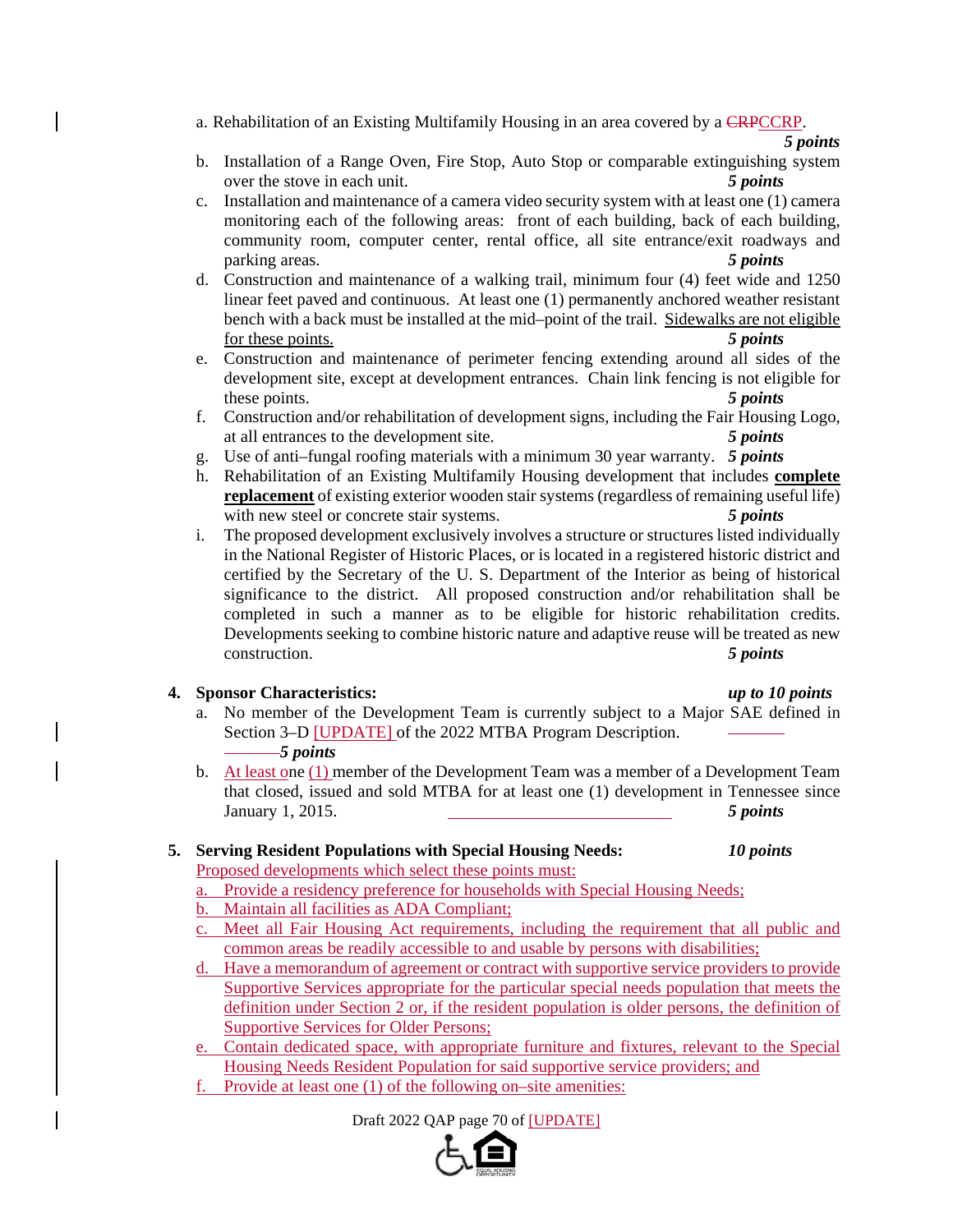a. Rehabilitation of an Existing Multifamily Housing in an area covered by a ~~CRP~~CCRP. ***5 points***

b. Installation of a Range Oven, Fire Stop, Auto Stop or comparable extinguishing system over the stove in each unit. ***5 points***

c. Installation and maintenance of a camera video security system with at least one (1) camera monitoring each of the following areas: front of each building, back of each building, community room, computer center, rental office, all site entrance/exit roadways and parking areas. ***5 points***

d. Construction and maintenance of a walking trail, minimum four (4) feet wide and 1250 linear feet paved and continuous. At least one (1) permanently anchored weather resistant bench with a back must be installed at the mid–point of the trail. Sidewalks are not eligible for these points. ***5 points***

e. Construction and maintenance of perimeter fencing extending around all sides of the development site, except at development entrances. Chain link fencing is not eligible for these points. ***5 points***

f. Construction and/or rehabilitation of development signs, including the Fair Housing Logo, at all entrances to the development site. ***5 points***

g. Use of anti–fungal roofing materials with a minimum 30 year warranty. ***5 points***

h. Rehabilitation of an Existing Multifamily Housing development that includes **complete replacement** of existing exterior wooden stair systems (regardless of remaining useful life) with new steel or concrete stair systems. ***5 points***

i. The proposed development exclusively involves a structure or structures listed individually in the National Register of Historic Places, or is located in a registered historic district and certified by the Secretary of the U. S. Department of the Interior as being of historical significance to the district. All proposed construction and/or rehabilitation shall be completed in such a manner as to be eligible for historic rehabilitation credits. Developments seeking to combine historic nature and adaptive reuse will be treated as new construction. ***5 points***

**4. Sponsor Characteristics:** ***up to 10 points***

a. No member of the Development Team is currently subject to a Major SAE defined in Section 3–D [UPDATE] of the 2022 MTBA Program Description. ***5 points***

b. At least one (1) member of the Development Team was a member of a Development Team that closed, issued and sold MTBA for at least one (1) development in Tennessee since January 1, 2015. ***5 points***

**5. Serving Resident Populations with Special Housing Needs:** ***10 points***

Proposed developments which select these points must:

a. Provide a residency preference for households with Special Housing Needs;

b. Maintain all facilities as ADA Compliant;

c. Meet all Fair Housing Act requirements, including the requirement that all public and common areas be readily accessible to and usable by persons with disabilities;

d. Have a memorandum of agreement or contract with supportive service providers to provide Supportive Services appropriate for the particular special needs population that meets the definition under Section 2 or, if the resident population is older persons, the definition of Supportive Services for Older Persons;

e. Contain dedicated space, with appropriate furniture and fixtures, relevant to the Special Housing Needs Resident Population for said supportive service providers; and

f. Provide at least one (1) of the following on–site amenities: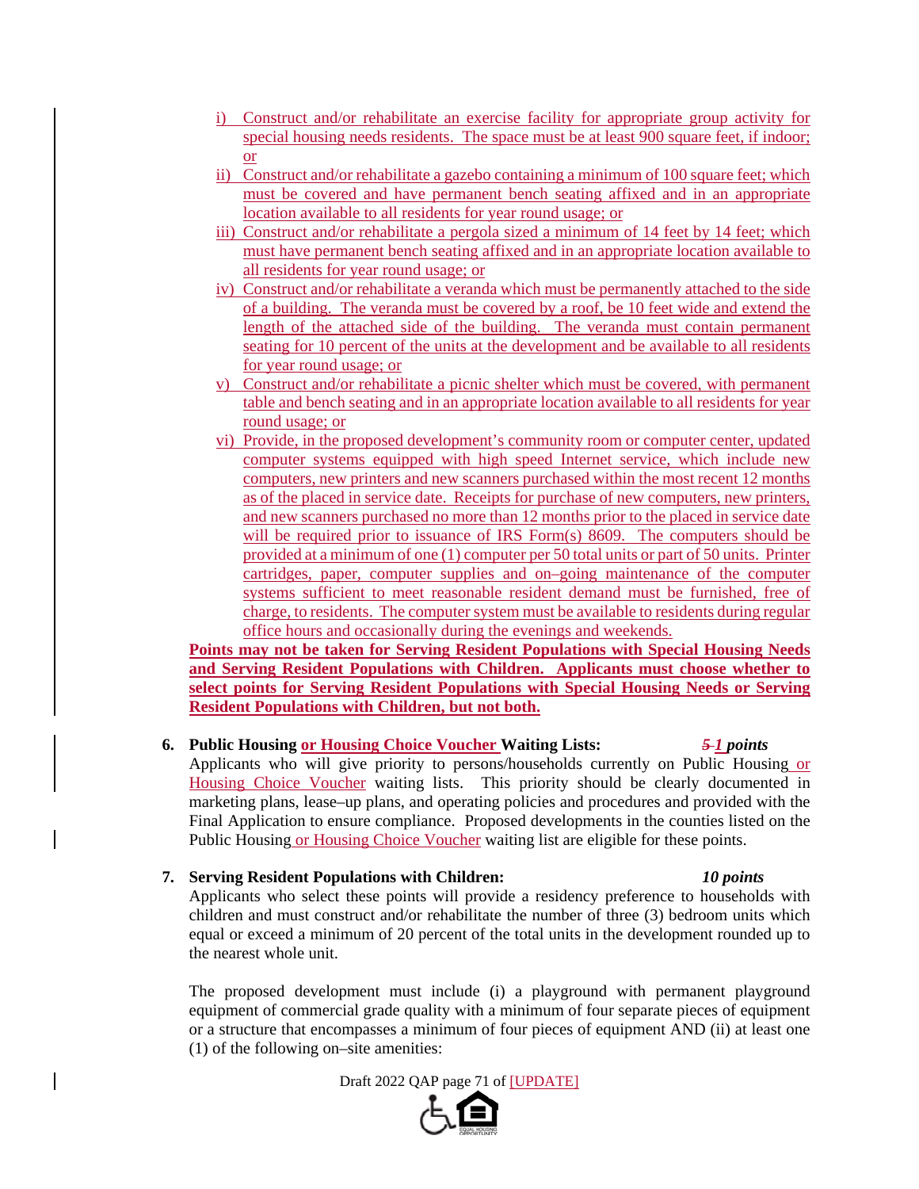i) Construct and/or rehabilitate an exercise facility for appropriate group activity for special housing needs residents. The space must be at least 900 square feet, if indoor; or
ii) Construct and/or rehabilitate a gazebo containing a minimum of 100 square feet; which must be covered and have permanent bench seating affixed and in an appropriate location available to all residents for year round usage; or
iii) Construct and/or rehabilitate a pergola sized a minimum of 14 feet by 14 feet; which must have permanent bench seating affixed and in an appropriate location available to all residents for year round usage; or
iv) Construct and/or rehabilitate a veranda which must be permanently attached to the side of a building. The veranda must be covered by a roof, be 10 feet wide and extend the length of the attached side of the building. The veranda must contain permanent seating for 10 percent of the units at the development and be available to all residents for year round usage; or
v) Construct and/or rehabilitate a picnic shelter which must be covered, with permanent table and bench seating and in an appropriate location available to all residents for year round usage; or
vi) Provide, in the proposed development's community room or computer center, updated computer systems equipped with high speed Internet service, which include new computers, new printers and new scanners purchased within the most recent 12 months as of the placed in service date. Receipts for purchase of new computers, new printers, and new scanners purchased no more than 12 months prior to the placed in service date will be required prior to issuance of IRS Form(s) 8609. The computers should be provided at a minimum of one (1) computer per 50 total units or part of 50 units. Printer cartridges, paper, computer supplies and on–going maintenance of the computer systems sufficient to meet reasonable resident demand must be furnished, free of charge, to residents. The computer system must be available to residents during regular office hours and occasionally during the evenings and weekends.

**Points may not be taken for Serving Resident Populations with Special Housing Needs and Serving Resident Populations with Children. Applicants must choose whether to select points for Serving Resident Populations with Special Housing Needs or Serving Resident Populations with Children, but not both.**

6. **Public Housing or Housing Choice Voucher Waiting Lists:** ~~*5*~~ ***1 points***
Applicants who will give priority to persons/households currently on Public Housing or Housing Choice Voucher waiting lists. This priority should be clearly documented in marketing plans, lease–up plans, and operating policies and procedures and provided with the Final Application to ensure compliance. Proposed developments in the counties listed on the Public Housing or Housing Choice Voucher waiting list are eligible for these points.

7. **Serving Resident Populations with Children:** ***10 points***
Applicants who select these points will provide a residency preference to households with children and must construct and/or rehabilitate the number of three (3) bedroom units which equal or exceed a minimum of 20 percent of the total units in the development rounded up to the nearest whole unit.

The proposed development must include (i) a playground with permanent playground equipment of commercial grade quality with a minimum of four separate pieces of equipment or a structure that encompasses a minimum of four pieces of equipment AND (ii) at least one (1) of the following on–site amenities: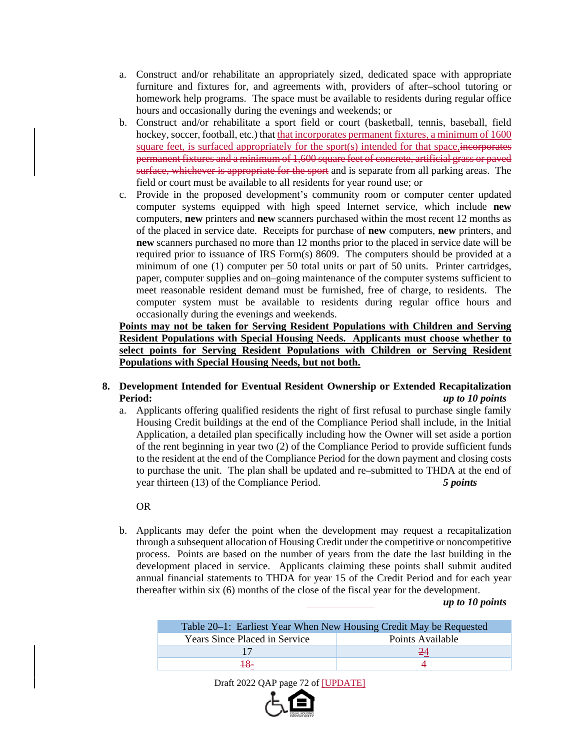a. Construct and/or rehabilitate an appropriately sized, dedicated space with appropriate furniture and fixtures for, and agreements with, providers of after–school tutoring or homework help programs. The space must be available to residents during regular office hours and occasionally during the evenings and weekends; or

b. Construct and/or rehabilitate a sport field or court (basketball, tennis, baseball, field hockey, soccer, football, etc.) that <u>that incorporates permanent fixtures, a minimum of 1600 square feet, is surfaced appropriately for the sport(s) intended for that space,</u>~~incorporates permanent fixtures and a minimum of 1,600 square feet of concrete, artificial grass or paved surface, whichever is appropriate for the sport~~ and is separate from all parking areas. The field or court must be available to all residents for year round use; or

c. Provide in the proposed development's community room or computer center updated computer systems equipped with high speed Internet service, which include **new** computers, **new** printers and **new** scanners purchased within the most recent 12 months as of the placed in service date. Receipts for purchase of **new** computers, **new** printers, and **new** scanners purchased no more than 12 months prior to the placed in service date will be required prior to issuance of IRS Form(s) 8609. The computers should be provided at a minimum of one (1) computer per 50 total units or part of 50 units. Printer cartridges, paper, computer supplies and on–going maintenance of the computer systems sufficient to meet reasonable resident demand must be furnished, free of charge, to residents. The computer system must be available to residents during regular office hours and occasionally during the evenings and weekends.

<u>**Points may not be taken for Serving Resident Populations with Children and Serving Resident Populations with Special Housing Needs. Applicants must choose whether to select points for Serving Resident Populations with Children or Serving Resident Populations with Special Housing Needs, but not both.**</u>

**8. Development Intended for Eventual Resident Ownership or Extended Recapitalization Period:** ***up to 10 points***

a. Applicants offering qualified residents the right of first refusal to purchase single family Housing Credit buildings at the end of the Compliance Period shall include, in the Initial Application, a detailed plan specifically including how the Owner will set aside a portion of the rent beginning in year two (2) of the Compliance Period to provide sufficient funds to the resident at the end of the Compliance Period for the down payment and closing costs to purchase the unit. The plan shall be updated and re–submitted to THDA at the end of year thirteen (13) of the Compliance Period. ***5 points***

OR

b. Applicants may defer the point when the development may request a recapitalization through a subsequent allocation of Housing Credit under the competitive or noncompetitive process. Points are based on the number of years from the date the last building in the development placed in service. Applicants claiming these points shall submit audited annual financial statements to THDA for year 15 of the Credit Period and for each year thereafter within six (6) months of the close of the fiscal year for the development. ***up to 10 points***

| Table 20–1: Earliest Year When New Housing Credit May be Requested | |
|---|---|
| Years Since Placed in Service | Points Available |
| 17 | ~~2~~<u>4</u> |
| ~~18~~ | 4 |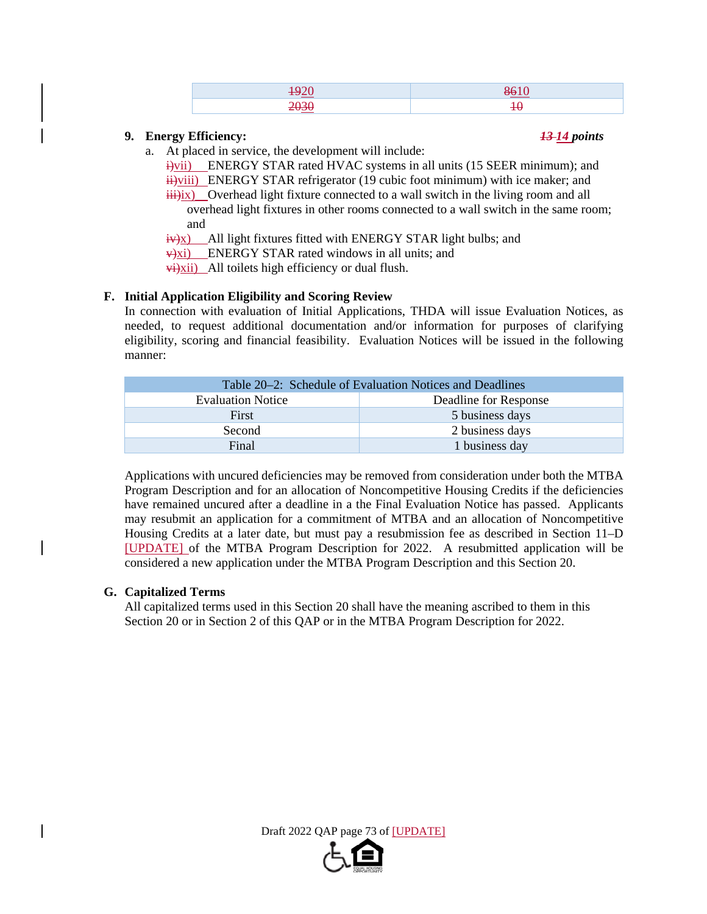| ~~19~~20 | ~~86~~10 |
|---|---|
| ~~20~~30 | ~~10~~ |

**9. Energy Efficiency:** ***~~13~~ 14 points***

a. At placed in service, the development will include:

~~i)~~vii) ENERGY STAR rated HVAC systems in all units (15 SEER minimum); and
~~ii)~~viii) ENERGY STAR refrigerator (19 cubic foot minimum) with ice maker; and
~~iii)~~ix) Overhead light fixture connected to a wall switch in the living room and all overhead light fixtures in other rooms connected to a wall switch in the same room; and
~~iv)~~x) All light fixtures fitted with ENERGY STAR light bulbs; and
~~v)~~xi) ENERGY STAR rated windows in all units; and
~~vi)~~xii) All toilets high efficiency or dual flush.

## F. Initial Application Eligibility and Scoring Review

In connection with evaluation of Initial Applications, THDA will issue Evaluation Notices, as needed, to request additional documentation and/or information for purposes of clarifying eligibility, scoring and financial feasibility. Evaluation Notices will be issued in the following manner:

| Table 20–2: Schedule of Evaluation Notices and Deadlines | |
|---|---|
| Evaluation Notice | Deadline for Response |
| First | 5 business days |
| Second | 2 business days |
| Final | 1 business day |

Applications with uncured deficiencies may be removed from consideration under both the MTBA Program Description and for an allocation of Noncompetitive Housing Credits if the deficiencies have remained uncured after a deadline in a the Final Evaluation Notice has passed. Applicants may resubmit an application for a commitment of MTBA and an allocation of Noncompetitive Housing Credits at a later date, but must pay a resubmission fee as described in Section 11–D [UPDATE] of the MTBA Program Description for 2022. A resubmitted application will be considered a new application under the MTBA Program Description and this Section 20.

## G. Capitalized Terms

All capitalized terms used in this Section 20 shall have the meaning ascribed to them in this Section 20 or in Section 2 of this QAP or in the MTBA Program Description for 2022.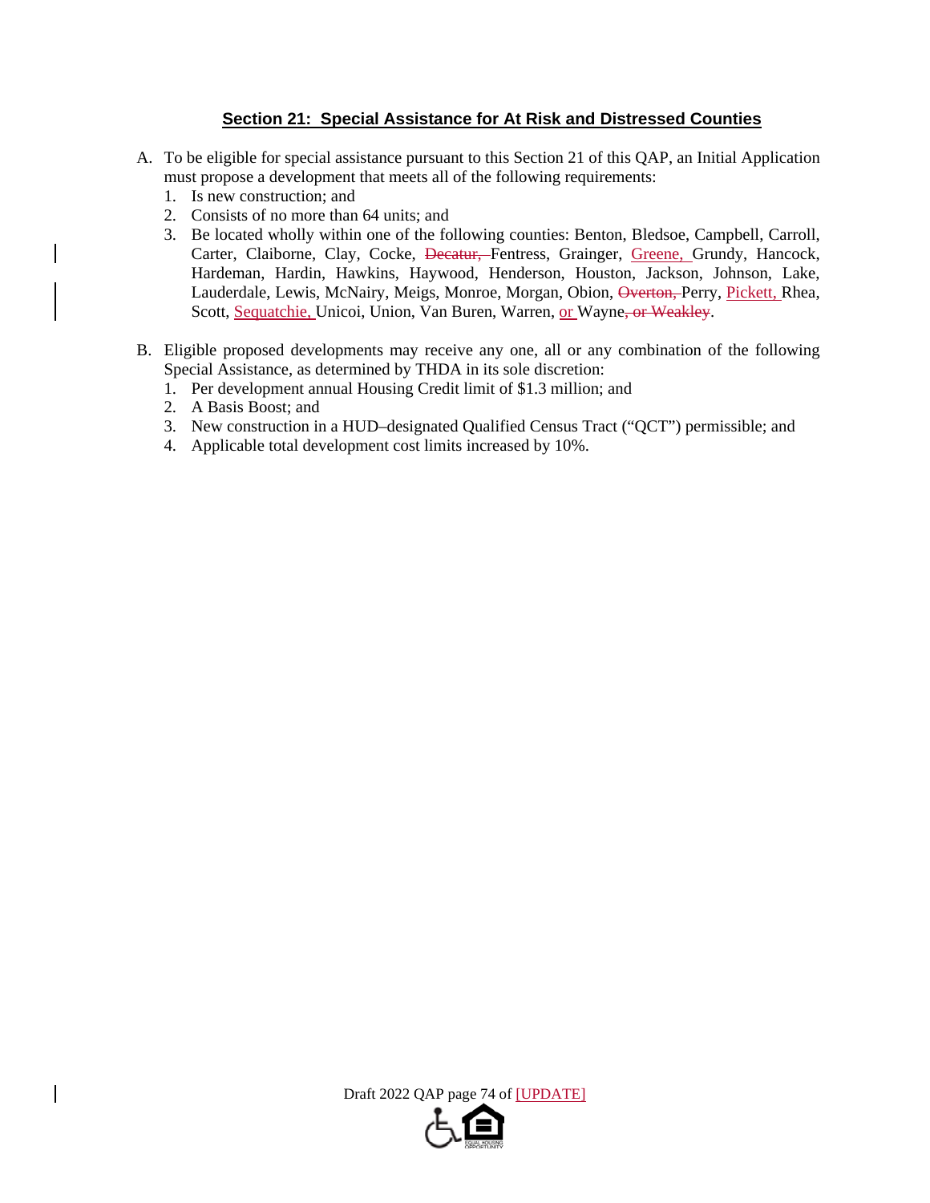## Section 21: Special Assistance for At Risk and Distressed Counties

A. To be eligible for special assistance pursuant to this Section 21 of this QAP, an Initial Application must propose a development that meets all of the following requirements:
   1. Is new construction; and
   2. Consists of no more than 64 units; and
   3. Be located wholly within one of the following counties: Benton, Bledsoe, Campbell, Carroll, Carter, Claiborne, Clay, Cocke, ~~Decatur,~~ Fentress, Grainger, Greene, Grundy, Hancock, Hardeman, Hardin, Hawkins, Haywood, Henderson, Houston, Jackson, Johnson, Lake, Lauderdale, Lewis, McNairy, Meigs, Monroe, Morgan, Obion, ~~Overton,~~ Perry, Pickett, Rhea, Scott, Sequatchie, Unicoi, Union, Van Buren, Warren, or Wayne~~, or Weakley~~.

B. Eligible proposed developments may receive any one, all or any combination of the following Special Assistance, as determined by THDA in its sole discretion:
   1. Per development annual Housing Credit limit of $1.3 million; and
   2. A Basis Boost; and
   3. New construction in a HUD–designated Qualified Census Tract ("QCT") permissible; and
   4. Applicable total development cost limits increased by 10%.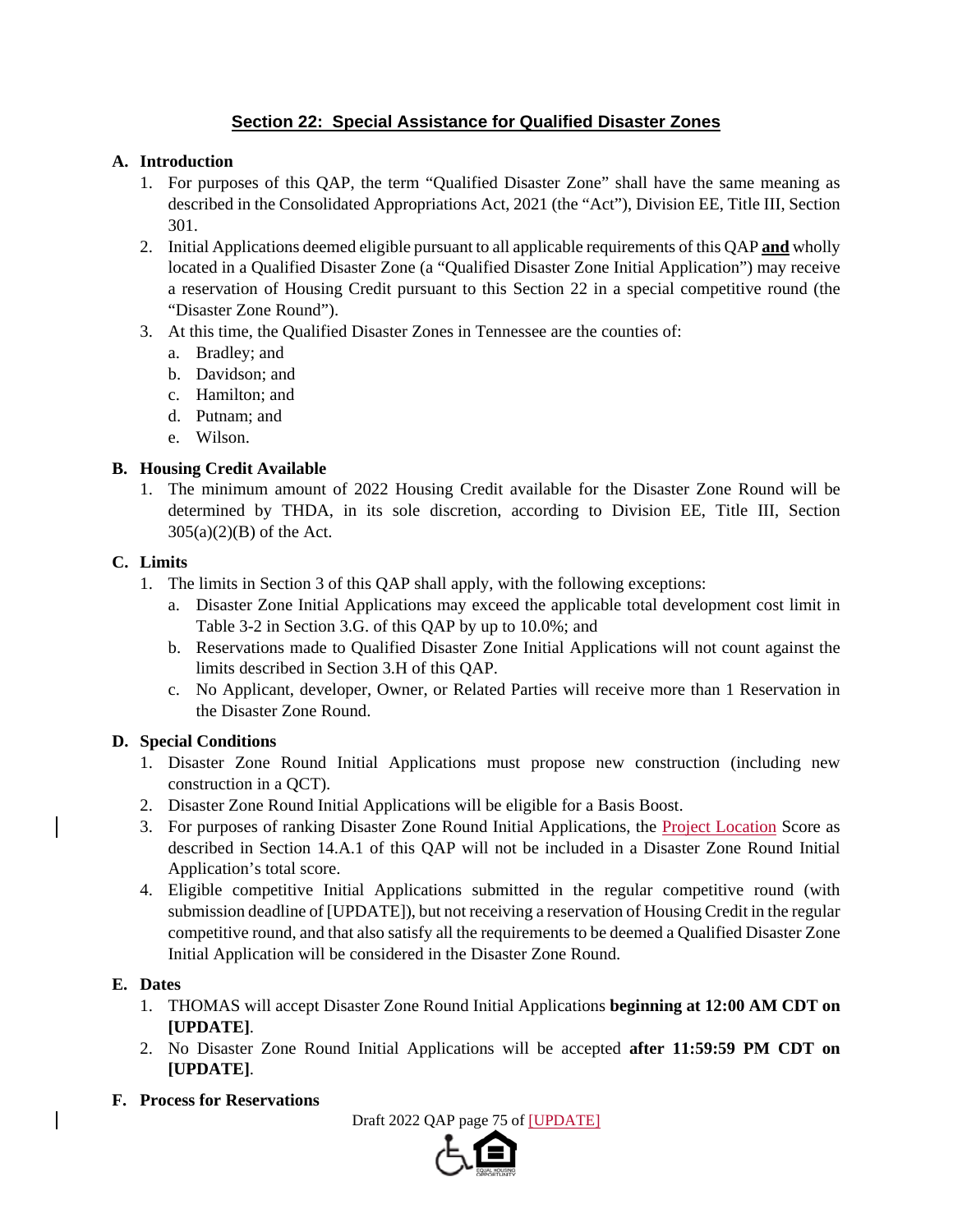## Section 22: Special Assistance for Qualified Disaster Zones

**A. Introduction**

1. For purposes of this QAP, the term "Qualified Disaster Zone" shall have the same meaning as described in the Consolidated Appropriations Act, 2021 (the "Act"), Division EE, Title III, Section 301.
2. Initial Applications deemed eligible pursuant to all applicable requirements of this QAP **and** wholly located in a Qualified Disaster Zone (a "Qualified Disaster Zone Initial Application") may receive a reservation of Housing Credit pursuant to this Section 22 in a special competitive round (the "Disaster Zone Round").
3. At this time, the Qualified Disaster Zones in Tennessee are the counties of:
   a. Bradley; and
   b. Davidson; and
   c. Hamilton; and
   d. Putnam; and
   e. Wilson.

**B. Housing Credit Available**

1. The minimum amount of 2022 Housing Credit available for the Disaster Zone Round will be determined by THDA, in its sole discretion, according to Division EE, Title III, Section 305(a)(2)(B) of the Act.

**C. Limits**

1. The limits in Section 3 of this QAP shall apply, with the following exceptions:
   a. Disaster Zone Initial Applications may exceed the applicable total development cost limit in Table 3-2 in Section 3.G. of this QAP by up to 10.0%; and
   b. Reservations made to Qualified Disaster Zone Initial Applications will not count against the limits described in Section 3.H of this QAP.
   c. No Applicant, developer, Owner, or Related Parties will receive more than 1 Reservation in the Disaster Zone Round.

**D. Special Conditions**

1. Disaster Zone Round Initial Applications must propose new construction (including new construction in a QCT).
2. Disaster Zone Round Initial Applications will be eligible for a Basis Boost.
3. For purposes of ranking Disaster Zone Round Initial Applications, the Project Location Score as described in Section 14.A.1 of this QAP will not be included in a Disaster Zone Round Initial Application's total score.
4. Eligible competitive Initial Applications submitted in the regular competitive round (with submission deadline of [UPDATE]), but not receiving a reservation of Housing Credit in the regular competitive round, and that also satisfy all the requirements to be deemed a Qualified Disaster Zone Initial Application will be considered in the Disaster Zone Round.

**E. Dates**

1. THOMAS will accept Disaster Zone Round Initial Applications **beginning at 12:00 AM CDT on [UPDATE]**.
2. No Disaster Zone Round Initial Applications will be accepted **after 11:59:59 PM CDT on [UPDATE]**.

**F. Process for Reservations**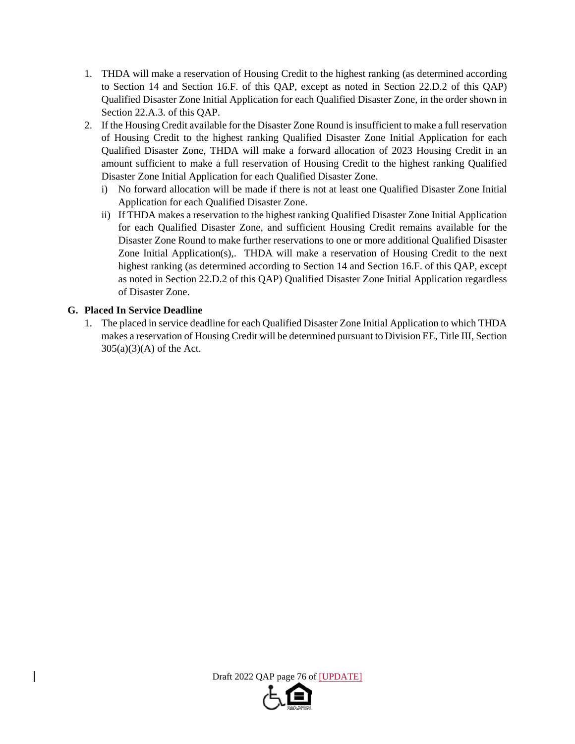1. THDA will make a reservation of Housing Credit to the highest ranking (as determined according to Section 14 and Section 16.F. of this QAP, except as noted in Section 22.D.2 of this QAP) Qualified Disaster Zone Initial Application for each Qualified Disaster Zone, in the order shown in Section 22.A.3. of this QAP.
2. If the Housing Credit available for the Disaster Zone Round is insufficient to make a full reservation of Housing Credit to the highest ranking Qualified Disaster Zone Initial Application for each Qualified Disaster Zone, THDA will make a forward allocation of 2023 Housing Credit in an amount sufficient to make a full reservation of Housing Credit to the highest ranking Qualified Disaster Zone Initial Application for each Qualified Disaster Zone.
   i) No forward allocation will be made if there is not at least one Qualified Disaster Zone Initial Application for each Qualified Disaster Zone.
   ii) If THDA makes a reservation to the highest ranking Qualified Disaster Zone Initial Application for each Qualified Disaster Zone, and sufficient Housing Credit remains available for the Disaster Zone Round to make further reservations to one or more additional Qualified Disaster Zone Initial Application(s),. THDA will make a reservation of Housing Credit to the next highest ranking (as determined according to Section 14 and Section 16.F. of this QAP, except as noted in Section 22.D.2 of this QAP) Qualified Disaster Zone Initial Application regardless of Disaster Zone.

**G. Placed In Service Deadline**

1. The placed in service deadline for each Qualified Disaster Zone Initial Application to which THDA makes a reservation of Housing Credit will be determined pursuant to Division EE, Title III, Section 305(a)(3)(A) of the Act.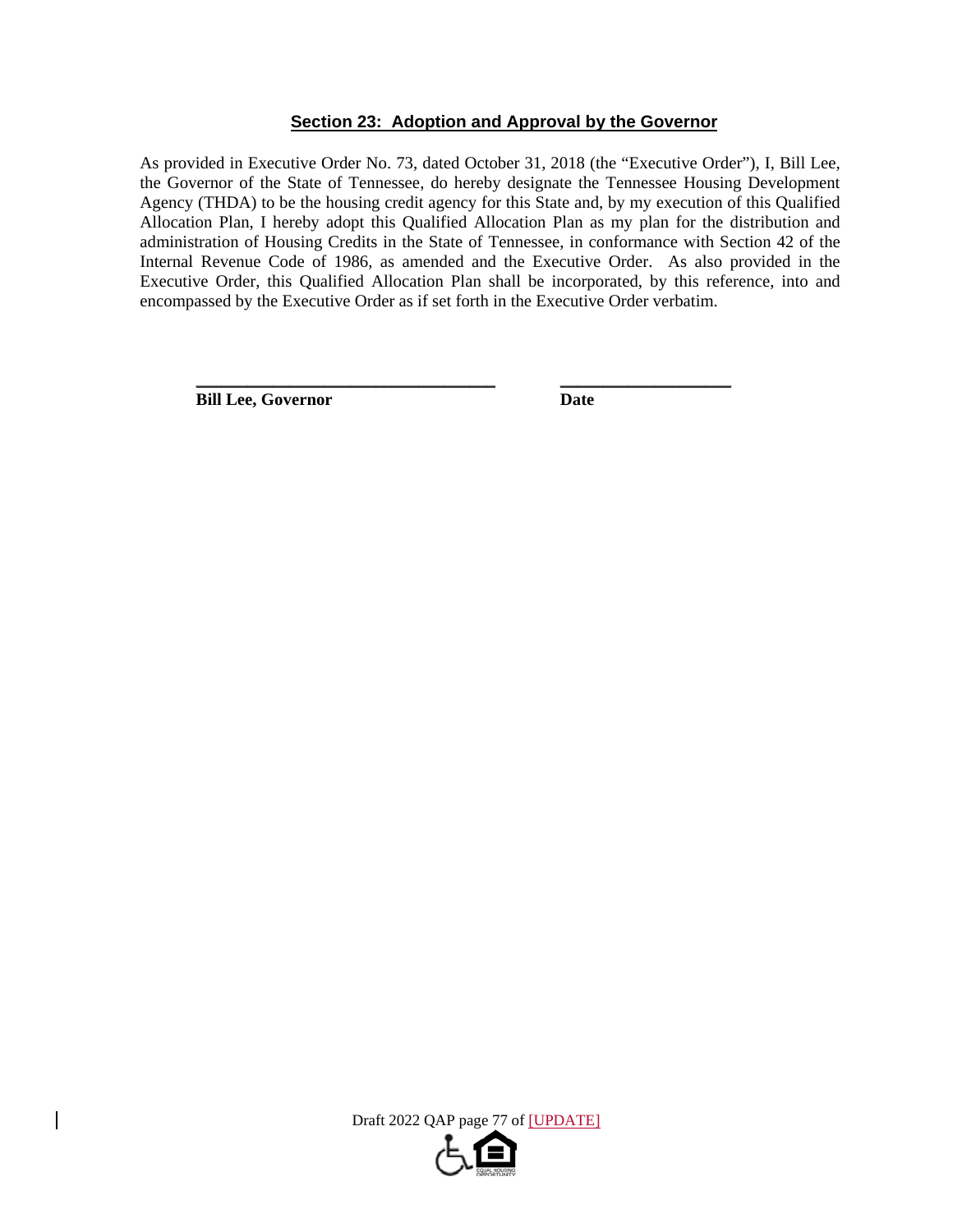## Section 23: Adoption and Approval by the Governor

As provided in Executive Order No. 73, dated October 31, 2018 (the "Executive Order"), I, Bill Lee, the Governor of the State of Tennessee, do hereby designate the Tennessee Housing Development Agency (THDA) to be the housing credit agency for this State and, by my execution of this Qualified Allocation Plan, I hereby adopt this Qualified Allocation Plan as my plan for the distribution and administration of Housing Credits in the State of Tennessee, in conformance with Section 42 of the Internal Revenue Code of 1986, as amended and the Executive Order. As also provided in the Executive Order, this Qualified Allocation Plan shall be incorporated, by this reference, into and encompassed by the Executive Order as if set forth in the Executive Order verbatim.

| | |
|---|---|
| ___________________________________ | ____________________ |
| **Bill Lee, Governor** | **Date** |